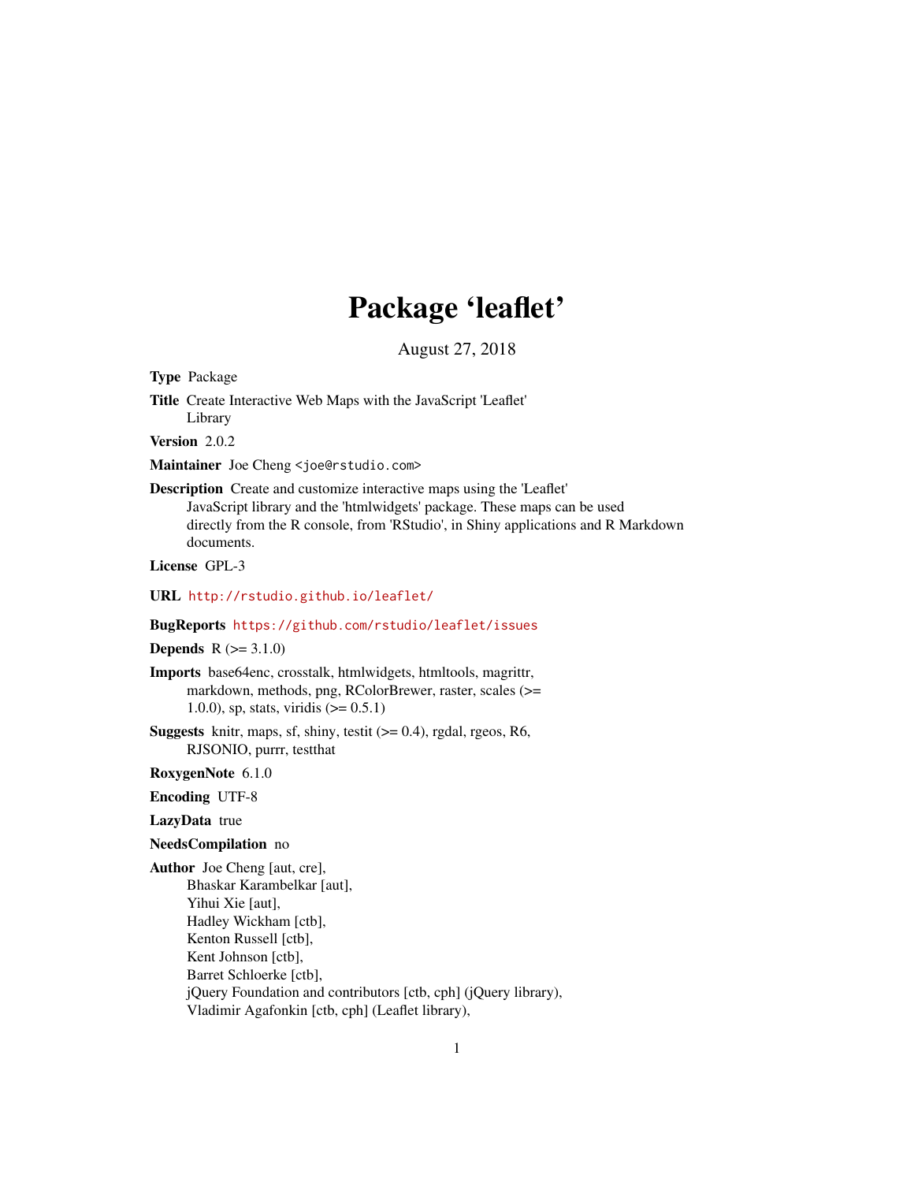# Package 'leaflet'

August 27, 2018

**Type** Package

**Title** Create Interactive Web Maps with the JavaScript 'Leaflet' Library

**Version** 2.0.2

**Maintainer** Joe Cheng <joe@rstudio.com>

**Description** Create and customize interactive maps using the 'Leaflet' JavaScript library and the 'htmlwidgets' package. These maps can be used directly from the R console, from 'RStudio', in Shiny applications and R Markdown documents.

**License** GPL-3

**URL** http://rstudio.github.io/leaflet/

**BugReports** https://github.com/rstudio/leaflet/issues

**Depends** R (>= 3.1.0)

**Imports** base64enc, crosstalk, htmlwidgets, htmltools, magrittr, markdown, methods, png, RColorBrewer, raster, scales (>= 1.0.0), sp, stats, viridis (>= 0.5.1)

**Suggests** knitr, maps, sf, shiny, testit (>= 0.4), rgdal, rgeos, R6, RJSONIO, purrr, testthat

**RoxygenNote** 6.1.0

**Encoding** UTF-8

**LazyData** true

**NeedsCompilation** no

**Author** Joe Cheng [aut, cre],
Bhaskar Karambelkar [aut],
Yihui Xie [aut],
Hadley Wickham [ctb],
Kenton Russell [ctb],
Kent Johnson [ctb],
Barret Schloerke [ctb],
jQuery Foundation and contributors [ctb, cph] (jQuery library),
Vladimir Agafonkin [ctb, cph] (Leaflet library),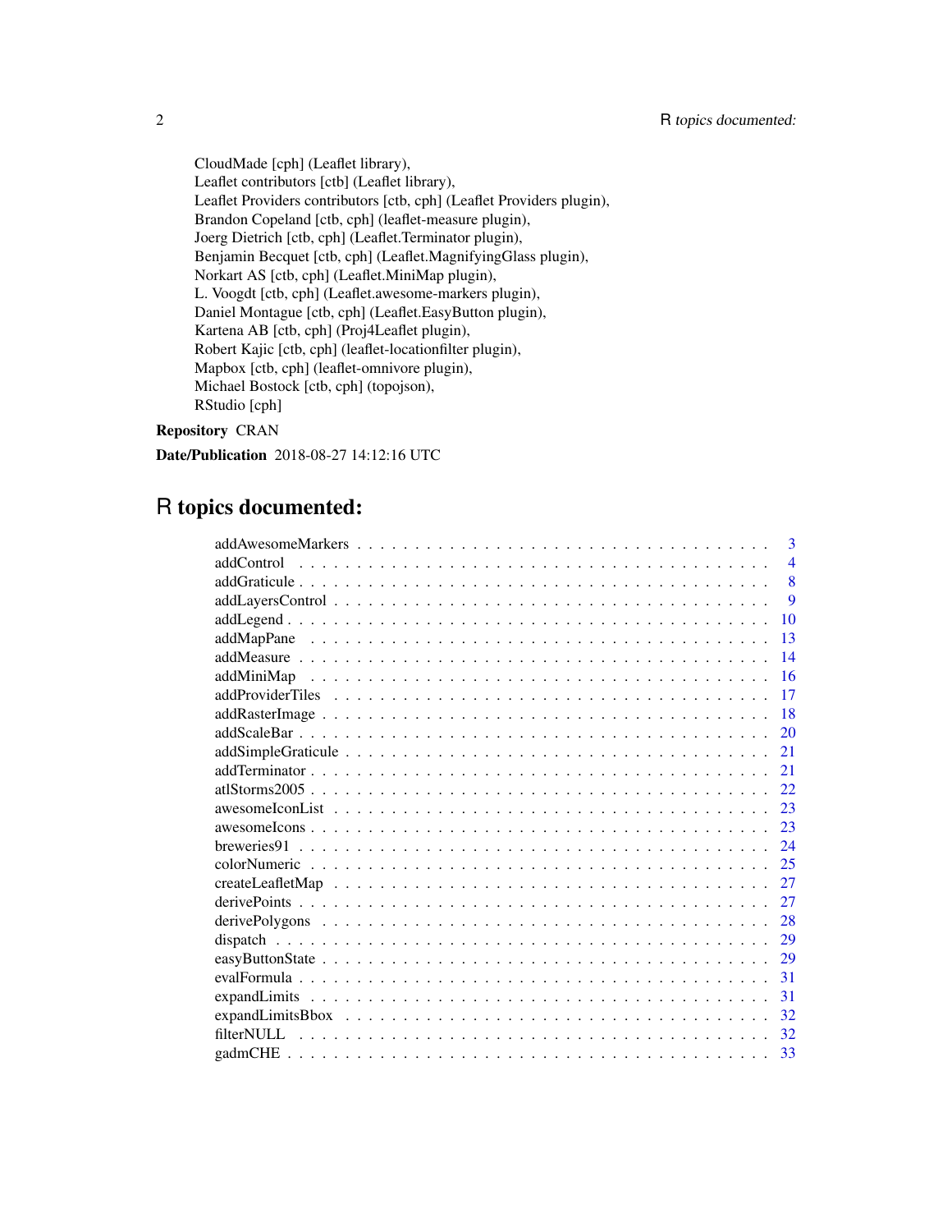CloudMade [cph] (Leaflet library),
Leaflet contributors [ctb] (Leaflet library),
Leaflet Providers contributors [ctb, cph] (Leaflet Providers plugin),
Brandon Copeland [ctb, cph] (leaflet-measure plugin),
Joerg Dietrich [ctb, cph] (Leaflet.Terminator plugin),
Benjamin Becquet [ctb, cph] (Leaflet.MagnifyingGlass plugin),
Norkart AS [ctb, cph] (Leaflet.MiniMap plugin),
L. Voogdt [ctb, cph] (Leaflet.awesome-markers plugin),
Daniel Montague [ctb, cph] (Leaflet.EasyButton plugin),
Kartena AB [ctb, cph] (Proj4Leaflet plugin),
Robert Kajic [ctb, cph] (leaflet-locationfilter plugin),
Mapbox [ctb, cph] (leaflet-omnivore plugin),
Michael Bostock [ctb, cph] (topojson),
RStudio [cph]

**Repository** CRAN

**Date/Publication** 2018-08-27 14:12:16 UTC

# R topics documented:

addAwesomeMarkers . . . . . . . . . . . . . . . . . . . . . . . . . . . . . . . . . . 3
addControl . . . . . . . . . . . . . . . . . . . . . . . . . . . . . . . . . . . . . . 4
addGraticule . . . . . . . . . . . . . . . . . . . . . . . . . . . . . . . . . . . . . 8
addLayersControl . . . . . . . . . . . . . . . . . . . . . . . . . . . . . . . . . . . 9
addLegend . . . . . . . . . . . . . . . . . . . . . . . . . . . . . . . . . . . . . . 10
addMapPane . . . . . . . . . . . . . . . . . . . . . . . . . . . . . . . . . . . . . 13
addMeasure . . . . . . . . . . . . . . . . . . . . . . . . . . . . . . . . . . . . . 14
addMiniMap . . . . . . . . . . . . . . . . . . . . . . . . . . . . . . . . . . . . . 16
addProviderTiles . . . . . . . . . . . . . . . . . . . . . . . . . . . . . . . . . . . 17
addRasterImage . . . . . . . . . . . . . . . . . . . . . . . . . . . . . . . . . . . 18
addScaleBar . . . . . . . . . . . . . . . . . . . . . . . . . . . . . . . . . . . . . 20
addSimpleGraticule . . . . . . . . . . . . . . . . . . . . . . . . . . . . . . . . . 21
addTerminator . . . . . . . . . . . . . . . . . . . . . . . . . . . . . . . . . . . . 21
atlStorms2005 . . . . . . . . . . . . . . . . . . . . . . . . . . . . . . . . . . . . 22
awesomeIconList . . . . . . . . . . . . . . . . . . . . . . . . . . . . . . . . . . . 23
awesomeIcons . . . . . . . . . . . . . . . . . . . . . . . . . . . . . . . . . . . . 23
breweries91 . . . . . . . . . . . . . . . . . . . . . . . . . . . . . . . . . . . . . 24
colorNumeric . . . . . . . . . . . . . . . . . . . . . . . . . . . . . . . . . . . . 25
createLeafletMap . . . . . . . . . . . . . . . . . . . . . . . . . . . . . . . . . . 27
derivePoints . . . . . . . . . . . . . . . . . . . . . . . . . . . . . . . . . . . . . 27
derivePolygons . . . . . . . . . . . . . . . . . . . . . . . . . . . . . . . . . . . 28
dispatch . . . . . . . . . . . . . . . . . . . . . . . . . . . . . . . . . . . . . . . 29
easyButtonState . . . . . . . . . . . . . . . . . . . . . . . . . . . . . . . . . . . 29
evalFormula . . . . . . . . . . . . . . . . . . . . . . . . . . . . . . . . . . . . . 31
expandLimits . . . . . . . . . . . . . . . . . . . . . . . . . . . . . . . . . . . . 31
expandLimitsBbox . . . . . . . . . . . . . . . . . . . . . . . . . . . . . . . . . . 32
filterNULL . . . . . . . . . . . . . . . . . . . . . . . . . . . . . . . . . . . . . 32
gadmCHE . . . . . . . . . . . . . . . . . . . . . . . . . . . . . . . . . . . . . . 33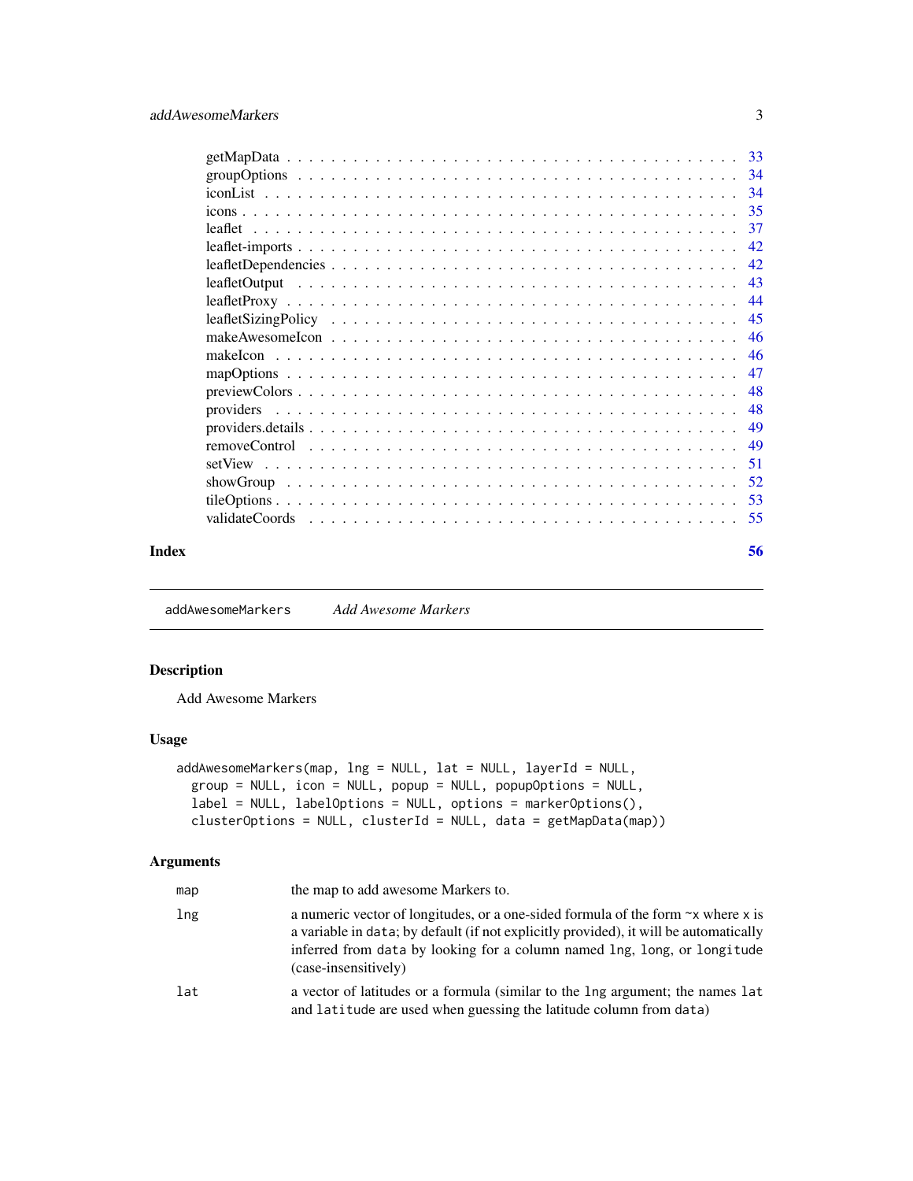getMapData . . . . . . . . . . . . . . . . . . . . . . . . . . . . . . . . . . . . . . 33
groupOptions . . . . . . . . . . . . . . . . . . . . . . . . . . . . . . . . . . . . . . 34
iconList . . . . . . . . . . . . . . . . . . . . . . . . . . . . . . . . . . . . . . . . 34
icons . . . . . . . . . . . . . . . . . . . . . . . . . . . . . . . . . . . . . . . . . . 35
leaflet . . . . . . . . . . . . . . . . . . . . . . . . . . . . . . . . . . . . . . . . . 37
leaflet-imports . . . . . . . . . . . . . . . . . . . . . . . . . . . . . . . . . . . . . 42
leafletDependencies . . . . . . . . . . . . . . . . . . . . . . . . . . . . . . . . . . 42
leafletOutput . . . . . . . . . . . . . . . . . . . . . . . . . . . . . . . . . . . . . . 43
leafletProxy . . . . . . . . . . . . . . . . . . . . . . . . . . . . . . . . . . . . . . 44
leafletSizingPolicy . . . . . . . . . . . . . . . . . . . . . . . . . . . . . . . . . . 45
makeAwesomeIcon . . . . . . . . . . . . . . . . . . . . . . . . . . . . . . . . . . . 46
makeIcon . . . . . . . . . . . . . . . . . . . . . . . . . . . . . . . . . . . . . . . . 46
mapOptions . . . . . . . . . . . . . . . . . . . . . . . . . . . . . . . . . . . . . . . 47
previewColors . . . . . . . . . . . . . . . . . . . . . . . . . . . . . . . . . . . . . 48
providers . . . . . . . . . . . . . . . . . . . . . . . . . . . . . . . . . . . . . . . 48
providers.details . . . . . . . . . . . . . . . . . . . . . . . . . . . . . . . . . . . 49
removeControl . . . . . . . . . . . . . . . . . . . . . . . . . . . . . . . . . . . . . 49
setView . . . . . . . . . . . . . . . . . . . . . . . . . . . . . . . . . . . . . . . . . 51
showGroup . . . . . . . . . . . . . . . . . . . . . . . . . . . . . . . . . . . . . . . 52
tileOptions . . . . . . . . . . . . . . . . . . . . . . . . . . . . . . . . . . . . . . . 53
validateCoords . . . . . . . . . . . . . . . . . . . . . . . . . . . . . . . . . . . . . 55

**Index** 56

---

`addAwesomeMarkers` *Add Awesome Markers*

---

## Description

Add Awesome Markers

## Usage

```
addAwesomeMarkers(map, lng = NULL, lat = NULL, layerId = NULL,
  group = NULL, icon = NULL, popup = NULL, popupOptions = NULL,
  label = NULL, labelOptions = NULL, options = markerOptions(),
  clusterOptions = NULL, clusterId = NULL, data = getMapData(map))
```

## Arguments

| | |
|---|---|
| `map` | the map to add awesome Markers to. |
| `lng` | a numeric vector of longitudes, or a one-sided formula of the form `~x` where `x` is a variable in `data`; by default (if not explicitly provided), it will be automatically inferred from `data` by looking for a column named `lng`, `long`, or `longitude` (case-insensitively) |
| `lat` | a vector of latitudes or a formula (similar to the `lng` argument; the names `lat` and `latitude` are used when guessing the latitude column from `data`) |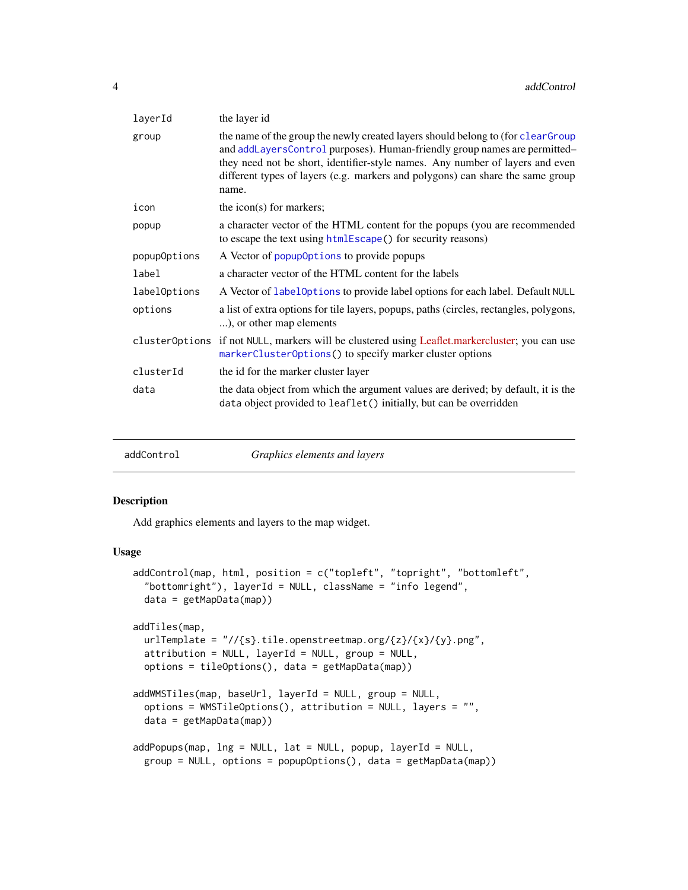| | |
|---|---|
| layerId | the layer id |
| group | the name of the group the newly created layers should belong to (for clearGroup and addLayersControl purposes). Human-friendly group names are permitted–they need not be short, identifier-style names. Any number of layers and even different types of layers (e.g. markers and polygons) can share the same group name. |
| icon | the icon(s) for markers; |
| popup | a character vector of the HTML content for the popups (you are recommended to escape the text using htmlEscape() for security reasons) |
| popupOptions | A Vector of popupOptions to provide popups |
| label | a character vector of the HTML content for the labels |
| labelOptions | A Vector of labelOptions to provide label options for each label. Default NULL |
| options | a list of extra options for tile layers, popups, paths (circles, rectangles, polygons, ...), or other map elements |
| clusterOptions | if not NULL, markers will be clustered using Leaflet.markercluster; you can use markerClusterOptions() to specify marker cluster options |
| clusterId | the id for the marker cluster layer |
| data | the data object from which the argument values are derived; by default, it is the data object provided to leaflet() initially, but can be overridden |

## addControl *Graphics elements and layers*

### Description

Add graphics elements and layers to the map widget.

### Usage

```
addControl(map, html, position = c("topleft", "topright", "bottomleft",
  "bottomright"), layerId = NULL, className = "info legend",
  data = getMapData(map))

addTiles(map,
  urlTemplate = "//{s}.tile.openstreetmap.org/{z}/{x}/{y}.png",
  attribution = NULL, layerId = NULL, group = NULL,
  options = tileOptions(), data = getMapData(map))

addWMSTiles(map, baseUrl, layerId = NULL, group = NULL,
  options = WMSTileOptions(), attribution = NULL, layers = "",
  data = getMapData(map))

addPopups(map, lng = NULL, lat = NULL, popup, layerId = NULL,
  group = NULL, options = popupOptions(), data = getMapData(map))
```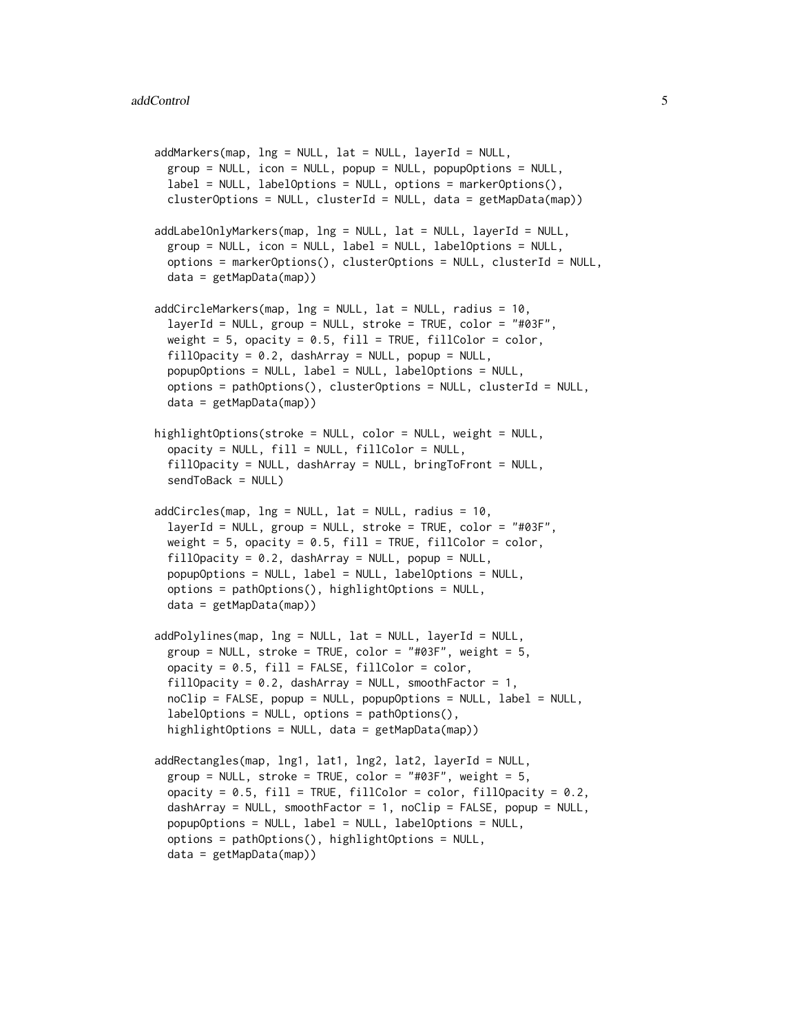```
addMarkers(map, lng = NULL, lat = NULL, layerId = NULL,
  group = NULL, icon = NULL, popup = NULL, popupOptions = NULL,
  label = NULL, labelOptions = NULL, options = markerOptions(),
  clusterOptions = NULL, clusterId = NULL, data = getMapData(map))

addLabelOnlyMarkers(map, lng = NULL, lat = NULL, layerId = NULL,
  group = NULL, icon = NULL, label = NULL, labelOptions = NULL,
  options = markerOptions(), clusterOptions = NULL, clusterId = NULL,
  data = getMapData(map))

addCircleMarkers(map, lng = NULL, lat = NULL, radius = 10,
  layerId = NULL, group = NULL, stroke = TRUE, color = "#03F",
  weight = 5, opacity = 0.5, fill = TRUE, fillColor = color,
  fillOpacity = 0.2, dashArray = NULL, popup = NULL,
  popupOptions = NULL, label = NULL, labelOptions = NULL,
  options = pathOptions(), clusterOptions = NULL, clusterId = NULL,
  data = getMapData(map))

highlightOptions(stroke = NULL, color = NULL, weight = NULL,
  opacity = NULL, fill = NULL, fillColor = NULL,
  fillOpacity = NULL, dashArray = NULL, bringToFront = NULL,
  sendToBack = NULL)

addCircles(map, lng = NULL, lat = NULL, radius = 10,
  layerId = NULL, group = NULL, stroke = TRUE, color = "#03F",
  weight = 5, opacity = 0.5, fill = TRUE, fillColor = color,
  fillOpacity = 0.2, dashArray = NULL, popup = NULL,
  popupOptions = NULL, label = NULL, labelOptions = NULL,
  options = pathOptions(), highlightOptions = NULL,
  data = getMapData(map))

addPolylines(map, lng = NULL, lat = NULL, layerId = NULL,
  group = NULL, stroke = TRUE, color = "#03F", weight = 5,
  opacity = 0.5, fill = FALSE, fillColor = color,
  fillOpacity = 0.2, dashArray = NULL, smoothFactor = 1,
  noClip = FALSE, popup = NULL, popupOptions = NULL, label = NULL,
  labelOptions = NULL, options = pathOptions(),
  highlightOptions = NULL, data = getMapData(map))

addRectangles(map, lng1, lat1, lng2, lat2, layerId = NULL,
  group = NULL, stroke = TRUE, color = "#03F", weight = 5,
  opacity = 0.5, fill = TRUE, fillColor = color, fillOpacity = 0.2,
  dashArray = NULL, smoothFactor = 1, noClip = FALSE, popup = NULL,
  popupOptions = NULL, label = NULL, labelOptions = NULL,
  options = pathOptions(), highlightOptions = NULL,
  data = getMapData(map))
```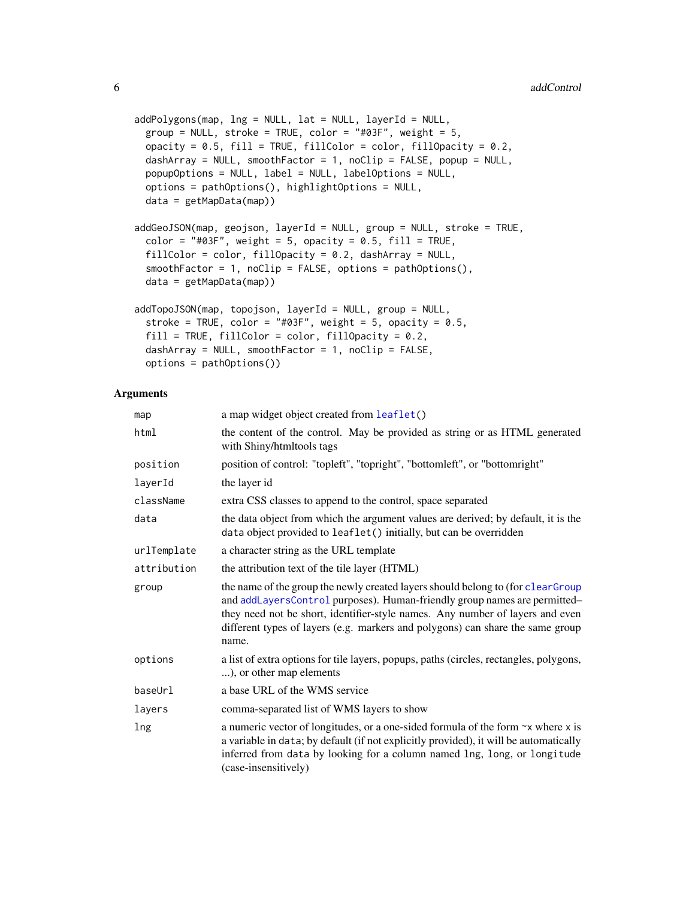```
addPolygons(map, lng = NULL, lat = NULL, layerId = NULL,
  group = NULL, stroke = TRUE, color = "#03F", weight = 5,
  opacity = 0.5, fill = TRUE, fillColor = color, fillOpacity = 0.2,
  dashArray = NULL, smoothFactor = 1, noClip = FALSE, popup = NULL,
  popupOptions = NULL, label = NULL, labelOptions = NULL,
  options = pathOptions(), highlightOptions = NULL,
  data = getMapData(map))

addGeoJSON(map, geojson, layerId = NULL, group = NULL, stroke = TRUE,
  color = "#03F", weight = 5, opacity = 0.5, fill = TRUE,
  fillColor = color, fillOpacity = 0.2, dashArray = NULL,
  smoothFactor = 1, noClip = FALSE, options = pathOptions(),
  data = getMapData(map))

addTopoJSON(map, topojson, layerId = NULL, group = NULL,
  stroke = TRUE, color = "#03F", weight = 5, opacity = 0.5,
  fill = TRUE, fillColor = color, fillOpacity = 0.2,
  dashArray = NULL, smoothFactor = 1, noClip = FALSE,
  options = pathOptions())
```

## Arguments

| | |
|---|---|
| `map` | a map widget object created from `leaflet()` |
| `html` | the content of the control. May be provided as string or as HTML generated with Shiny/htmltools tags |
| `position` | position of control: "topleft", "topright", "bottomleft", or "bottomright" |
| `layerId` | the layer id |
| `className` | extra CSS classes to append to the control, space separated |
| `data` | the data object from which the argument values are derived; by default, it is the `data` object provided to `leaflet()` initially, but can be overridden |
| `urlTemplate` | a character string as the URL template |
| `attribution` | the attribution text of the tile layer (HTML) |
| `group` | the name of the group the newly created layers should belong to (for `clearGroup` and `addLayersControl` purposes). Human-friendly group names are permitted–they need not be short, identifier-style names. Any number of layers and even different types of layers (e.g. markers and polygons) can share the same group name. |
| `options` | a list of extra options for tile layers, popups, paths (circles, rectangles, polygons, ...), or other map elements |
| `baseUrl` | a base URL of the WMS service |
| `layers` | comma-separated list of WMS layers to show |
| `lng` | a numeric vector of longitudes, or a one-sided formula of the form `~x` where `x` is a variable in `data`; by default (if not explicitly provided), it will be automatically inferred from `data` by looking for a column named `lng`, `long`, or `longitude` (case-insensitively) |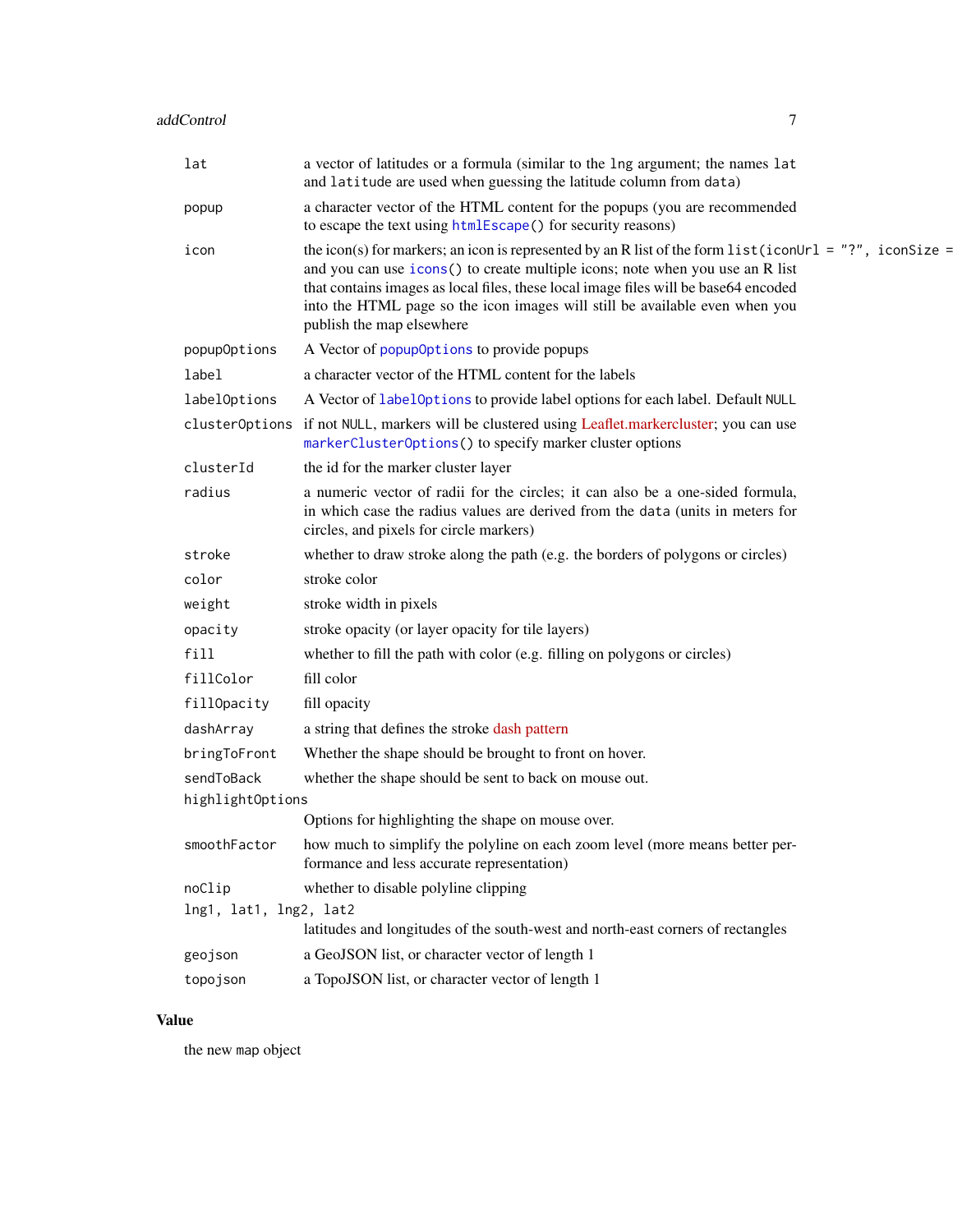| | |
|---|---|
| `lat` | a vector of latitudes or a formula (similar to the `lng` argument; the names `lat` and `latitude` are used when guessing the latitude column from `data`) |
| `popup` | a character vector of the HTML content for the popups (you are recommended to escape the text using `htmlEscape()` for security reasons) |
| `icon` | the icon(s) for markers; an icon is represented by an R list of the form `list(iconUrl = "?", iconSize =` and you can use `icons()` to create multiple icons; note when you use an R list that contains images as local files, these local image files will be base64 encoded into the HTML page so the icon images will still be available even when you publish the map elsewhere |
| `popupOptions` | A Vector of `popupOptions` to provide popups |
| `label` | a character vector of the HTML content for the labels |
| `labelOptions` | A Vector of `labelOptions` to provide label options for each label. Default `NULL` |
| `clusterOptions` | if not `NULL`, markers will be clustered using Leaflet.markercluster; you can use `markerClusterOptions()` to specify marker cluster options |
| `clusterId` | the id for the marker cluster layer |
| `radius` | a numeric vector of radii for the circles; it can also be a one-sided formula, in which case the radius values are derived from the `data` (units in meters for circles, and pixels for circle markers) |
| `stroke` | whether to draw stroke along the path (e.g. the borders of polygons or circles) |
| `color` | stroke color |
| `weight` | stroke width in pixels |
| `opacity` | stroke opacity (or layer opacity for tile layers) |
| `fill` | whether to fill the path with color (e.g. filling on polygons or circles) |
| `fillColor` | fill color |
| `fillOpacity` | fill opacity |
| `dashArray` | a string that defines the stroke dash pattern |
| `bringToFront` | Whether the shape should be brought to front on hover. |
| `sendToBack` | whether the shape should be sent to back on mouse out. |
| `highlightOptions` | Options for highlighting the shape on mouse over. |
| `smoothFactor` | how much to simplify the polyline on each zoom level (more means better performance and less accurate representation) |
| `noClip` | whether to disable polyline clipping |
| `lng1, lat1, lng2, lat2` | latitudes and longitudes of the south-west and north-east corners of rectangles |
| `geojson` | a GeoJSON list, or character vector of length 1 |
| `topojson` | a TopoJSON list, or character vector of length 1 |

## Value

the new `map` object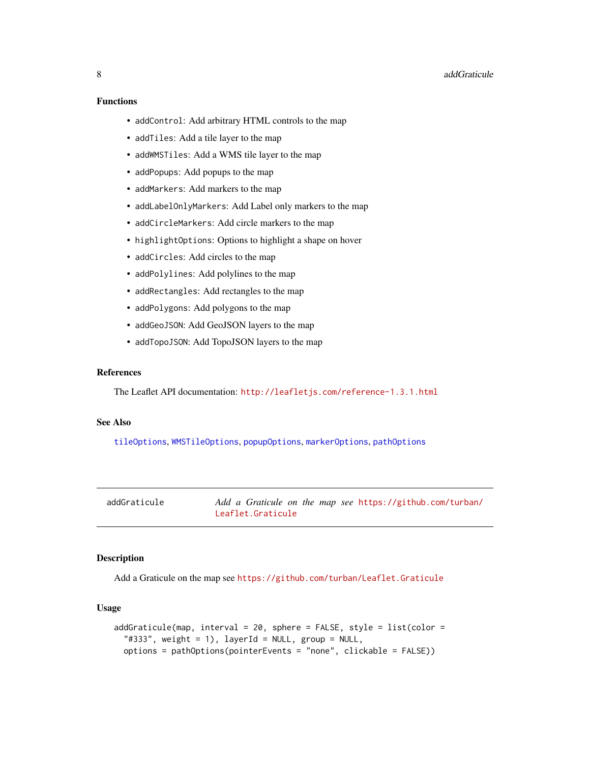### Functions

- `addControl`: Add arbitrary HTML controls to the map
- `addTiles`: Add a tile layer to the map
- `addWMSTiles`: Add a WMS tile layer to the map
- `addPopups`: Add popups to the map
- `addMarkers`: Add markers to the map
- `addLabelOnlyMarkers`: Add Label only markers to the map
- `addCircleMarkers`: Add circle markers to the map
- `highlightOptions`: Options to highlight a shape on hover
- `addCircles`: Add circles to the map
- `addPolylines`: Add polylines to the map
- `addRectangles`: Add rectangles to the map
- `addPolygons`: Add polygons to the map
- `addGeoJSON`: Add GeoJSON layers to the map
- `addTopoJSON`: Add TopoJSON layers to the map

### References

The Leaflet API documentation: http://leafletjs.com/reference-1.3.1.html

### See Also

`tileOptions`, `WMSTileOptions`, `popupOptions`, `markerOptions`, `pathOptions`

---

## addGraticule — *Add a Graticule on the map see https://github.com/turban/Leaflet.Graticule*

---

### Description

Add a Graticule on the map see https://github.com/turban/Leaflet.Graticule

### Usage

```
addGraticule(map, interval = 20, sphere = FALSE, style = list(color =
  "#333", weight = 1), layerId = NULL, group = NULL,
  options = pathOptions(pointerEvents = "none", clickable = FALSE))
```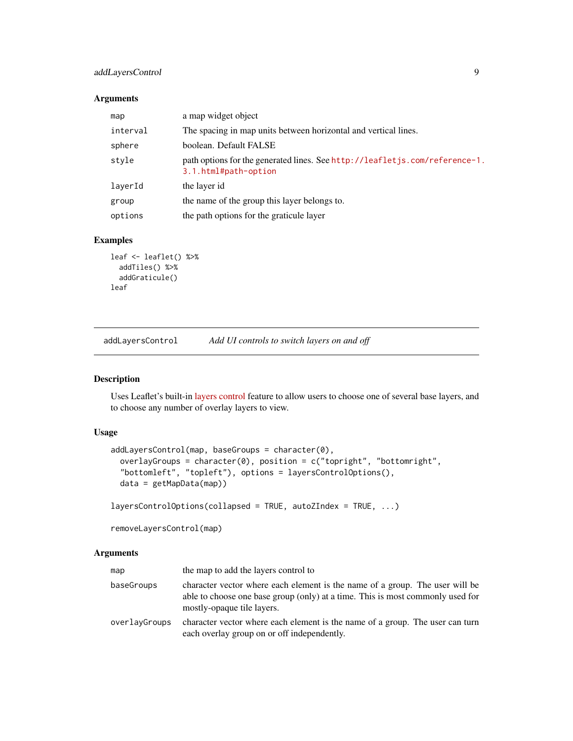### Arguments

| | |
|---|---|
| `map` | a map widget object |
| `interval` | The spacing in map units between horizontal and vertical lines. |
| `sphere` | boolean. Default FALSE |
| `style` | path options for the generated lines. See http://leafletjs.com/reference-1.3.1.html#path-option |
| `layerId` | the layer id |
| `group` | the name of the group this layer belongs to. |
| `options` | the path options for the graticule layer |

### Examples

```
leaf <- leaflet() %>%
  addTiles() %>%
  addGraticule()
leaf
```

---

## addLayersControl *Add UI controls to switch layers on and off*

---

### Description

Uses Leaflet's built-in layers control feature to allow users to choose one of several base layers, and to choose any number of overlay layers to view.

### Usage

```
addLayersControl(map, baseGroups = character(0),
  overlayGroups = character(0), position = c("topright", "bottomright",
  "bottomleft", "topleft"), options = layersControlOptions(),
  data = getMapData(map))

layersControlOptions(collapsed = TRUE, autoZIndex = TRUE, ...)

removeLayersControl(map)
```

### Arguments

| | |
|---|---|
| `map` | the map to add the layers control to |
| `baseGroups` | character vector where each element is the name of a group. The user will be able to choose one base group (only) at a time. This is most commonly used for mostly-opaque tile layers. |
| `overlayGroups` | character vector where each element is the name of a group. The user can turn each overlay group on or off independently. |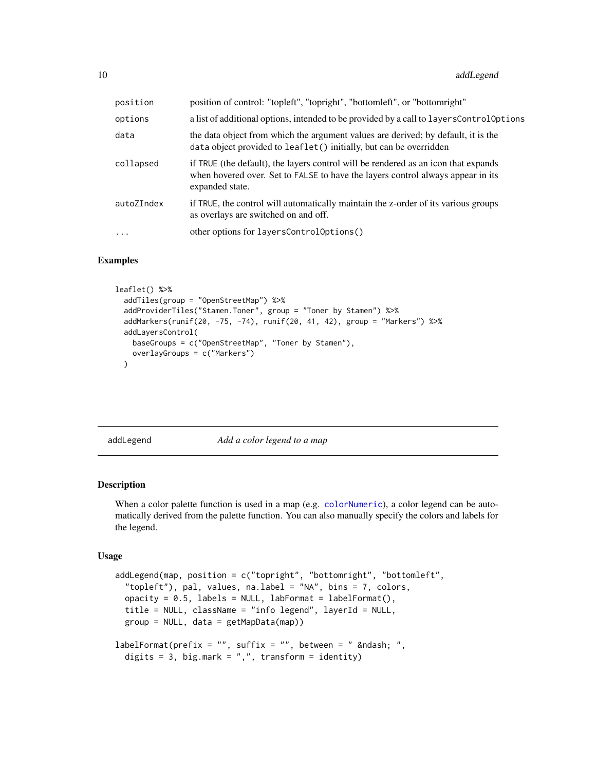| | |
|---|---|
| position | position of control: "topleft", "topright", "bottomleft", or "bottomright" |
| options | a list of additional options, intended to be provided by a call to `layersControlOptions` |
| data | the data object from which the argument values are derived; by default, it is the `data` object provided to `leaflet()` initially, but can be overridden |
| collapsed | if `TRUE` (the default), the layers control will be rendered as an icon that expands when hovered over. Set to `FALSE` to have the layers control always appear in its expanded state. |
| autoZIndex | if `TRUE`, the control will automatically maintain the z-order of its various groups as overlays are switched on and off. |
| ... | other options for `layersControlOptions()` |

### Examples

```
leaflet() %>%
  addTiles(group = "OpenStreetMap") %>%
  addProviderTiles("Stamen.Toner", group = "Toner by Stamen") %>%
  addMarkers(runif(20, -75, -74), runif(20, 41, 42), group = "Markers") %>%
  addLayersControl(
    baseGroups = c("OpenStreetMap", "Toner by Stamen"),
    overlayGroups = c("Markers")
  )
```

---

## addLegend — *Add a color legend to a map*

### Description

When a color palette function is used in a map (e.g. colorNumeric), a color legend can be automatically derived from the palette function. You can also manually specify the colors and labels for the legend.

### Usage

```
addLegend(map, position = c("topright", "bottomright", "bottomleft",
  "topleft"), pal, values, na.label = "NA", bins = 7, colors,
  opacity = 0.5, labels = NULL, labFormat = labelFormat(),
  title = NULL, className = "info legend", layerId = NULL,
  group = NULL, data = getMapData(map))

labelFormat(prefix = "", suffix = "", between = " &ndash; ",
  digits = 3, big.mark = ",", transform = identity)
```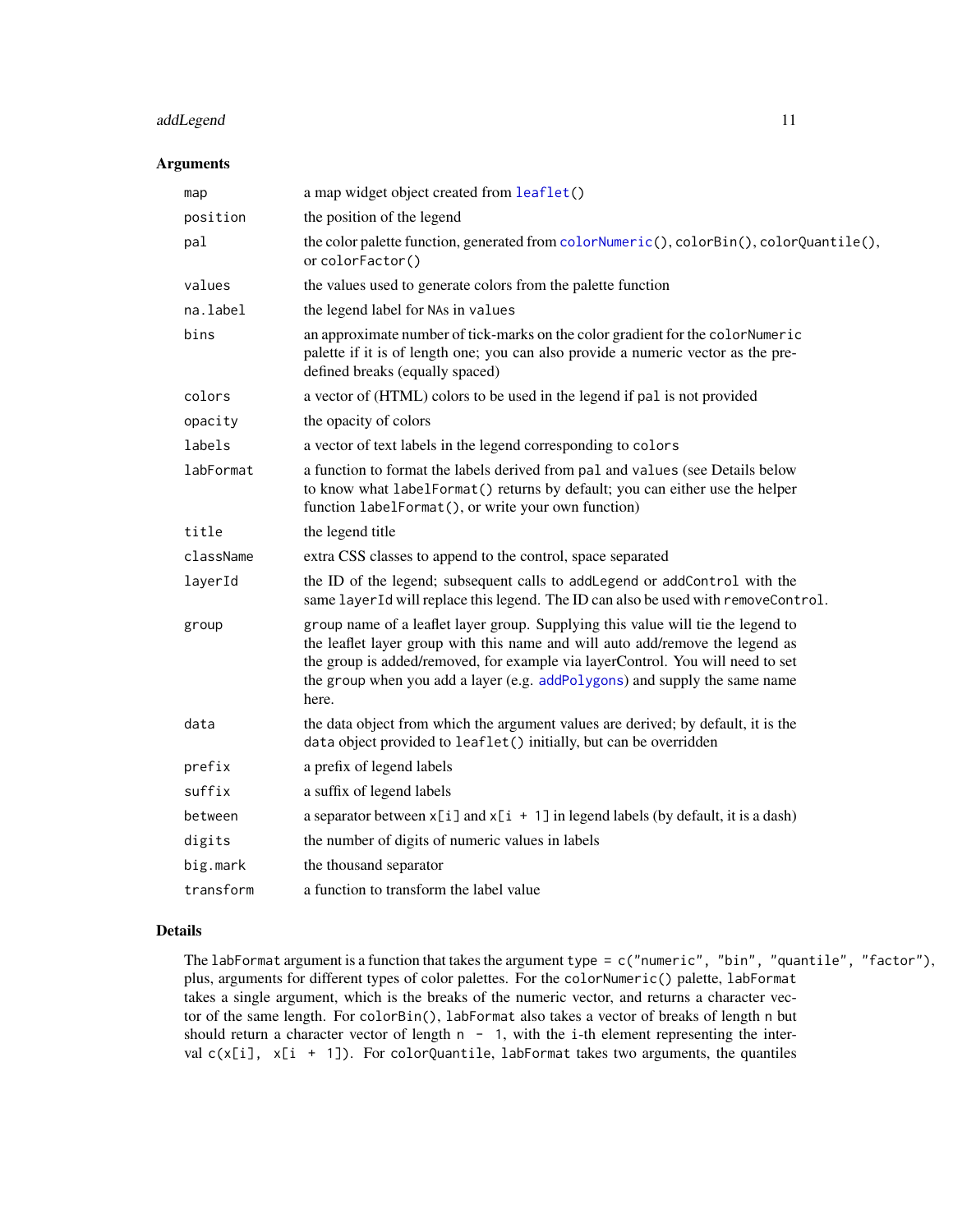## Arguments

| | |
|---|---|
| `map` | a map widget object created from `leaflet()` |
| `position` | the position of the legend |
| `pal` | the color palette function, generated from `colorNumeric()`, `colorBin()`, `colorQuantile()`, or `colorFactor()` |
| `values` | the values used to generate colors from the palette function |
| `na.label` | the legend label for `NA`s in `values` |
| `bins` | an approximate number of tick-marks on the color gradient for the `colorNumeric` palette if it is of length one; you can also provide a numeric vector as the pre-defined breaks (equally spaced) |
| `colors` | a vector of (HTML) colors to be used in the legend if `pal` is not provided |
| `opacity` | the opacity of colors |
| `labels` | a vector of text labels in the legend corresponding to `colors` |
| `labFormat` | a function to format the labels derived from `pal` and `values` (see Details below to know what `labelFormat()` returns by default; you can either use the helper function `labelFormat()`, or write your own function) |
| `title` | the legend title |
| `className` | extra CSS classes to append to the control, space separated |
| `layerId` | the ID of the legend; subsequent calls to `addLegend` or `addControl` with the same `layerId` will replace this legend. The ID can also be used with `removeControl`. |
| `group` | `group` name of a leaflet layer group. Supplying this value will tie the legend to the leaflet layer group with this name and will auto add/remove the legend as the group is added/removed, for example via layerControl. You will need to set the `group` when you add a layer (e.g. `addPolygons`) and supply the same name here. |
| `data` | the data object from which the argument values are derived; by default, it is the `data` object provided to `leaflet()` initially, but can be overridden |
| `prefix` | a prefix of legend labels |
| `suffix` | a suffix of legend labels |
| `between` | a separator between `x[i]` and `x[i + 1]` in legend labels (by default, it is a dash) |
| `digits` | the number of digits of numeric values in labels |
| `big.mark` | the thousand separator |
| `transform` | a function to transform the label value |

## Details

The `labFormat` argument is a function that takes the argument `type = c("numeric", "bin", "quantile", "factor")`, plus, arguments for different types of color palettes. For the `colorNumeric()` palette, `labFormat` takes a single argument, which is the breaks of the numeric vector, and returns a character vector of the same length. For `colorBin()`, `labFormat` also takes a vector of breaks of length `n` but should return a character vector of length `n - 1`, with the `i`-th element representing the interval `c(x[i], x[i + 1])`. For `colorQuantile`, `labFormat` takes two arguments, the quantiles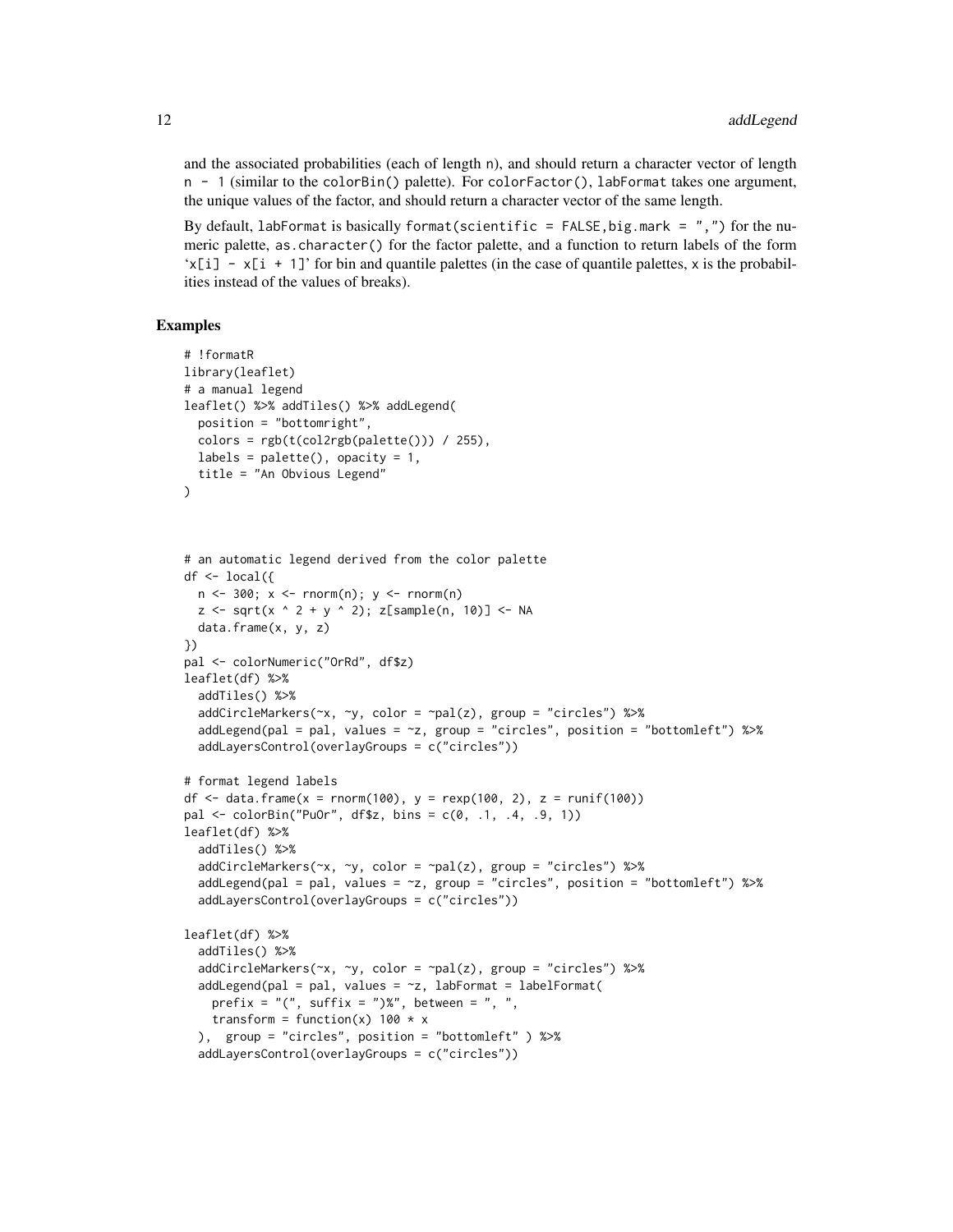and the associated probabilities (each of length n), and should return a character vector of length n - 1 (similar to the colorBin() palette). For colorFactor(), labFormat takes one argument, the unique values of the factor, and should return a character vector of the same length.

By default, labFormat is basically format(scientific = FALSE,big.mark = ",") for the numeric palette, as.character() for the factor palette, and a function to return labels of the form 'x[i] - x[i + 1]' for bin and quantile palettes (in the case of quantile palettes, x is the probabilities instead of the values of breaks).

## Examples

```
# !formatR
library(leaflet)
# a manual legend
leaflet() %>% addTiles() %>% addLegend(
  position = "bottomright",
  colors = rgb(t(col2rgb(palette())) / 255),
  labels = palette(), opacity = 1,
  title = "An Obvious Legend"
)



# an automatic legend derived from the color palette
df <- local({
  n <- 300; x <- rnorm(n); y <- rnorm(n)
  z <- sqrt(x ^ 2 + y ^ 2); z[sample(n, 10)] <- NA
  data.frame(x, y, z)
})
pal <- colorNumeric("OrRd", df$z)
leaflet(df) %>%
  addTiles() %>%
  addCircleMarkers(~x, ~y, color = ~pal(z), group = "circles") %>%
  addLegend(pal = pal, values = ~z, group = "circles", position = "bottomleft") %>%
  addLayersControl(overlayGroups = c("circles"))

# format legend labels
df <- data.frame(x = rnorm(100), y = rexp(100, 2), z = runif(100))
pal <- colorBin("PuOr", df$z, bins = c(0, .1, .4, .9, 1))
leaflet(df) %>%
  addTiles() %>%
  addCircleMarkers(~x, ~y, color = ~pal(z), group = "circles") %>%
  addLegend(pal = pal, values = ~z, group = "circles", position = "bottomleft") %>%
  addLayersControl(overlayGroups = c("circles"))

leaflet(df) %>%
  addTiles() %>%
  addCircleMarkers(~x, ~y, color = ~pal(z), group = "circles") %>%
  addLegend(pal = pal, values = ~z, labFormat = labelFormat(
    prefix = "(", suffix = ")%", between = ", ",
    transform = function(x) 100 * x
  ),  group = "circles", position = "bottomleft" ) %>%
  addLayersControl(overlayGroups = c("circles"))
```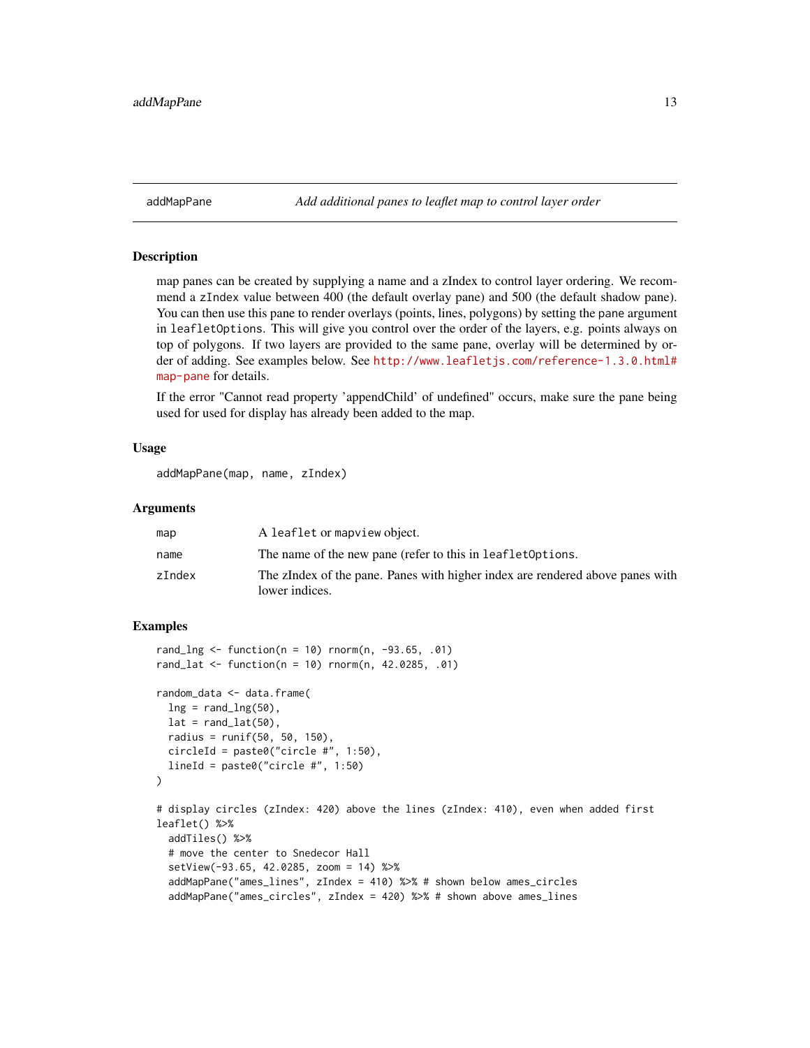## addMapPane — *Add additional panes to leaflet map to control layer order*

### Description

map panes can be created by supplying a name and a zIndex to control layer ordering. We recommend a `zIndex` value between 400 (the default overlay pane) and 500 (the default shadow pane). You can then use this pane to render overlays (points, lines, polygons) by setting the pane argument in `leafletOptions`. This will give you control over the order of the layers, e.g. points always on top of polygons. If two layers are provided to the same pane, overlay will be determined by order of adding. See examples below. See http://www.leafletjs.com/reference-1.3.0.html#map-pane for details.

If the error "Cannot read property 'appendChild' of undefined" occurs, make sure the pane being used for used for display has already been added to the map.

### Usage

```
addMapPane(map, name, zIndex)
```

### Arguments

| | |
|---|---|
| `map` | A `leaflet` or `mapview` object. |
| `name` | The name of the new pane (refer to this in `leafletOptions`. |
| `zIndex` | The zIndex of the pane. Panes with higher index are rendered above panes with lower indices. |

### Examples

```
rand_lng <- function(n = 10) rnorm(n, -93.65, .01)
rand_lat <- function(n = 10) rnorm(n, 42.0285, .01)

random_data <- data.frame(
  lng = rand_lng(50),
  lat = rand_lat(50),
  radius = runif(50, 50, 150),
  circleId = paste0("circle #", 1:50),
  lineId = paste0("circle #", 1:50)
)

# display circles (zIndex: 420) above the lines (zIndex: 410), even when added first
leaflet() %>%
  addTiles() %>%
  # move the center to Snedecor Hall
  setView(-93.65, 42.0285, zoom = 14) %>%
  addMapPane("ames_lines", zIndex = 410) %>% # shown below ames_circles
  addMapPane("ames_circles", zIndex = 420) %>% # shown above ames_lines
```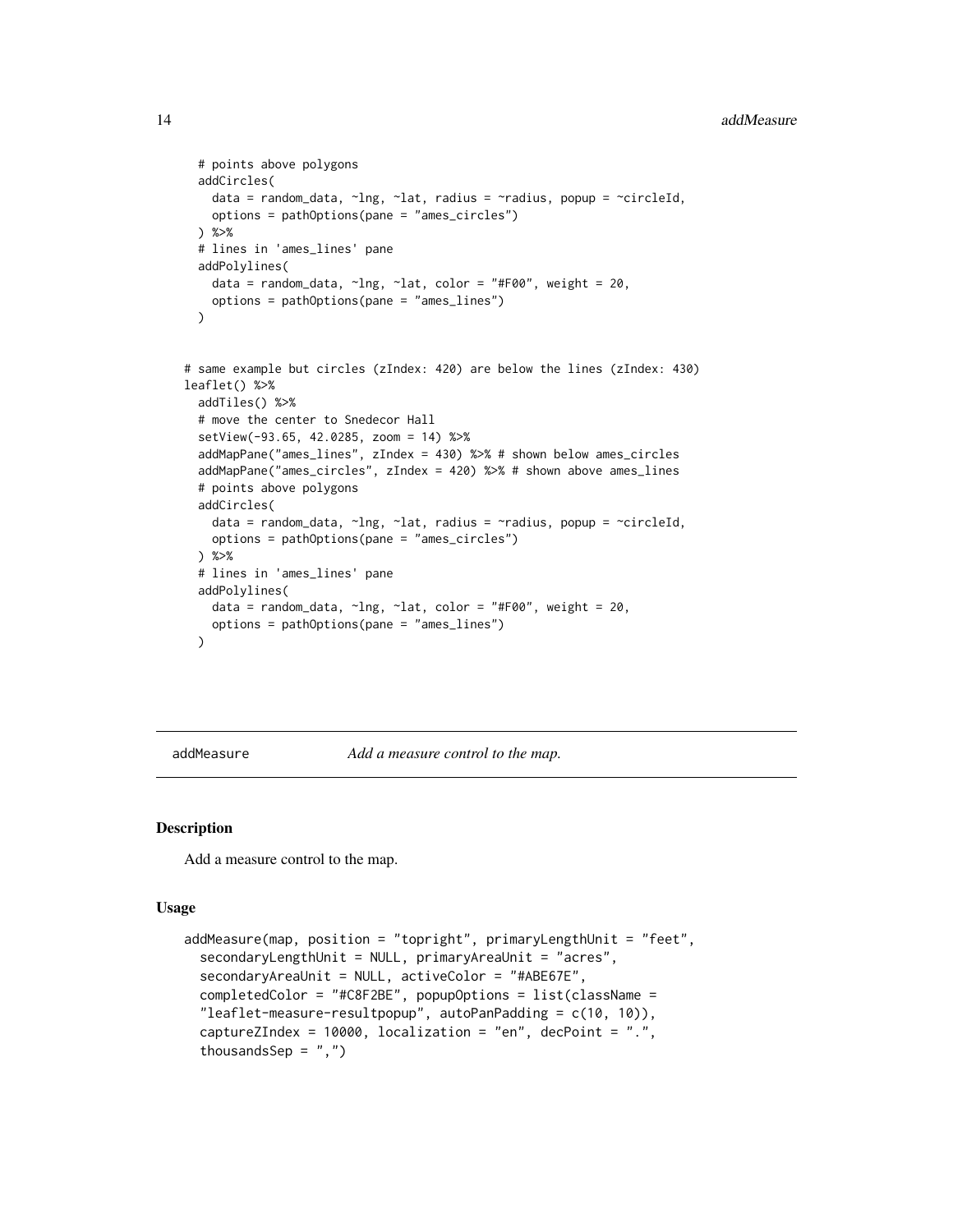```
  # points above polygons
  addCircles(
    data = random_data, ~lng, ~lat, radius = ~radius, popup = ~circleId,
    options = pathOptions(pane = "ames_circles")
  ) %>%
  # lines in 'ames_lines' pane
  addPolylines(
    data = random_data, ~lng, ~lat, color = "#F00", weight = 20,
    options = pathOptions(pane = "ames_lines")
  )


# same example but circles (zIndex: 420) are below the lines (zIndex: 430)
leaflet() %>%
  addTiles() %>%
  # move the center to Snedecor Hall
  setView(-93.65, 42.0285, zoom = 14) %>%
  addMapPane("ames_lines", zIndex = 430) %>% # shown below ames_circles
  addMapPane("ames_circles", zIndex = 420) %>% # shown above ames_lines
  # points above polygons
  addCircles(
    data = random_data, ~lng, ~lat, radius = ~radius, popup = ~circleId,
    options = pathOptions(pane = "ames_circles")
  ) %>%
  # lines in 'ames_lines' pane
  addPolylines(
    data = random_data, ~lng, ~lat, color = "#F00", weight = 20,
    options = pathOptions(pane = "ames_lines")
  )
```

---

`addMeasure` *Add a measure control to the map.*

---

## Description

Add a measure control to the map.

## Usage

```
addMeasure(map, position = "topright", primaryLengthUnit = "feet",
  secondaryLengthUnit = NULL, primaryAreaUnit = "acres",
  secondaryAreaUnit = NULL, activeColor = "#ABE67E",
  completedColor = "#C8F2BE", popupOptions = list(className =
  "leaflet-measure-resultpopup", autoPanPadding = c(10, 10)),
  captureZIndex = 10000, localization = "en", decPoint = ".",
  thousandsSep = ",")
```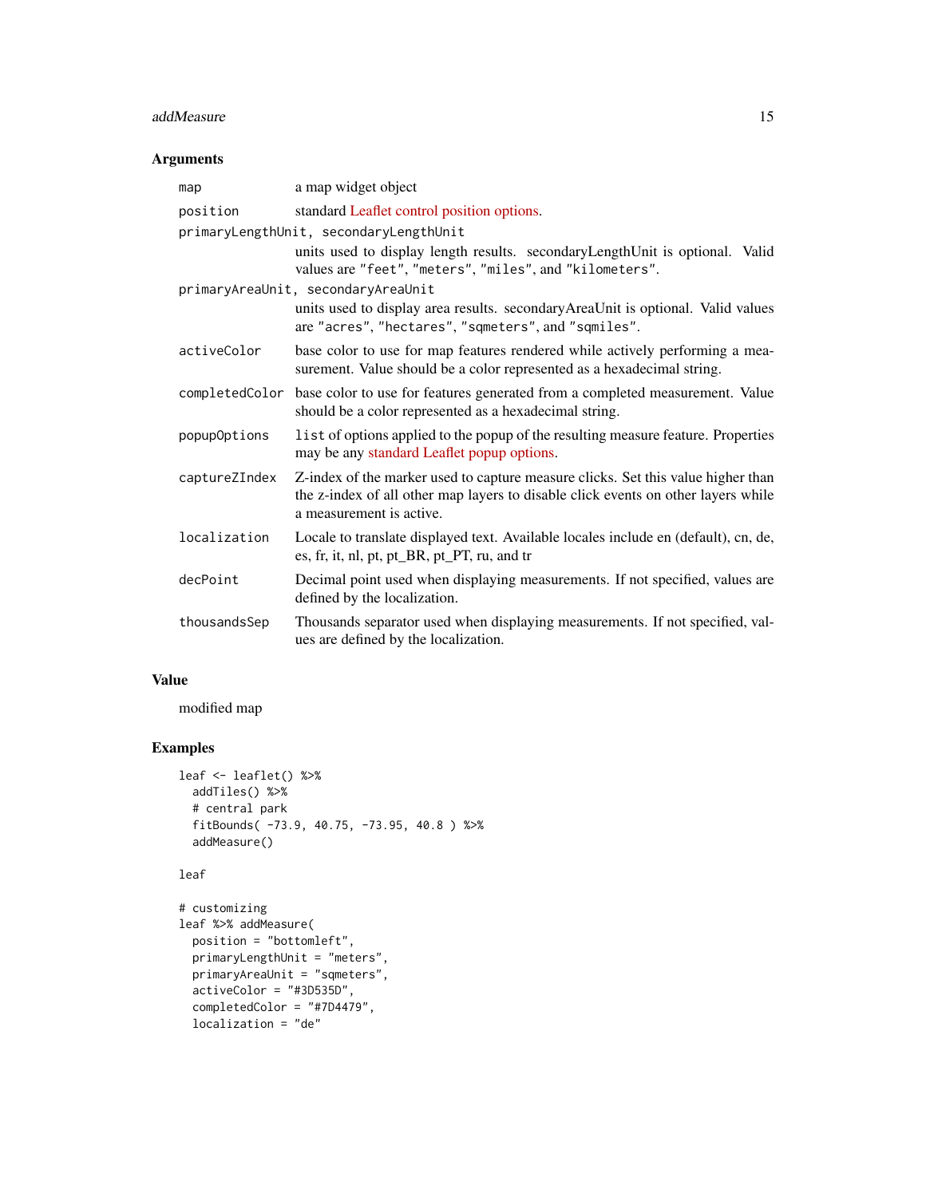## Arguments

| | |
|---|---|
| `map` | a map widget object |
| `position` | standard Leaflet control position options. |
| `primaryLengthUnit, secondaryLengthUnit` | units used to display length results. secondaryLengthUnit is optional. Valid values are `"feet"`, `"meters"`, `"miles"`, and `"kilometers"`. |
| `primaryAreaUnit, secondaryAreaUnit` | units used to display area results. secondaryAreaUnit is optional. Valid values are `"acres"`, `"hectares"`, `"sqmeters"`, and `"sqmiles"`. |
| `activeColor` | base color to use for map features rendered while actively performing a measurement. Value should be a color represented as a hexadecimal string. |
| `completedColor` | base color to use for features generated from a completed measurement. Value should be a color represented as a hexadecimal string. |
| `popupOptions` | `list` of options applied to the popup of the resulting measure feature. Properties may be any standard Leaflet popup options. |
| `captureZIndex` | Z-index of the marker used to capture measure clicks. Set this value higher than the z-index of all other map layers to disable click events on other layers while a measurement is active. |
| `localization` | Locale to translate displayed text. Available locales include en (default), cn, de, es, fr, it, nl, pt, pt_BR, pt_PT, ru, and tr |
| `decPoint` | Decimal point used when displaying measurements. If not specified, values are defined by the localization. |
| `thousandsSep` | Thousands separator used when displaying measurements. If not specified, values are defined by the localization. |

## Value

modified map

## Examples

```
leaf <- leaflet() %>%
  addTiles() %>%
  # central park
  fitBounds( -73.9, 40.75, -73.95, 40.8 ) %>%
  addMeasure()

leaf

# customizing
leaf %>% addMeasure(
  position = "bottomleft",
  primaryLengthUnit = "meters",
  primaryAreaUnit = "sqmeters",
  activeColor = "#3D535D",
  completedColor = "#7D4479",
  localization = "de"
```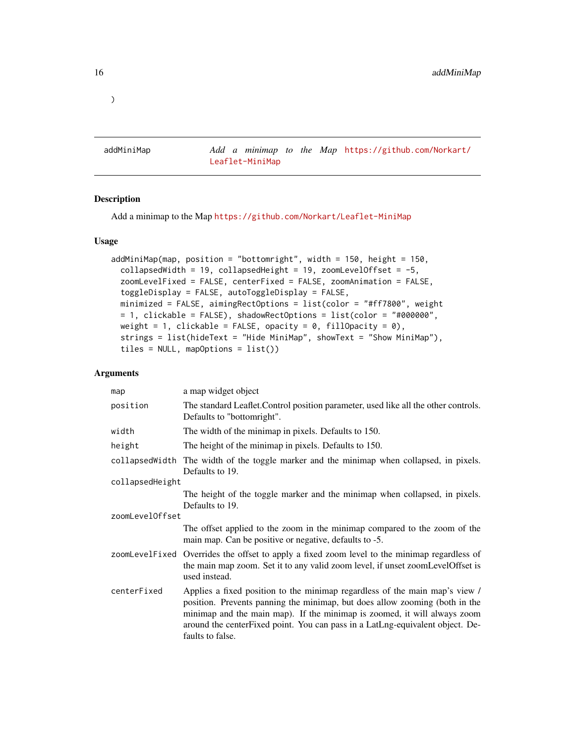)

addMiniMap — *Add a minimap to the Map* https://github.com/Norkart/Leaflet-MiniMap

## Description

Add a minimap to the Map https://github.com/Norkart/Leaflet-MiniMap

## Usage

```
addMiniMap(map, position = "bottomright", width = 150, height = 150,
  collapsedWidth = 19, collapsedHeight = 19, zoomLevelOffset = -5,
  zoomLevelFixed = FALSE, centerFixed = FALSE, zoomAnimation = FALSE,
  toggleDisplay = FALSE, autoToggleDisplay = FALSE,
  minimized = FALSE, aimingRectOptions = list(color = "#ff7800", weight
  = 1, clickable = FALSE), shadowRectOptions = list(color = "#000000",
  weight = 1, clickable = FALSE, opacity = 0, fillOpacity = 0),
  strings = list(hideText = "Hide MiniMap", showText = "Show MiniMap"),
  tiles = NULL, mapOptions = list())
```

## Arguments

| | |
|---|---|
| `map` | a map widget object |
| `position` | The standard Leaflet.Control position parameter, used like all the other controls. Defaults to "bottomright". |
| `width` | The width of the minimap in pixels. Defaults to 150. |
| `height` | The height of the minimap in pixels. Defaults to 150. |
| `collapsedWidth` | The width of the toggle marker and the minimap when collapsed, in pixels. Defaults to 19. |
| `collapsedHeight` | The height of the toggle marker and the minimap when collapsed, in pixels. Defaults to 19. |
| `zoomLevelOffset` | The offset applied to the zoom in the minimap compared to the zoom of the main map. Can be positive or negative, defaults to -5. |
| `zoomLevelFixed` | Overrides the offset to apply a fixed zoom level to the minimap regardless of the main map zoom. Set it to any valid zoom level, if unset zoomLevelOffset is used instead. |
| `centerFixed` | Applies a fixed position to the minimap regardless of the main map's view / position. Prevents panning the minimap, but does allow zooming (both in the minimap and the main map). If the minimap is zoomed, it will always zoom around the centerFixed point. You can pass in a LatLng-equivalent object. Defaults to false. |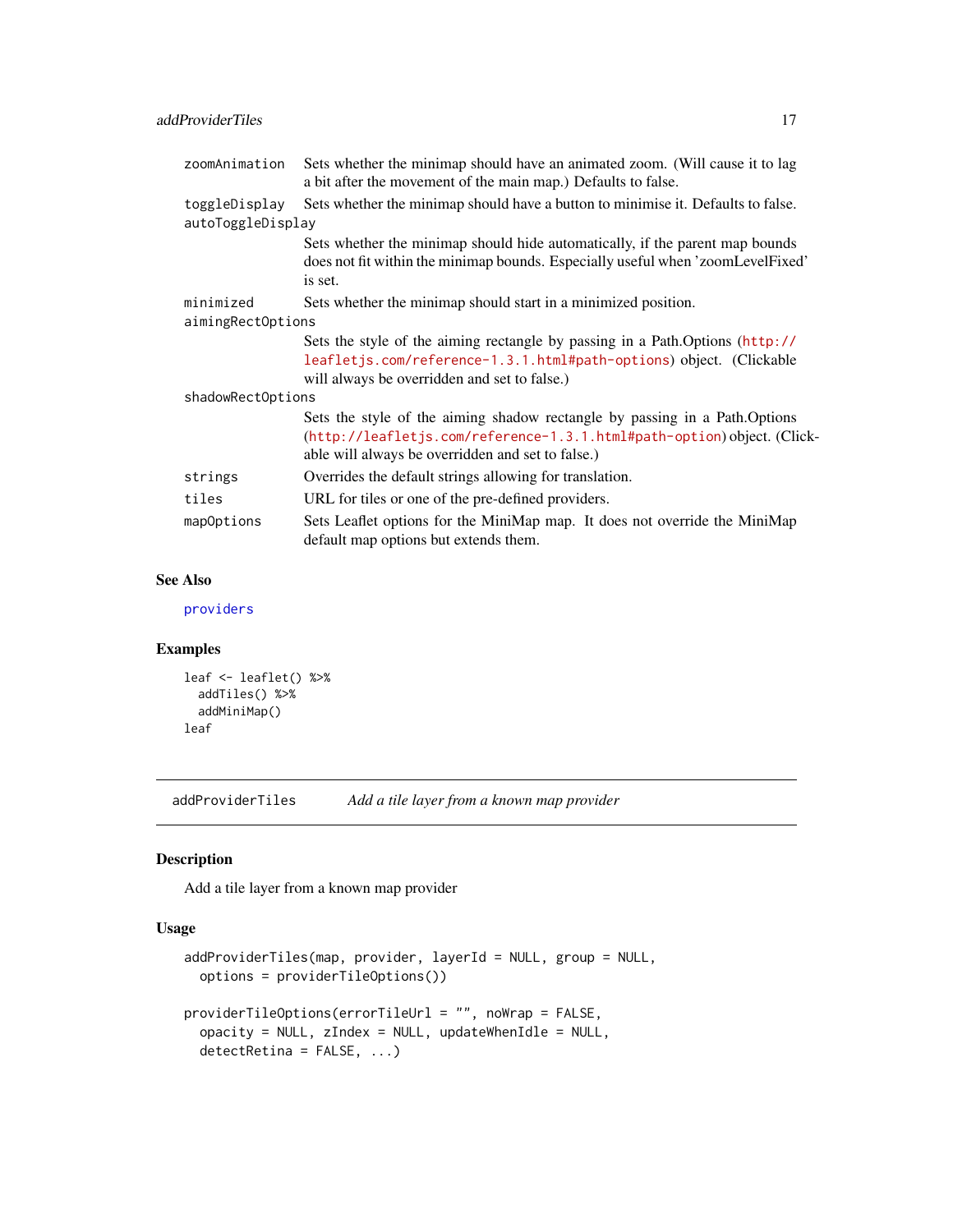| | |
|---|---|
| zoomAnimation | Sets whether the minimap should have an animated zoom. (Will cause it to lag a bit after the movement of the main map.) Defaults to false. |
| toggleDisplay | Sets whether the minimap should have a button to minimise it. Defaults to false. |
| autoToggleDisplay | Sets whether the minimap should hide automatically, if the parent map bounds does not fit within the minimap bounds. Especially useful when 'zoomLevelFixed' is set. |
| minimized | Sets whether the minimap should start in a minimized position. |
| aimingRectOptions | Sets the style of the aiming rectangle by passing in a Path.Options (http://leafletjs.com/reference-1.3.1.html#path-options) object. (Clickable will always be overridden and set to false.) |
| shadowRectOptions | Sets the style of the aiming shadow rectangle by passing in a Path.Options (http://leafletjs.com/reference-1.3.1.html#path-option) object. (Clickable will always be overridden and set to false.) |
| strings | Overrides the default strings allowing for translation. |
| tiles | URL for tiles or one of the pre-defined providers. |
| mapOptions | Sets Leaflet options for the MiniMap map. It does not override the MiniMap default map options but extends them. |

### See Also

providers

### Examples

```
leaf <- leaflet() %>%
  addTiles() %>%
  addMiniMap()
leaf
```

---

## addProviderTiles *Add a tile layer from a known map provider*

---

### Description

Add a tile layer from a known map provider

### Usage

```
addProviderTiles(map, provider, layerId = NULL, group = NULL,
  options = providerTileOptions())

providerTileOptions(errorTileUrl = "", noWrap = FALSE,
  opacity = NULL, zIndex = NULL, updateWhenIdle = NULL,
  detectRetina = FALSE, ...)
```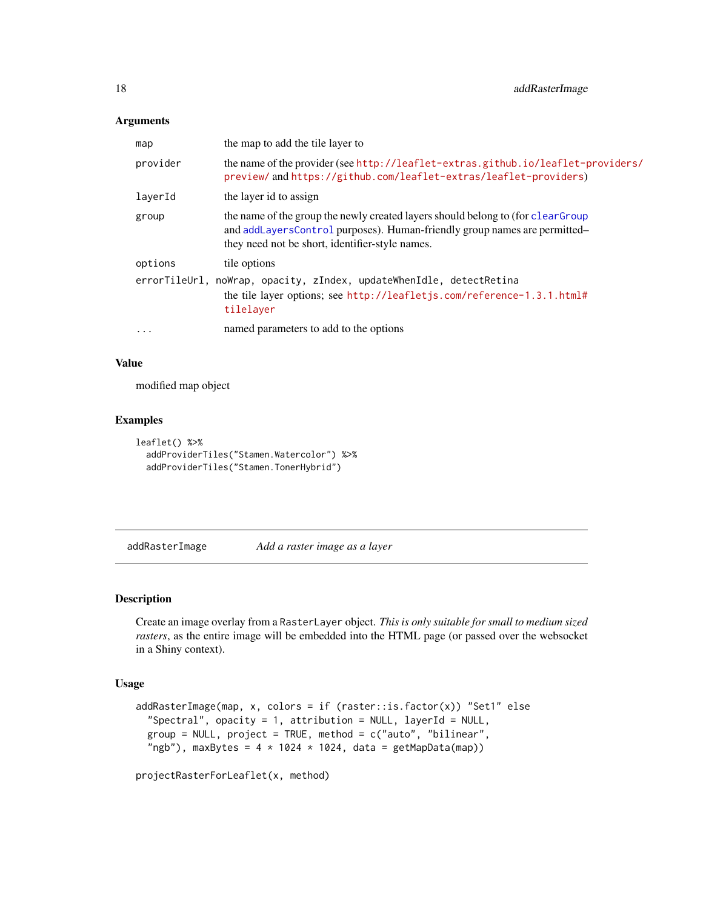### Arguments

| | |
|---|---|
| `map` | the map to add the tile layer to |
| `provider` | the name of the provider (see http://leaflet-extras.github.io/leaflet-providers/preview/ and https://github.com/leaflet-extras/leaflet-providers) |
| `layerId` | the layer id to assign |
| `group` | the name of the group the newly created layers should belong to (for `clearGroup` and `addLayersControl` purposes). Human-friendly group names are permitted–they need not be short, identifier-style names. |
| `options` | tile options |
| `errorTileUrl, noWrap, opacity, zIndex, updateWhenIdle, detectRetina` | the tile layer options; see http://leafletjs.com/reference-1.3.1.html#tilelayer |
| `...` | named parameters to add to the options |

### Value

modified map object

### Examples

```
leaflet() %>%
  addProviderTiles("Stamen.Watercolor") %>%
  addProviderTiles("Stamen.TonerHybrid")
```

---

## addRasterImage — *Add a raster image as a layer*

---

### Description

Create an image overlay from a `RasterLayer` object. *This is only suitable for small to medium sized rasters*, as the entire image will be embedded into the HTML page (or passed over the websocket in a Shiny context).

### Usage

```
addRasterImage(map, x, colors = if (raster::is.factor(x)) "Set1" else
  "Spectral", opacity = 1, attribution = NULL, layerId = NULL,
  group = NULL, project = TRUE, method = c("auto", "bilinear",
  "ngb"), maxBytes = 4 * 1024 * 1024, data = getMapData(map))

projectRasterForLeaflet(x, method)
```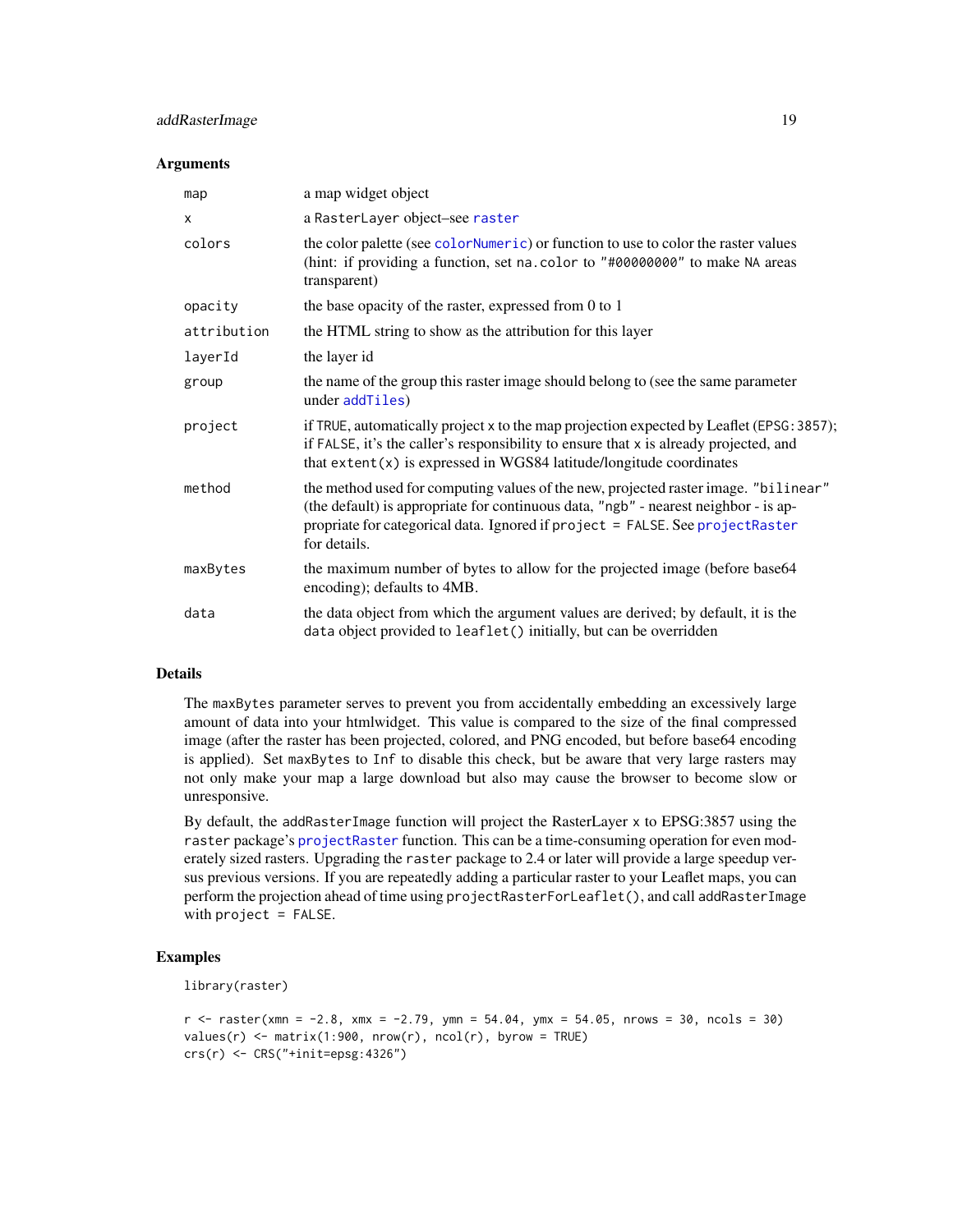### Arguments

| | |
|---|---|
| `map` | a map widget object |
| `x` | a `RasterLayer` object–see `raster` |
| `colors` | the color palette (see `colorNumeric`) or function to use to color the raster values (hint: if providing a function, set `na.color` to `"#00000000"` to make `NA` areas transparent) |
| `opacity` | the base opacity of the raster, expressed from 0 to 1 |
| `attribution` | the HTML string to show as the attribution for this layer |
| `layerId` | the layer id |
| `group` | the name of the group this raster image should belong to (see the same parameter under `addTiles`) |
| `project` | if `TRUE`, automatically project `x` to the map projection expected by Leaflet (`EPSG:3857`); if `FALSE`, it's the caller's responsibility to ensure that `x` is already projected, and that `extent(x)` is expressed in WGS84 latitude/longitude coordinates |
| `method` | the method used for computing values of the new, projected raster image. `"bilinear"` (the default) is appropriate for continuous data, `"ngb"` - nearest neighbor - is appropriate for categorical data. Ignored if `project = FALSE`. See `projectRaster` for details. |
| `maxBytes` | the maximum number of bytes to allow for the projected image (before base64 encoding); defaults to 4MB. |
| `data` | the data object from which the argument values are derived; by default, it is the `data` object provided to `leaflet()` initially, but can be overridden |

### Details

The `maxBytes` parameter serves to prevent you from accidentally embedding an excessively large amount of data into your htmlwidget. This value is compared to the size of the final compressed image (after the raster has been projected, colored, and PNG encoded, but before base64 encoding is applied). Set `maxBytes` to `Inf` to disable this check, but be aware that very large rasters may not only make your map a large download but also may cause the browser to become slow or unresponsive.

By default, the `addRasterImage` function will project the RasterLayer `x` to EPSG:3857 using the `raster` package's `projectRaster` function. This can be a time-consuming operation for even moderately sized rasters. Upgrading the `raster` package to 2.4 or later will provide a large speedup versus previous versions. If you are repeatedly adding a particular raster to your Leaflet maps, you can perform the projection ahead of time using `projectRasterForLeaflet()`, and call `addRasterImage` with `project = FALSE`.

### Examples

```
library(raster)

r <- raster(xmn = -2.8, xmx = -2.79, ymn = 54.04, ymx = 54.05, nrows = 30, ncols = 30)
values(r) <- matrix(1:900, nrow(r), ncol(r), byrow = TRUE)
crs(r) <- CRS("+init=epsg:4326")
```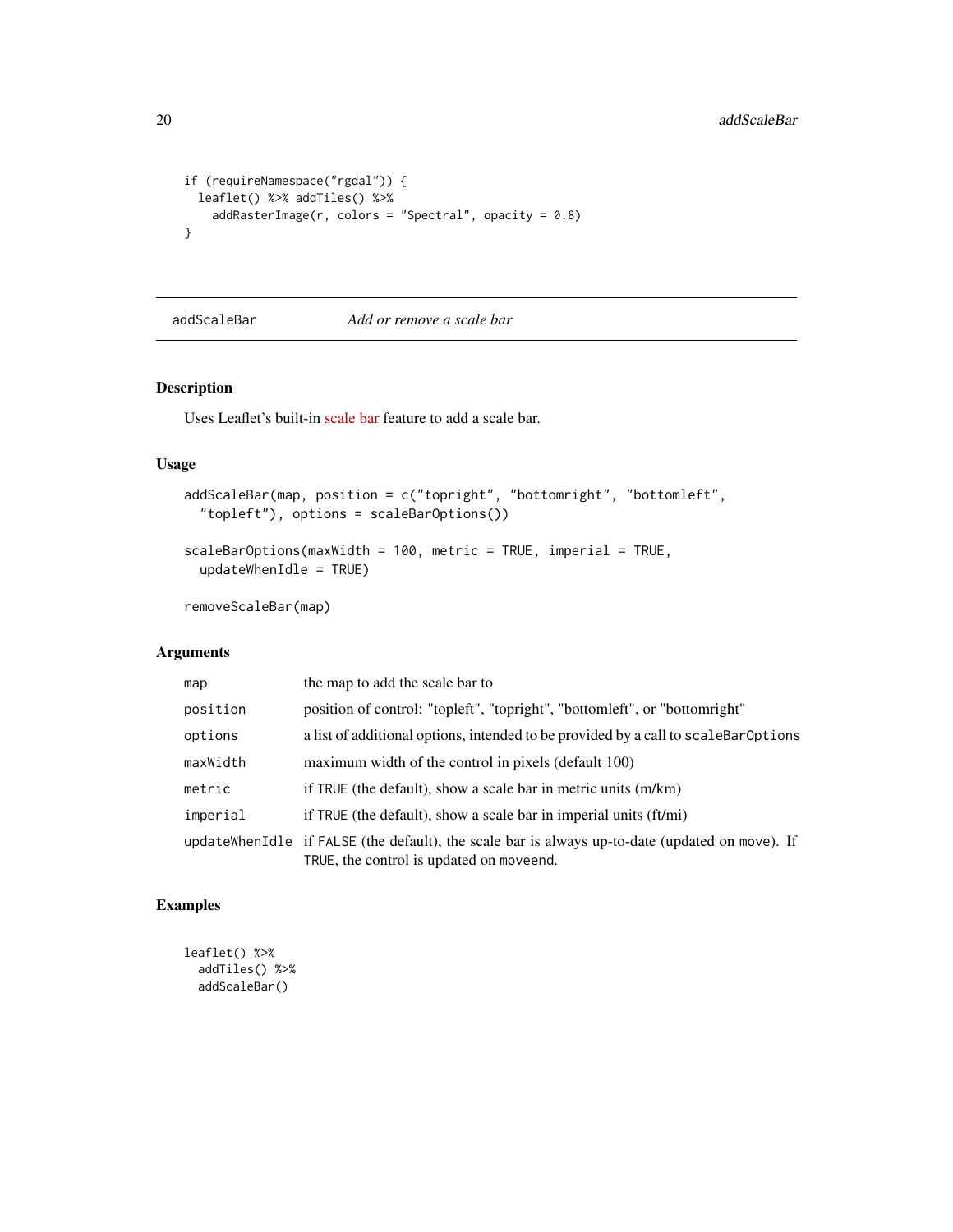```
if (requireNamespace("rgdal")) {
  leaflet() %>% addTiles() %>%
    addRasterImage(r, colors = "Spectral", opacity = 0.8)
}
```

## addScaleBar — *Add or remove a scale bar*

### Description

Uses Leaflet's built-in scale bar feature to add a scale bar.

### Usage

```
addScaleBar(map, position = c("topright", "bottomright", "bottomleft",
  "topleft"), options = scaleBarOptions())

scaleBarOptions(maxWidth = 100, metric = TRUE, imperial = TRUE,
  updateWhenIdle = TRUE)

removeScaleBar(map)
```

### Arguments

| | |
|---|---|
| `map` | the map to add the scale bar to |
| `position` | position of control: "topleft", "topright", "bottomleft", or "bottomright" |
| `options` | a list of additional options, intended to be provided by a call to `scaleBarOptions` |
| `maxWidth` | maximum width of the control in pixels (default 100) |
| `metric` | if `TRUE` (the default), show a scale bar in metric units (m/km) |
| `imperial` | if `TRUE` (the default), show a scale bar in imperial units (ft/mi) |
| `updateWhenIdle` | if `FALSE` (the default), the scale bar is always up-to-date (updated on `move`). If `TRUE`, the control is updated on `moveend`. |

### Examples

```
leaflet() %>%
  addTiles() %>%
  addScaleBar()
```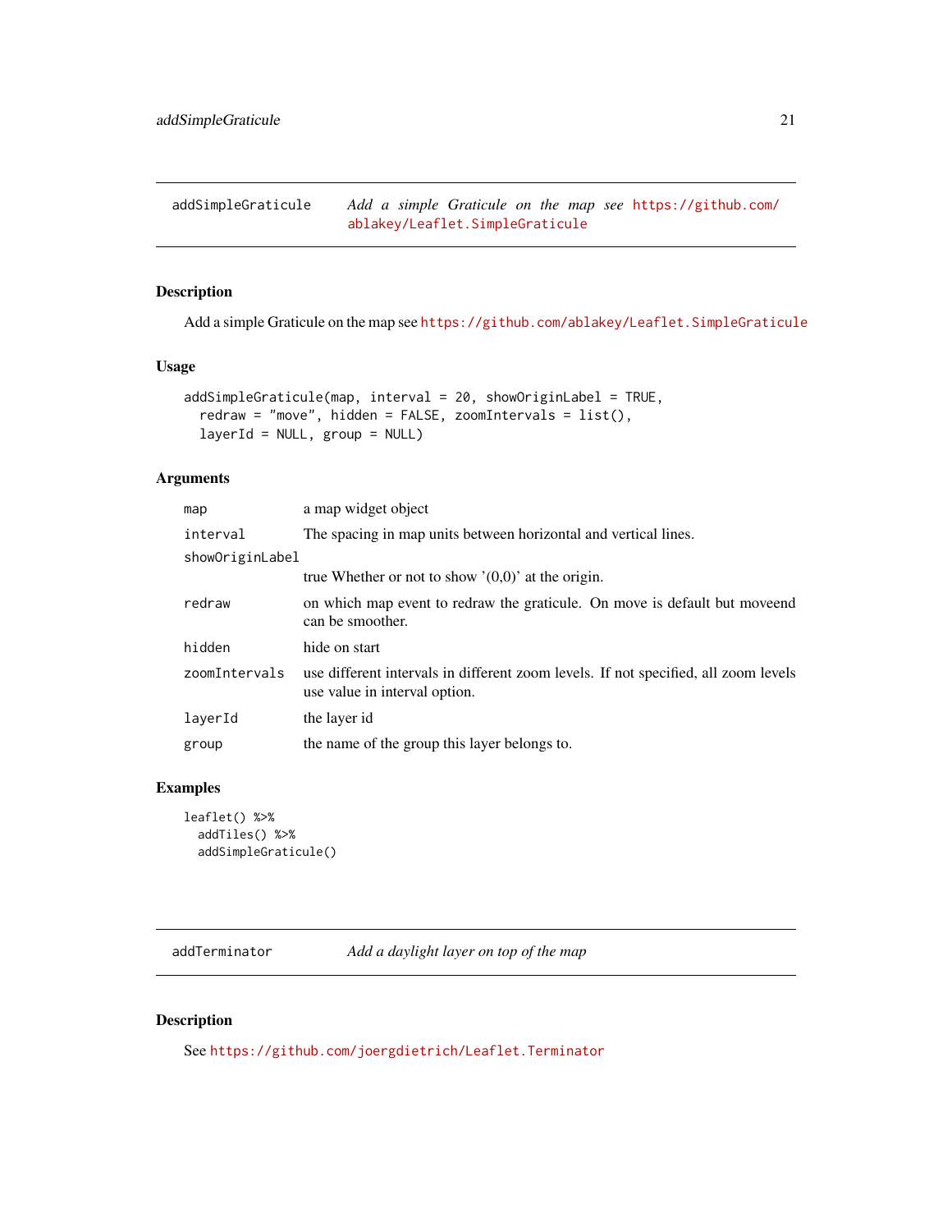## addSimpleGraticule — *Add a simple Graticule on the map see https://github.com/ablakey/Leaflet.SimpleGraticule*

### Description

Add a simple Graticule on the map see https://github.com/ablakey/Leaflet.SimpleGraticule

### Usage

```
addSimpleGraticule(map, interval = 20, showOriginLabel = TRUE,
  redraw = "move", hidden = FALSE, zoomIntervals = list(),
  layerId = NULL, group = NULL)
```

### Arguments

| | |
|---|---|
| map | a map widget object |
| interval | The spacing in map units between horizontal and vertical lines. |
| showOriginLabel | true Whether or not to show '(0,0)' at the origin. |
| redraw | on which map event to redraw the graticule. On move is default but moveend can be smoother. |
| hidden | hide on start |
| zoomIntervals | use different intervals in different zoom levels. If not specified, all zoom levels use value in interval option. |
| layerId | the layer id |
| group | the name of the group this layer belongs to. |

### Examples

```
leaflet() %>%
  addTiles() %>%
  addSimpleGraticule()
```

## addTerminator — *Add a daylight layer on top of the map*

### Description

See https://github.com/joergdietrich/Leaflet.Terminator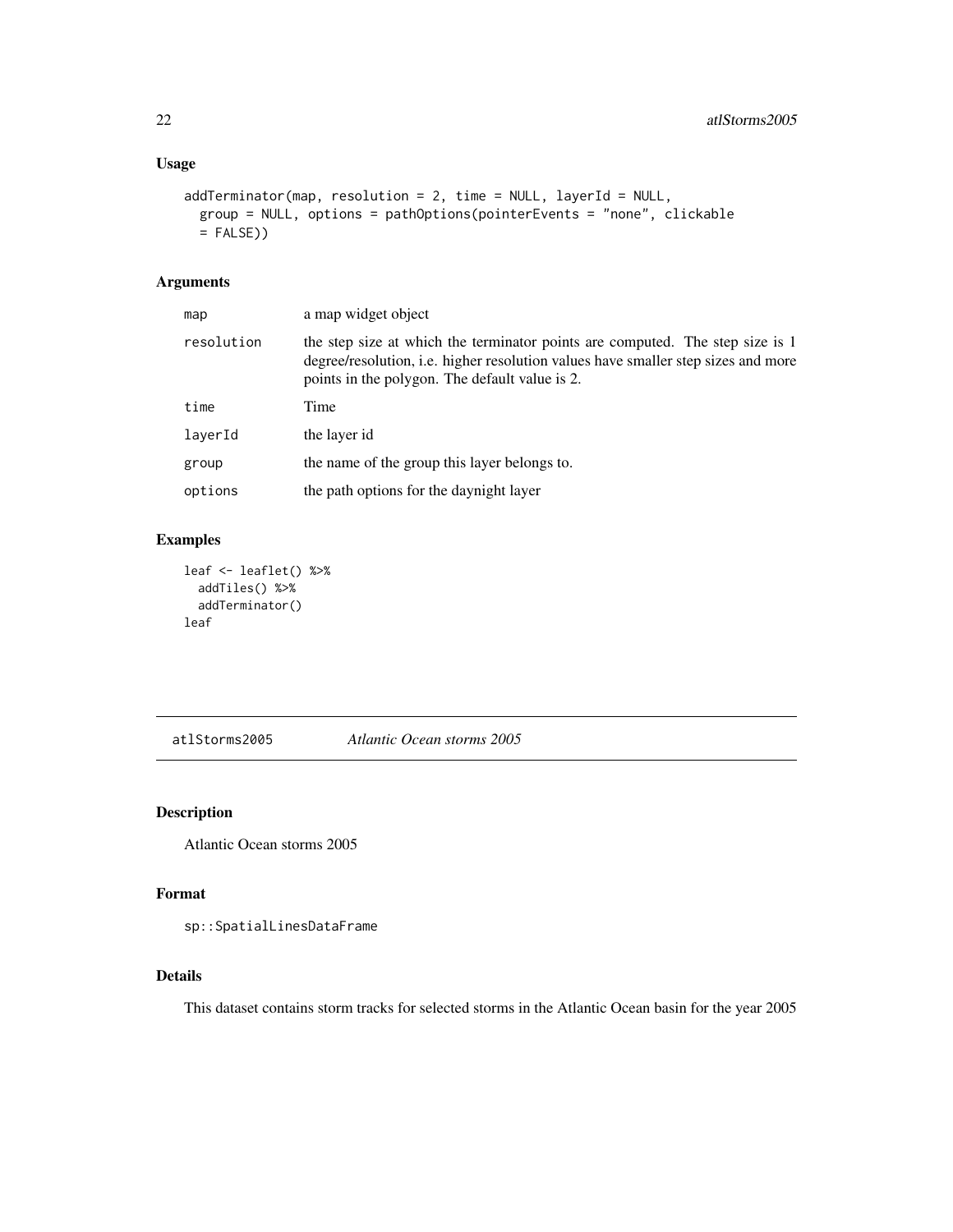### Usage

```
addTerminator(map, resolution = 2, time = NULL, layerId = NULL,
  group = NULL, options = pathOptions(pointerEvents = "none", clickable
  = FALSE))
```

### Arguments

| | |
|---|---|
| `map` | a map widget object |
| `resolution` | the step size at which the terminator points are computed. The step size is 1 degree/resolution, i.e. higher resolution values have smaller step sizes and more points in the polygon. The default value is 2. |
| `time` | Time |
| `layerId` | the layer id |
| `group` | the name of the group this layer belongs to. |
| `options` | the path options for the daynight layer |

### Examples

```
leaf <- leaflet() %>%
  addTiles() %>%
  addTerminator()
leaf
```

---

## `atlStorms2005` *Atlantic Ocean storms 2005*

---

### Description

Atlantic Ocean storms 2005

### Format

`sp::SpatialLinesDataFrame`

### Details

This dataset contains storm tracks for selected storms in the Atlantic Ocean basin for the year 2005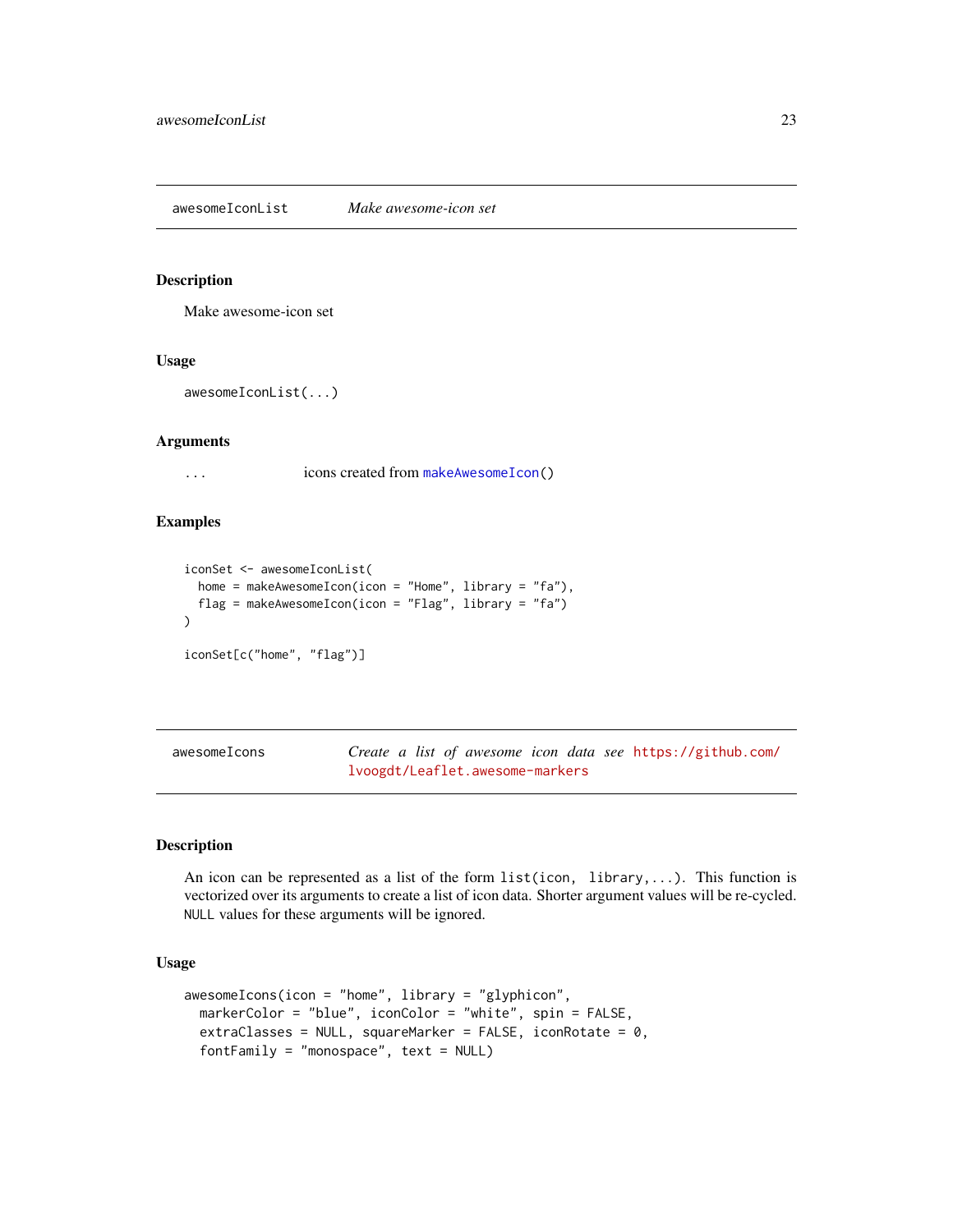## awesomeIconList — *Make awesome-icon set*

### Description

Make awesome-icon set

### Usage

```
awesomeIconList(...)
```

### Arguments

| | |
|---|---|
| `...` | icons created from `makeAwesomeIcon()` |

### Examples

```
iconSet <- awesomeIconList(
  home = makeAwesomeIcon(icon = "Home", library = "fa"),
  flag = makeAwesomeIcon(icon = "Flag", library = "fa")
)

iconSet[c("home", "flag")]
```

## awesomeIcons — *Create a list of awesome icon data see https://github.com/lvoogdt/Leaflet.awesome-markers*

### Description

An icon can be represented as a list of the form `list(icon, library,...)`. This function is vectorized over its arguments to create a list of icon data. Shorter argument values will be re-cycled. `NULL` values for these arguments will be ignored.

### Usage

```
awesomeIcons(icon = "home", library = "glyphicon",
  markerColor = "blue", iconColor = "white", spin = FALSE,
  extraClasses = NULL, squareMarker = FALSE, iconRotate = 0,
  fontFamily = "monospace", text = NULL)
```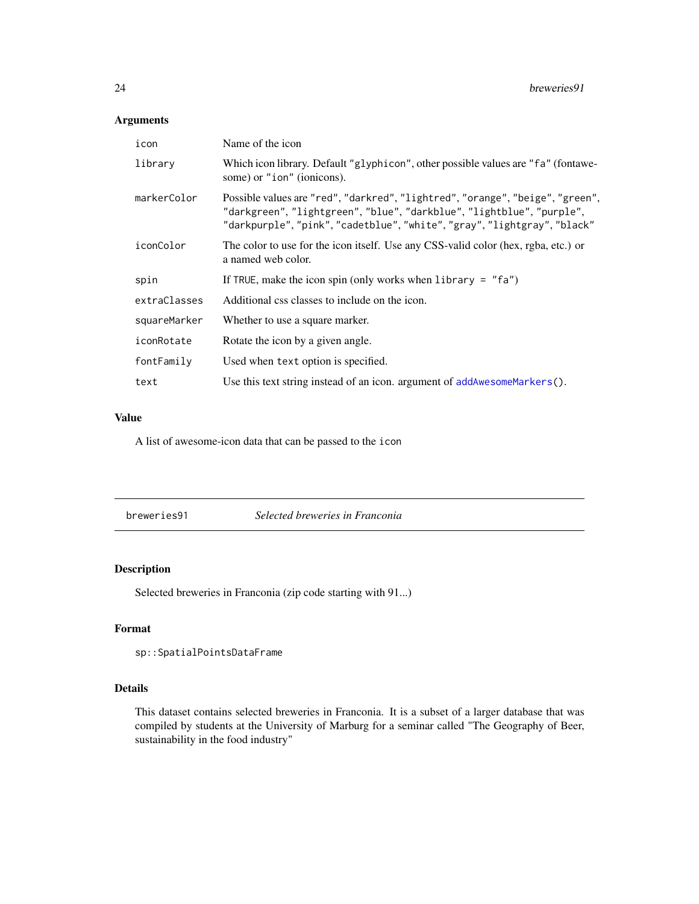### Arguments

| | |
|---|---|
| `icon` | Name of the icon |
| `library` | Which icon library. Default `"glyphicon"`, other possible values are `"fa"` (fontawesome) or `"ion"` (ionicons). |
| `markerColor` | Possible values are `"red"`, `"darkred"`, `"lightred"`, `"orange"`, `"beige"`, `"green"`, `"darkgreen"`, `"lightgreen"`, `"blue"`, `"darkblue"`, `"lightblue"`, `"purple"`, `"darkpurple"`, `"pink"`, `"cadetblue"`, `"white"`, `"gray"`, `"lightgray"`, `"black"` |
| `iconColor` | The color to use for the icon itself. Use any CSS-valid color (hex, rgba, etc.) or a named web color. |
| `spin` | If `TRUE`, make the icon spin (only works when `library = "fa"`) |
| `extraClasses` | Additional css classes to include on the icon. |
| `squareMarker` | Whether to use a square marker. |
| `iconRotate` | Rotate the icon by a given angle. |
| `fontFamily` | Used when `text` option is specified. |
| `text` | Use this text string instead of an icon. argument of `addAwesomeMarkers()`. |

### Value

A list of awesome-icon data that can be passed to the `icon`

---

## `breweries91` *Selected breweries in Franconia*

### Description

Selected breweries in Franconia (zip code starting with 91...)

### Format

`sp::SpatialPointsDataFrame`

### Details

This dataset contains selected breweries in Franconia. It is a subset of a larger database that was compiled by students at the University of Marburg for a seminar called "The Geography of Beer, sustainability in the food industry"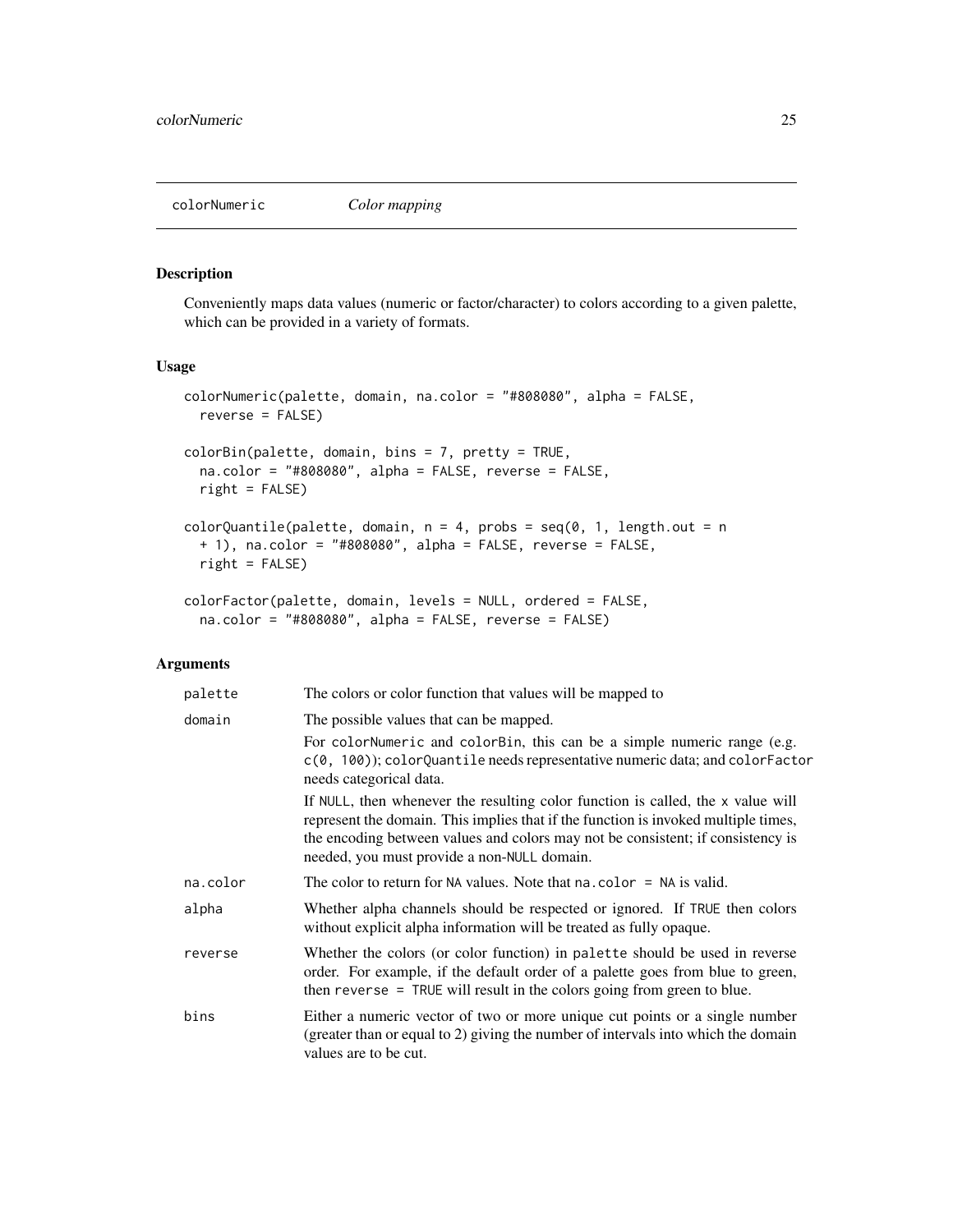colorNumeric *Color mapping*

## Description

Conveniently maps data values (numeric or factor/character) to colors according to a given palette, which can be provided in a variety of formats.

## Usage

```
colorNumeric(palette, domain, na.color = "#808080", alpha = FALSE,
  reverse = FALSE)

colorBin(palette, domain, bins = 7, pretty = TRUE,
  na.color = "#808080", alpha = FALSE, reverse = FALSE,
  right = FALSE)

colorQuantile(palette, domain, n = 4, probs = seq(0, 1, length.out = n
  + 1), na.color = "#808080", alpha = FALSE, reverse = FALSE,
  right = FALSE)

colorFactor(palette, domain, levels = NULL, ordered = FALSE,
  na.color = "#808080", alpha = FALSE, reverse = FALSE)
```

## Arguments

| | |
|---|---|
| `palette` | The colors or color function that values will be mapped to |
| `domain` | The possible values that can be mapped.<br><br>For `colorNumeric` and `colorBin`, this can be a simple numeric range (e.g. `c(0, 100)`); `colorQuantile` needs representative numeric data; and `colorFactor` needs categorical data.<br><br>If `NULL`, then whenever the resulting color function is called, the `x` value will represent the domain. This implies that if the function is invoked multiple times, the encoding between values and colors may not be consistent; if consistency is needed, you must provide a non-`NULL` domain. |
| `na.color` | The color to return for `NA` values. Note that `na.color = NA` is valid. |
| `alpha` | Whether alpha channels should be respected or ignored. If `TRUE` then colors without explicit alpha information will be treated as fully opaque. |
| `reverse` | Whether the colors (or color function) in `palette` should be used in reverse order. For example, if the default order of a palette goes from blue to green, then `reverse = TRUE` will result in the colors going from green to blue. |
| `bins` | Either a numeric vector of two or more unique cut points or a single number (greater than or equal to 2) giving the number of intervals into which the domain values are to be cut. |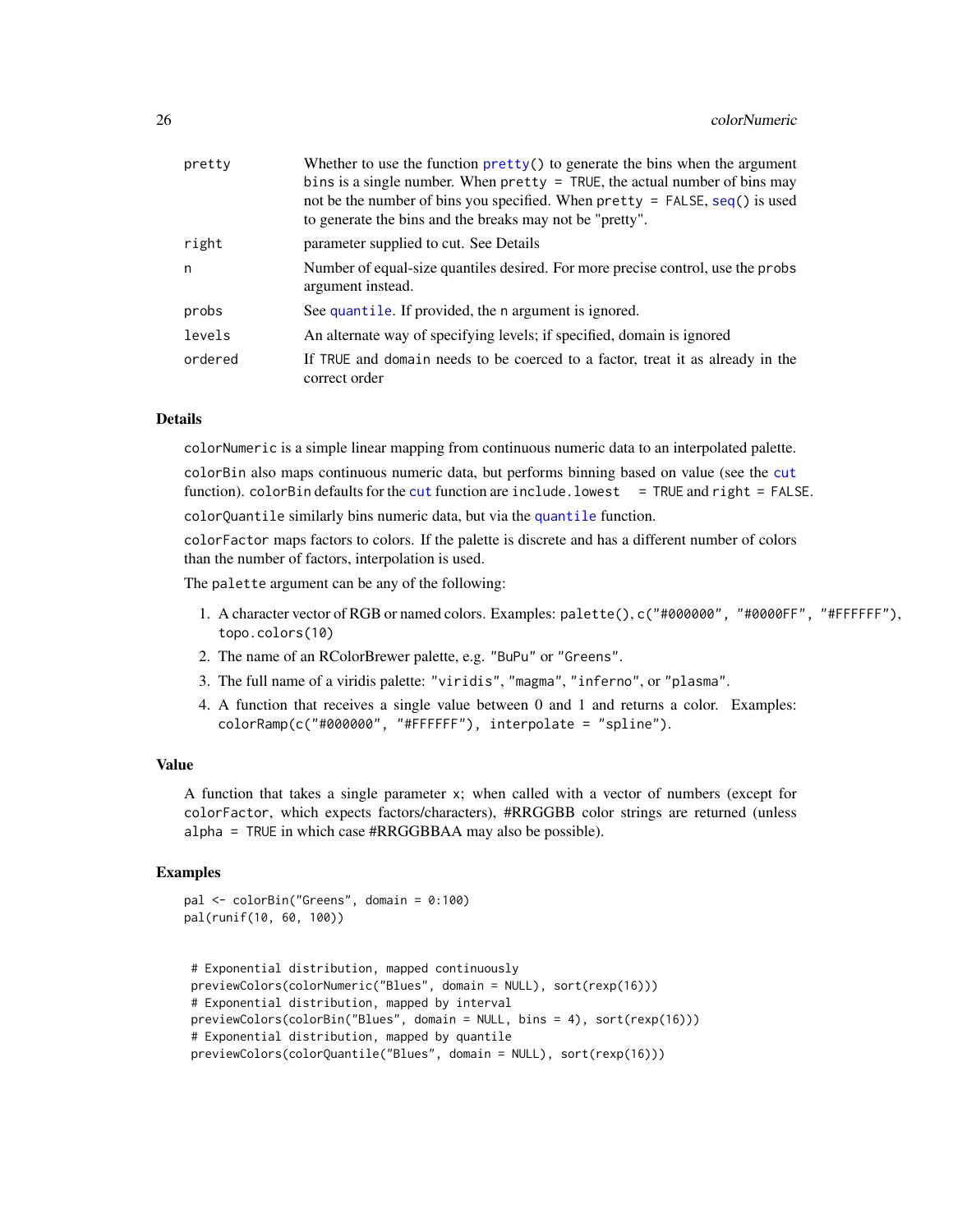| | |
|---|---|
| pretty | Whether to use the function `pretty()` to generate the bins when the argument `bins` is a single number. When `pretty = TRUE`, the actual number of bins may not be the number of bins you specified. When `pretty = FALSE`, `seq()` is used to generate the bins and the breaks may not be "pretty". |
| right | parameter supplied to cut. See Details |
| n | Number of equal-size quantiles desired. For more precise control, use the `probs` argument instead. |
| probs | See `quantile`. If provided, the `n` argument is ignored. |
| levels | An alternate way of specifying levels; if specified, domain is ignored |
| ordered | If `TRUE` and `domain` needs to be coerced to a factor, treat it as already in the correct order |

### Details

`colorNumeric` is a simple linear mapping from continuous numeric data to an interpolated palette.

`colorBin` also maps continuous numeric data, but performs binning based on value (see the `cut` function). `colorBin` defaults for the `cut` function are `include.lowest = TRUE` and `right = FALSE`.

`colorQuantile` similarly bins numeric data, but via the `quantile` function.

`colorFactor` maps factors to colors. If the palette is discrete and has a different number of colors than the number of factors, interpolation is used.

The `palette` argument can be any of the following:

1. A character vector of RGB or named colors. Examples: `palette()`, `c("#000000", "#0000FF", "#FFFFFF")`, `topo.colors(10)`
2. The name of an RColorBrewer palette, e.g. `"BuPu"` or `"Greens"`.
3. The full name of a viridis palette: `"viridis"`, `"magma"`, `"inferno"`, or `"plasma"`.
4. A function that receives a single value between 0 and 1 and returns a color. Examples: `colorRamp(c("#000000", "#FFFFFF"), interpolate = "spline")`.

### Value

A function that takes a single parameter `x`; when called with a vector of numbers (except for `colorFactor`, which expects factors/characters), #RRGGBB color strings are returned (unless `alpha = TRUE` in which case #RRGGBBAA may also be possible).

### Examples

```
pal <- colorBin("Greens", domain = 0:100)
pal(runif(10, 60, 100))


 # Exponential distribution, mapped continuously
 previewColors(colorNumeric("Blues", domain = NULL), sort(rexp(16)))
 # Exponential distribution, mapped by interval
 previewColors(colorBin("Blues", domain = NULL, bins = 4), sort(rexp(16)))
 # Exponential distribution, mapped by quantile
 previewColors(colorQuantile("Blues", domain = NULL), sort(rexp(16)))
```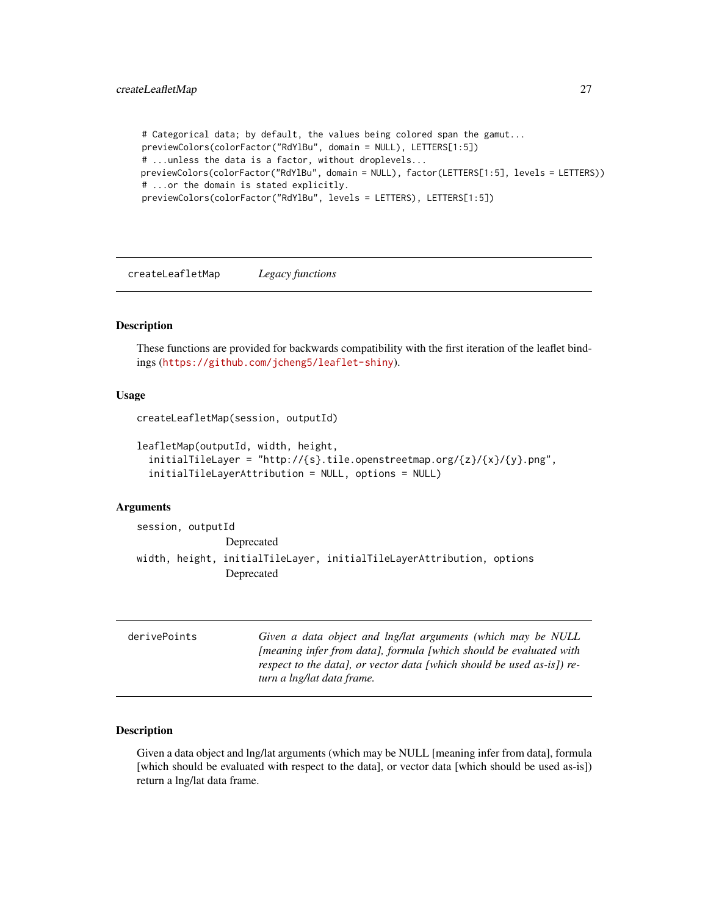```
# Categorical data; by default, the values being colored span the gamut...
previewColors(colorFactor("RdYlBu", domain = NULL), LETTERS[1:5])
# ...unless the data is a factor, without droplevels...
previewColors(colorFactor("RdYlBu", domain = NULL), factor(LETTERS[1:5], levels = LETTERS))
# ...or the domain is stated explicitly.
previewColors(colorFactor("RdYlBu", levels = LETTERS), LETTERS[1:5])
```

---

## createLeafletMap — *Legacy functions*

### Description

These functions are provided for backwards compatibility with the first iteration of the leaflet bindings (https://github.com/jcheng5/leaflet-shiny).

### Usage

```
createLeafletMap(session, outputId)

leafletMap(outputId, width, height,
  initialTileLayer = "http://{s}.tile.openstreetmap.org/{z}/{x}/{y}.png",
  initialTileLayerAttribution = NULL, options = NULL)
```

### Arguments

`session, outputId`
: Deprecated

`width, height, initialTileLayer, initialTileLayerAttribution, options`
: Deprecated

---

## derivePoints — *Given a data object and lng/lat arguments (which may be NULL [meaning infer from data], formula [which should be evaluated with respect to the data], or vector data [which should be used as-is]) return a lng/lat data frame.*

### Description

Given a data object and lng/lat arguments (which may be NULL [meaning infer from data], formula [which should be evaluated with respect to the data], or vector data [which should be used as-is]) return a lng/lat data frame.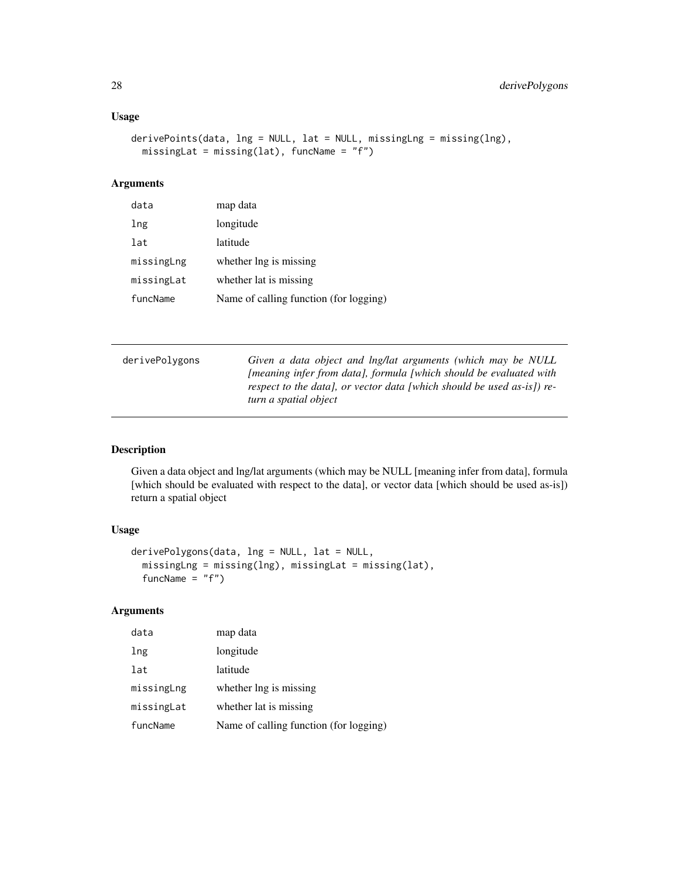## Usage

```
derivePoints(data, lng = NULL, lat = NULL, missingLng = missing(lng),
  missingLat = missing(lat), funcName = "f")
```

## Arguments

| | |
|---|---|
| `data` | map data |
| `lng` | longitude |
| `lat` | latitude |
| `missingLng` | whether lng is missing |
| `missingLat` | whether lat is missing |
| `funcName` | Name of calling function (for logging) |

---

# derivePolygons

*Given a data object and lng/lat arguments (which may be NULL [meaning infer from data], formula [which should be evaluated with respect to the data], or vector data [which should be used as-is]) return a spatial object*

---

## Description

Given a data object and lng/lat arguments (which may be NULL [meaning infer from data], formula [which should be evaluated with respect to the data], or vector data [which should be used as-is]) return a spatial object

## Usage

```
derivePolygons(data, lng = NULL, lat = NULL,
  missingLng = missing(lng), missingLat = missing(lat),
  funcName = "f")
```

## Arguments

| | |
|---|---|
| `data` | map data |
| `lng` | longitude |
| `lat` | latitude |
| `missingLng` | whether lng is missing |
| `missingLat` | whether lat is missing |
| `funcName` | Name of calling function (for logging) |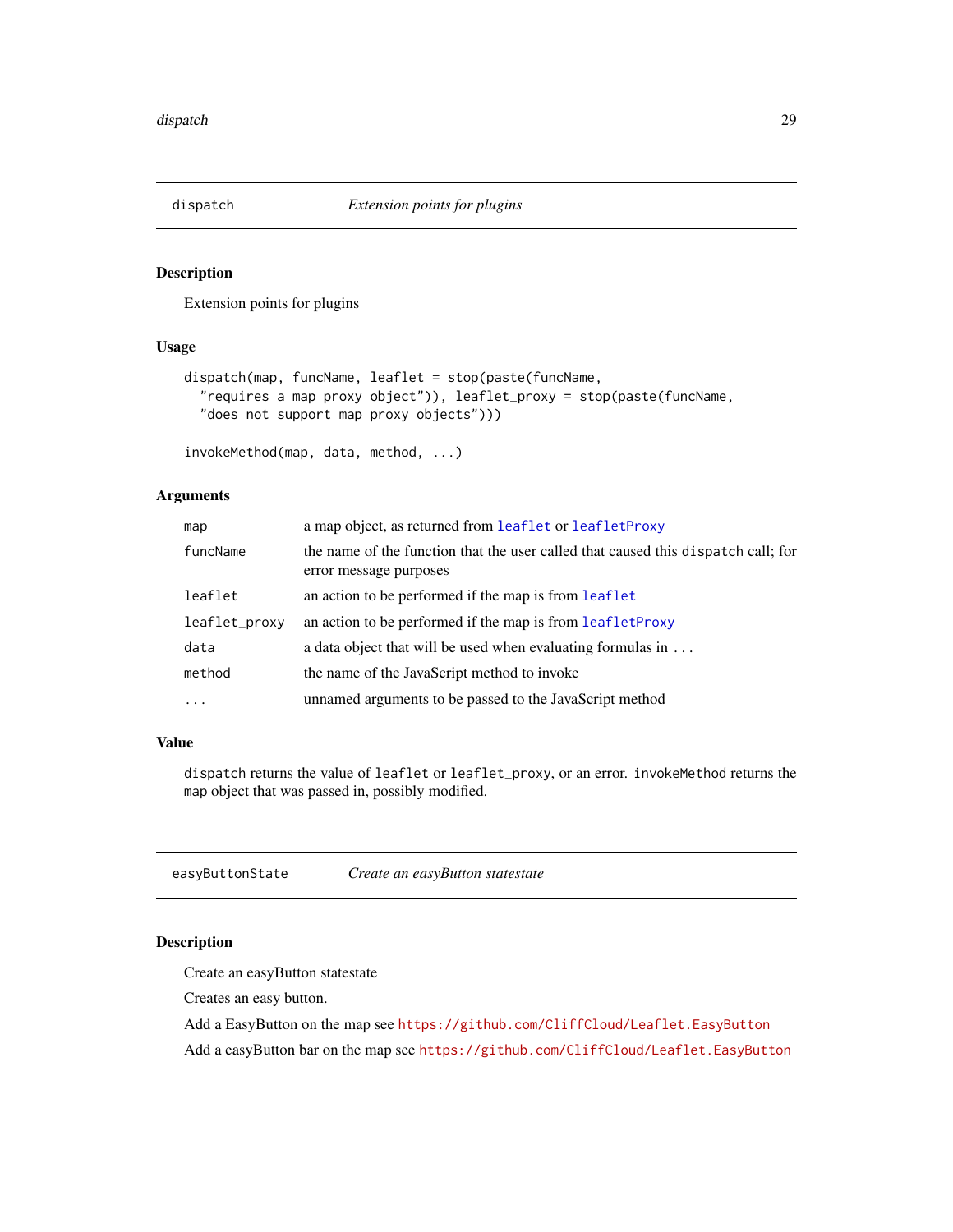## dispatch — *Extension points for plugins*

### Description

Extension points for plugins

### Usage

```
dispatch(map, funcName, leaflet = stop(paste(funcName,
  "requires a map proxy object")), leaflet_proxy = stop(paste(funcName,
  "does not support map proxy objects")))

invokeMethod(map, data, method, ...)
```

### Arguments

| | |
|---|---|
| map | a map object, as returned from leaflet or leafletProxy |
| funcName | the name of the function that the user called that caused this dispatch call; for error message purposes |
| leaflet | an action to be performed if the map is from leaflet |
| leaflet_proxy | an action to be performed if the map is from leafletProxy |
| data | a data object that will be used when evaluating formulas in ... |
| method | the name of the JavaScript method to invoke |
| ... | unnamed arguments to be passed to the JavaScript method |

### Value

dispatch returns the value of leaflet or leaflet_proxy, or an error. invokeMethod returns the map object that was passed in, possibly modified.

## easyButtonState — *Create an easyButton statestate*

### Description

Create an easyButton statestate

Creates an easy button.

Add a EasyButton on the map see https://github.com/CliffCloud/Leaflet.EasyButton

Add a easyButton bar on the map see https://github.com/CliffCloud/Leaflet.EasyButton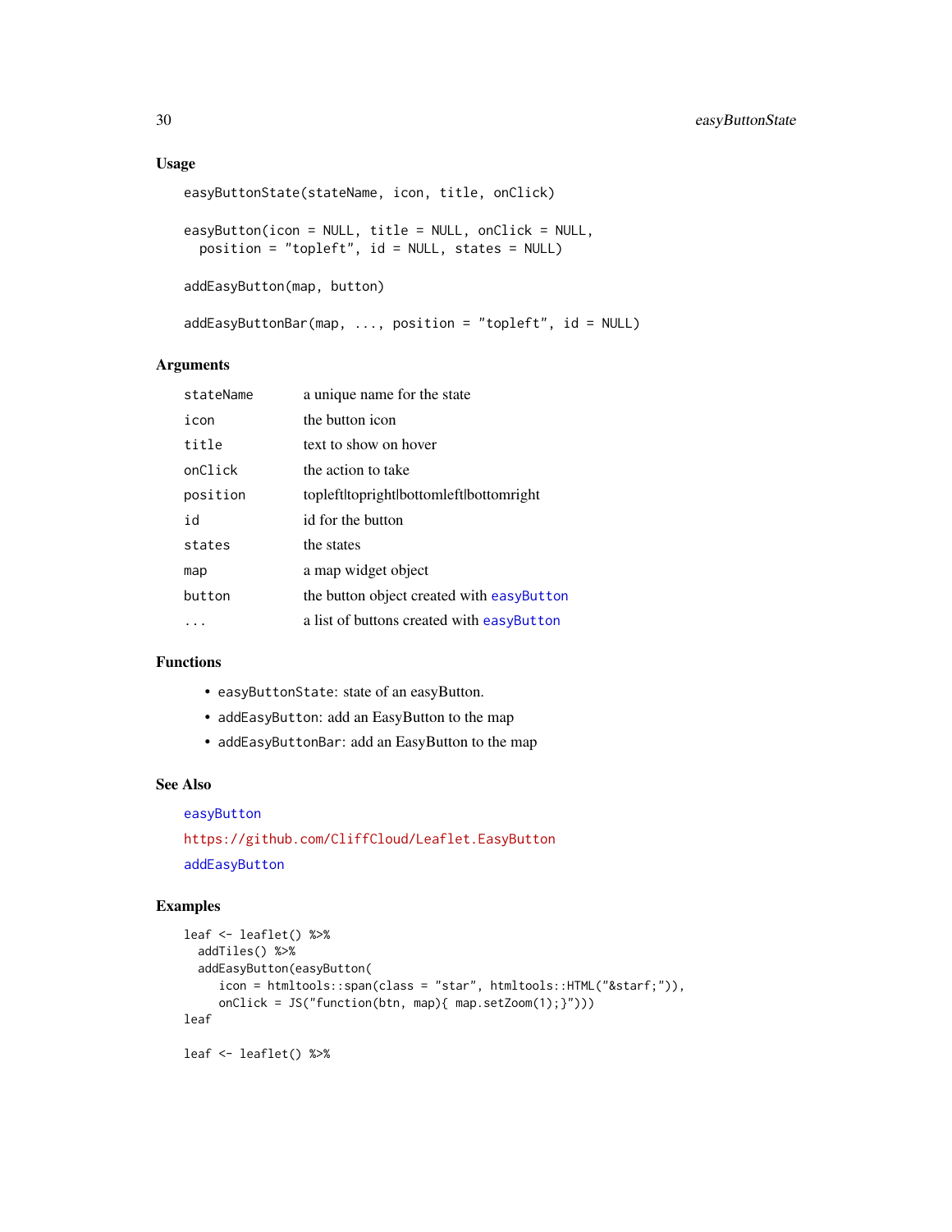## Usage

```
easyButtonState(stateName, icon, title, onClick)

easyButton(icon = NULL, title = NULL, onClick = NULL,
  position = "topleft", id = NULL, states = NULL)

addEasyButton(map, button)

addEasyButtonBar(map, ..., position = "topleft", id = NULL)
```

## Arguments

| | |
|---|---|
| stateName | a unique name for the state |
| icon | the button icon |
| title | text to show on hover |
| onClick | the action to take |
| position | topleft\|topright\|bottomleft\|bottomright |
| id | id for the button |
| states | the states |
| map | a map widget object |
| button | the button object created with easyButton |
| ... | a list of buttons created with easyButton |

## Functions

- `easyButtonState`: state of an easyButton.
- `addEasyButton`: add an EasyButton to the map
- `addEasyButtonBar`: add an EasyButton to the map

## See Also

easyButton

https://github.com/CliffCloud/Leaflet.EasyButton

addEasyButton

## Examples

```
leaf <- leaflet() %>%
  addTiles() %>%
  addEasyButton(easyButton(
     icon = htmltools::span(class = "star", htmltools::HTML("&starf;")),
     onClick = JS("function(btn, map){ map.setZoom(1);}")))
leaf

leaf <- leaflet() %>%
```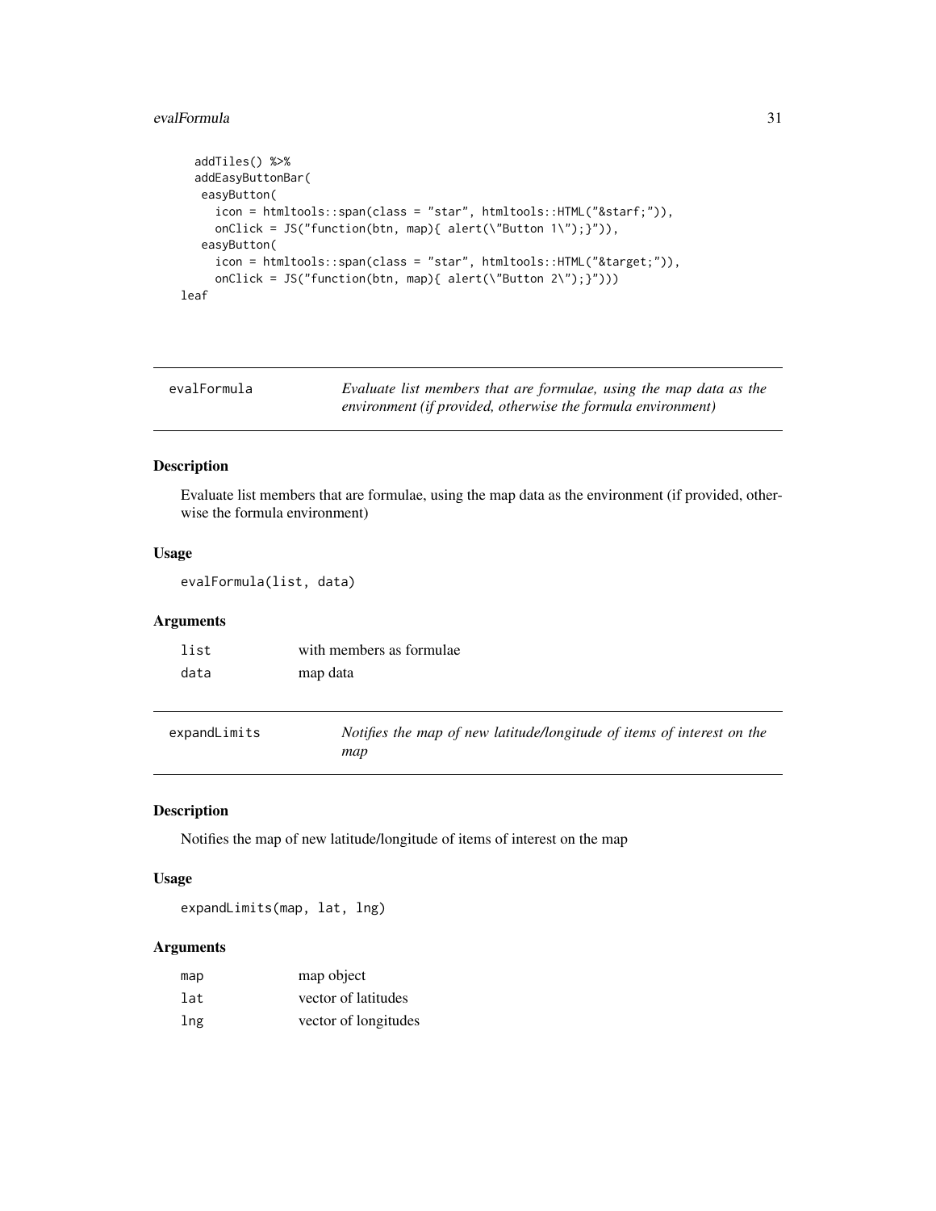```
  addTiles() %>%
  addEasyButtonBar(
   easyButton(
     icon = htmltools::span(class = "star", htmltools::HTML("&starf;")),
     onClick = JS("function(btn, map){ alert(\"Button 1\");}")),
   easyButton(
     icon = htmltools::span(class = "star", htmltools::HTML("&target;")),
     onClick = JS("function(btn, map){ alert(\"Button 2\");}")))
leaf
```

## evalFormula

*Evaluate list members that are formulae, using the map data as the environment (if provided, otherwise the formula environment)*

### Description

Evaluate list members that are formulae, using the map data as the environment (if provided, otherwise the formula environment)

### Usage

```
evalFormula(list, data)
```

### Arguments

| | |
|---|---|
| `list` | with members as formulae |
| `data` | map data |

## expandLimits

*Notifies the map of new latitude/longitude of items of interest on the map*

### Description

Notifies the map of new latitude/longitude of items of interest on the map

### Usage

```
expandLimits(map, lat, lng)
```

### Arguments

| | |
|---|---|
| `map` | map object |
| `lat` | vector of latitudes |
| `lng` | vector of longitudes |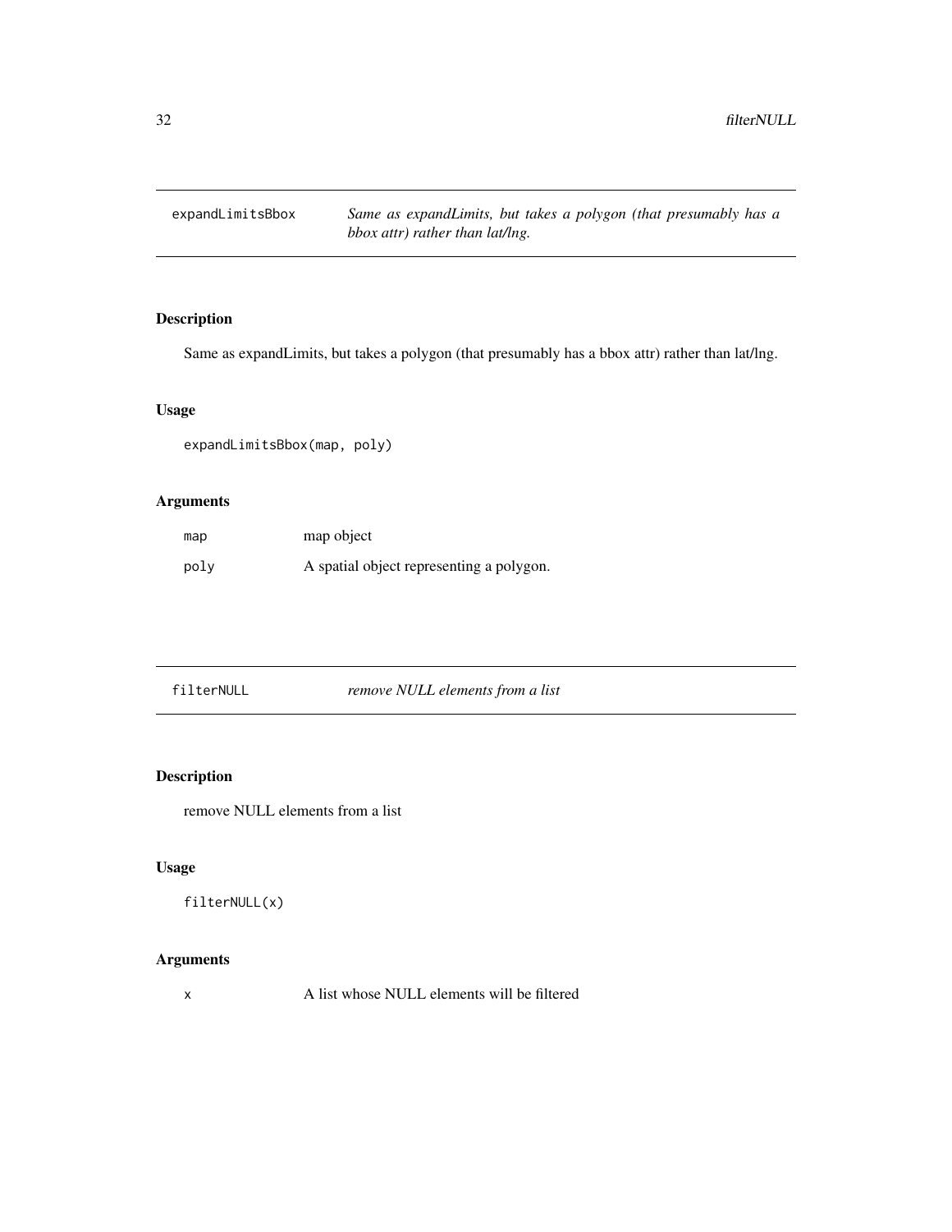## expandLimitsBbox

*Same as expandLimits, but takes a polygon (that presumably has a bbox attr) rather than lat/lng.*

### Description

Same as expandLimits, but takes a polygon (that presumably has a bbox attr) rather than lat/lng.

### Usage

```
expandLimitsBbox(map, poly)
```

### Arguments

| | |
|---|---|
| map | map object |
| poly | A spatial object representing a polygon. |

## filterNULL

*remove NULL elements from a list*

### Description

remove NULL elements from a list

### Usage

```
filterNULL(x)
```

### Arguments

| | |
|---|---|
| x | A list whose NULL elements will be filtered |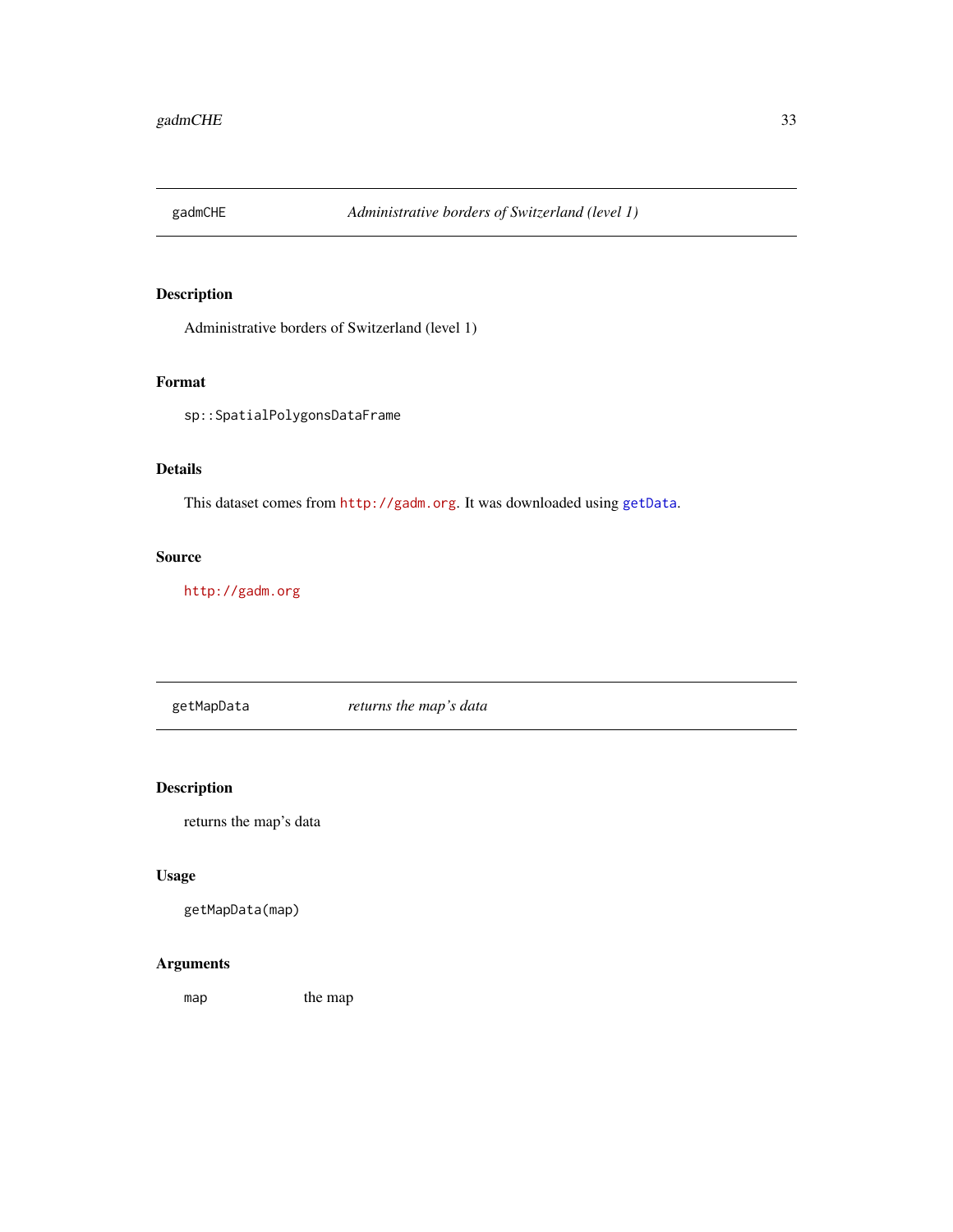## gadmCHE — *Administrative borders of Switzerland (level 1)*

### Description

Administrative borders of Switzerland (level 1)

### Format

`sp::SpatialPolygonsDataFrame`

### Details

This dataset comes from `http://gadm.org`. It was downloaded using `getData`.

### Source

`http://gadm.org`

## getMapData — *returns the map's data*

### Description

returns the map's data

### Usage

```
getMapData(map)
```

### Arguments

| | |
|---|---|
| `map` | the map |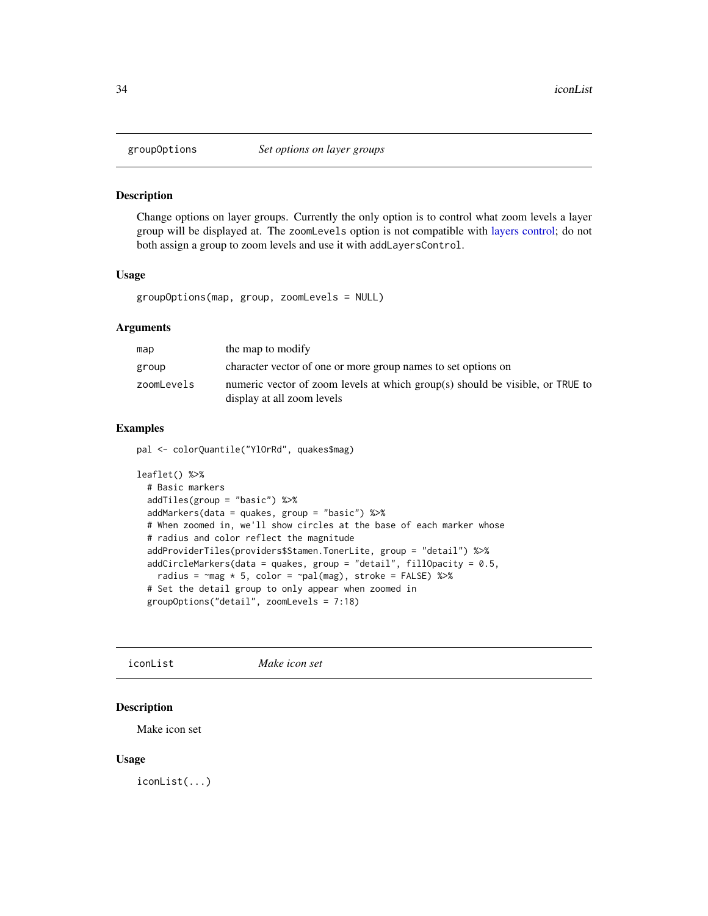## groupOptions    *Set options on layer groups*

### Description

Change options on layer groups. Currently the only option is to control what zoom levels a layer group will be displayed at. The `zoomLevels` option is not compatible with layers control; do not both assign a group to zoom levels and use it with `addLayersControl`.

### Usage

```
groupOptions(map, group, zoomLevels = NULL)
```

### Arguments

| | |
|---|---|
| `map` | the map to modify |
| `group` | character vector of one or more group names to set options on |
| `zoomLevels` | numeric vector of zoom levels at which group(s) should be visible, or `TRUE` to display at all zoom levels |

### Examples

```
pal <- colorQuantile("YlOrRd", quakes$mag)

leaflet() %>%
  # Basic markers
  addTiles(group = "basic") %>%
  addMarkers(data = quakes, group = "basic") %>%
  # When zoomed in, we'll show circles at the base of each marker whose
  # radius and color reflect the magnitude
  addProviderTiles(providers$Stamen.TonerLite, group = "detail") %>%
  addCircleMarkers(data = quakes, group = "detail", fillOpacity = 0.5,
    radius = ~mag * 5, color = ~pal(mag), stroke = FALSE) %>%
  # Set the detail group to only appear when zoomed in
  groupOptions("detail", zoomLevels = 7:18)
```

## iconList    *Make icon set*

### Description

Make icon set

### Usage

```
iconList(...)
```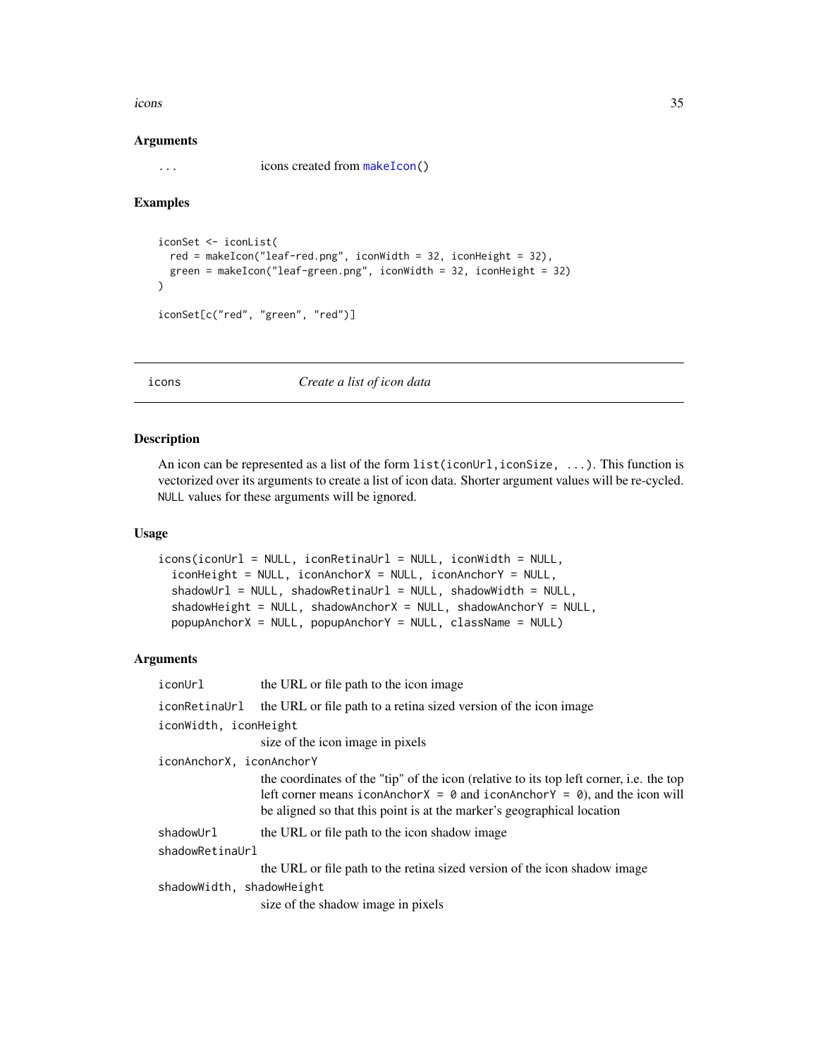## Arguments

| | |
|---|---|
| `...` | icons created from `makeIcon()` |

## Examples

```
iconSet <- iconList(
  red = makeIcon("leaf-red.png", iconWidth = 32, iconHeight = 32),
  green = makeIcon("leaf-green.png", iconWidth = 32, iconHeight = 32)
)

iconSet[c("red", "green", "red")]
```

---

# icons *Create a list of icon data*

## Description

An icon can be represented as a list of the form `list(iconUrl,iconSize, ...)`. This function is vectorized over its arguments to create a list of icon data. Shorter argument values will be re-cycled. `NULL` values for these arguments will be ignored.

## Usage

```
icons(iconUrl = NULL, iconRetinaUrl = NULL, iconWidth = NULL,
  iconHeight = NULL, iconAnchorX = NULL, iconAnchorY = NULL,
  shadowUrl = NULL, shadowRetinaUrl = NULL, shadowWidth = NULL,
  shadowHeight = NULL, shadowAnchorX = NULL, shadowAnchorY = NULL,
  popupAnchorX = NULL, popupAnchorY = NULL, className = NULL)
```

## Arguments

| | |
|---|---|
| `iconUrl` | the URL or file path to the icon image |
| `iconRetinaUrl` | the URL or file path to a retina sized version of the icon image |
| `iconWidth, iconHeight` | size of the icon image in pixels |
| `iconAnchorX, iconAnchorY` | the coordinates of the "tip" of the icon (relative to its top left corner, i.e. the top left corner means `iconAnchorX = 0` and `iconAnchorY = 0`), and the icon will be aligned so that this point is at the marker's geographical location |
| `shadowUrl` | the URL or file path to the icon shadow image |
| `shadowRetinaUrl` | the URL or file path to the retina sized version of the icon shadow image |
| `shadowWidth, shadowHeight` | size of the shadow image in pixels |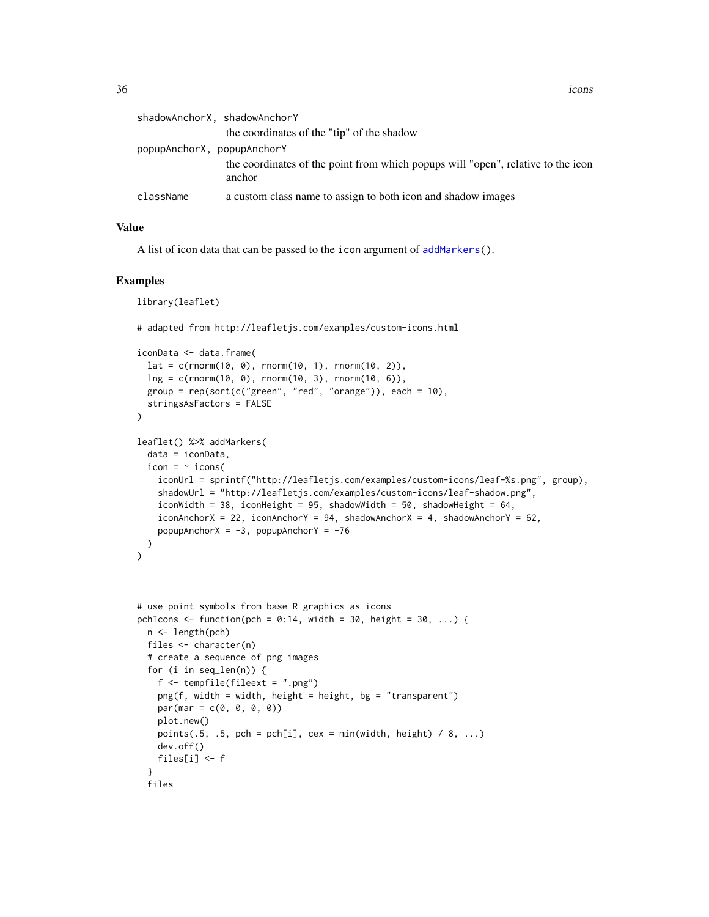shadowAnchorX, shadowAnchorY
: the coordinates of the "tip" of the shadow

popupAnchorX, popupAnchorY
: the coordinates of the point from which popups will "open", relative to the icon anchor

className
: a custom class name to assign to both icon and shadow images

## Value

A list of icon data that can be passed to the icon argument of addMarkers().

## Examples

```
library(leaflet)

# adapted from http://leafletjs.com/examples/custom-icons.html

iconData <- data.frame(
  lat = c(rnorm(10, 0), rnorm(10, 1), rnorm(10, 2)),
  lng = c(rnorm(10, 0), rnorm(10, 3), rnorm(10, 6)),
  group = rep(sort(c("green", "red", "orange")), each = 10),
  stringsAsFactors = FALSE
)

leaflet() %>% addMarkers(
  data = iconData,
  icon = ~ icons(
    iconUrl = sprintf("http://leafletjs.com/examples/custom-icons/leaf-%s.png", group),
    shadowUrl = "http://leafletjs.com/examples/custom-icons/leaf-shadow.png",
    iconWidth = 38, iconHeight = 95, shadowWidth = 50, shadowHeight = 64,
    iconAnchorX = 22, iconAnchorY = 94, shadowAnchorX = 4, shadowAnchorY = 62,
    popupAnchorX = -3, popupAnchorY = -76
  )
)



# use point symbols from base R graphics as icons
pchIcons <- function(pch = 0:14, width = 30, height = 30, ...) {
  n <- length(pch)
  files <- character(n)
  # create a sequence of png images
  for (i in seq_len(n)) {
    f <- tempfile(fileext = ".png")
    png(f, width = width, height = height, bg = "transparent")
    par(mar = c(0, 0, 0, 0))
    plot.new()
    points(.5, .5, pch = pch[i], cex = min(width, height) / 8, ...)
    dev.off()
    files[i] <- f
  }
  files
```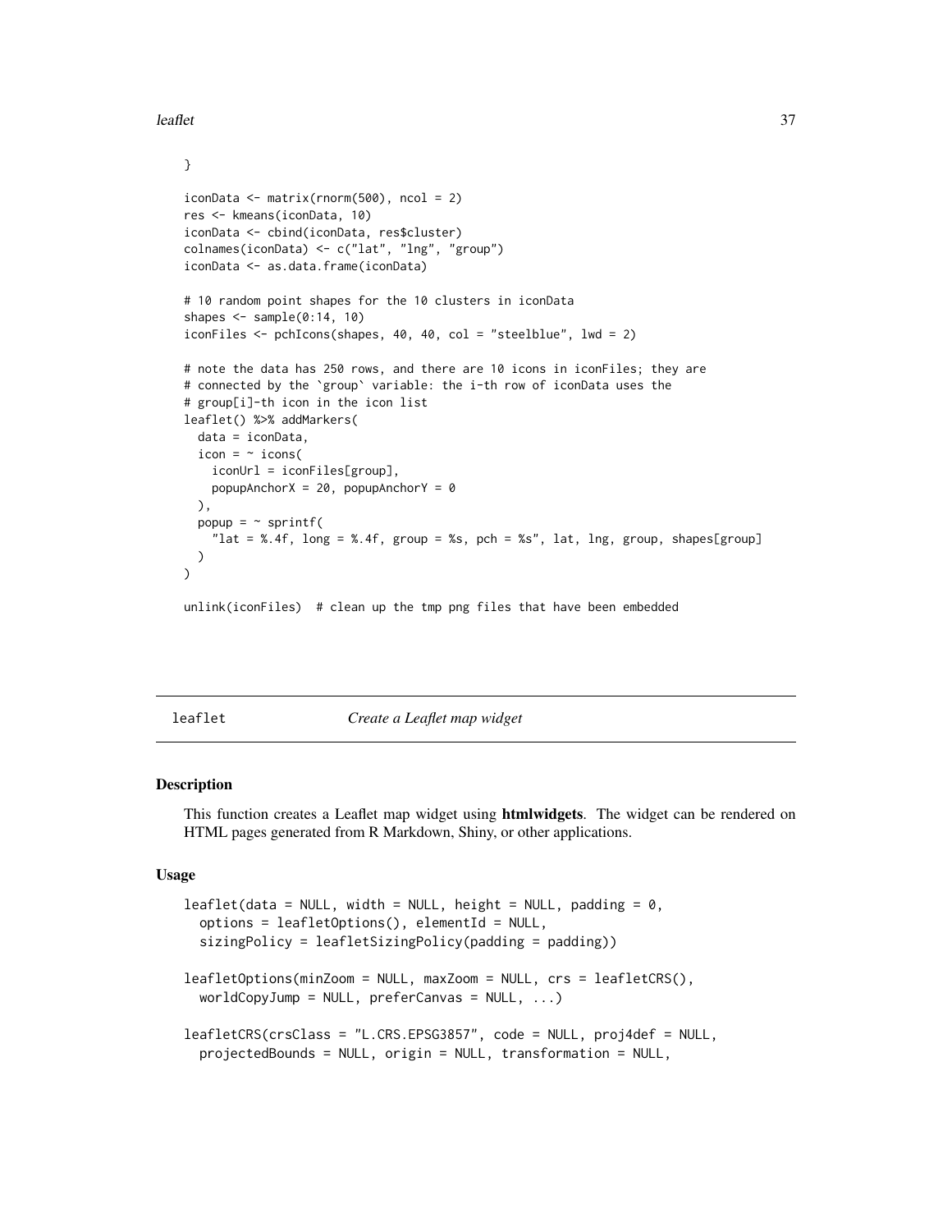```
}

iconData <- matrix(rnorm(500), ncol = 2)
res <- kmeans(iconData, 10)
iconData <- cbind(iconData, res$cluster)
colnames(iconData) <- c("lat", "lng", "group")
iconData <- as.data.frame(iconData)

# 10 random point shapes for the 10 clusters in iconData
shapes <- sample(0:14, 10)
iconFiles <- pchIcons(shapes, 40, 40, col = "steelblue", lwd = 2)

# note the data has 250 rows, and there are 10 icons in iconFiles; they are
# connected by the `group` variable: the i-th row of iconData uses the
# group[i]-th icon in the icon list
leaflet() %>% addMarkers(
  data = iconData,
  icon = ~ icons(
    iconUrl = iconFiles[group],
    popupAnchorX = 20, popupAnchorY = 0
  ),
  popup = ~ sprintf(
    "lat = %.4f, long = %.4f, group = %s, pch = %s", lat, lng, group, shapes[group]
  )
)

unlink(iconFiles)  # clean up the tmp png files that have been embedded
```

## leaflet — *Create a Leaflet map widget*

### Description

This function creates a Leaflet map widget using **htmlwidgets**. The widget can be rendered on HTML pages generated from R Markdown, Shiny, or other applications.

### Usage

```
leaflet(data = NULL, width = NULL, height = NULL, padding = 0,
  options = leafletOptions(), elementId = NULL,
  sizingPolicy = leafletSizingPolicy(padding = padding))

leafletOptions(minZoom = NULL, maxZoom = NULL, crs = leafletCRS(),
  worldCopyJump = NULL, preferCanvas = NULL, ...)

leafletCRS(crsClass = "L.CRS.EPSG3857", code = NULL, proj4def = NULL,
  projectedBounds = NULL, origin = NULL, transformation = NULL,
```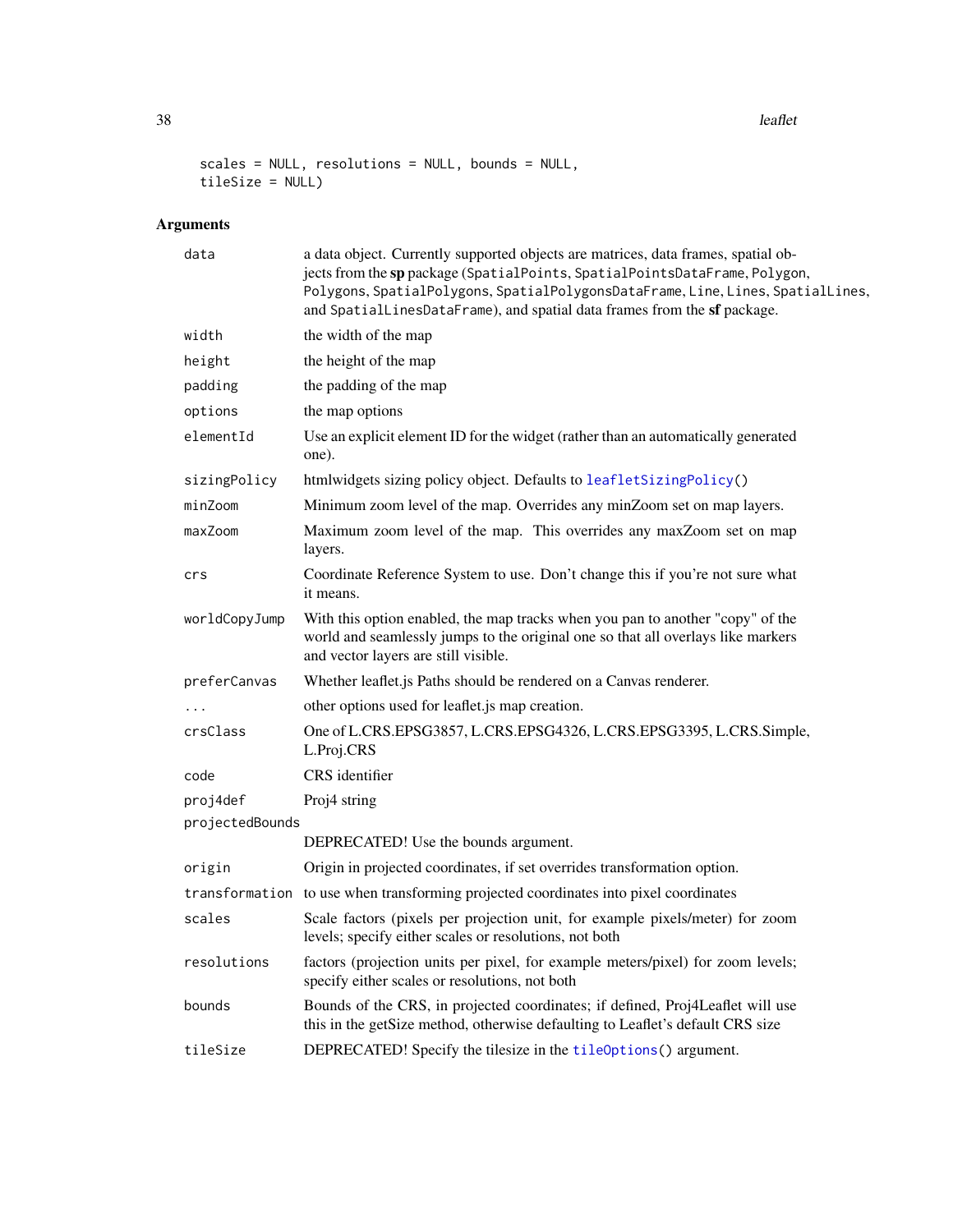```
  scales = NULL, resolutions = NULL, bounds = NULL,
  tileSize = NULL)
```

### Arguments

| Argument | Description |
|---|---|
| `data` | a data object. Currently supported objects are matrices, data frames, spatial objects from the **sp** package (`SpatialPoints`, `SpatialPointsDataFrame`, `Polygon`, `Polygons`, `SpatialPolygons`, `SpatialPolygonsDataFrame`, `Line`, `Lines`, `SpatialLines`, and `SpatialLinesDataFrame`), and spatial data frames from the **sf** package. |
| `width` | the width of the map |
| `height` | the height of the map |
| `padding` | the padding of the map |
| `options` | the map options |
| `elementId` | Use an explicit element ID for the widget (rather than an automatically generated one). |
| `sizingPolicy` | htmlwidgets sizing policy object. Defaults to `leafletSizingPolicy()` |
| `minZoom` | Minimum zoom level of the map. Overrides any minZoom set on map layers. |
| `maxZoom` | Maximum zoom level of the map. This overrides any maxZoom set on map layers. |
| `crs` | Coordinate Reference System to use. Don't change this if you're not sure what it means. |
| `worldCopyJump` | With this option enabled, the map tracks when you pan to another "copy" of the world and seamlessly jumps to the original one so that all overlays like markers and vector layers are still visible. |
| `preferCanvas` | Whether leaflet.js Paths should be rendered on a Canvas renderer. |
| `...` | other options used for leaflet.js map creation. |
| `crsClass` | One of L.CRS.EPSG3857, L.CRS.EPSG4326, L.CRS.EPSG3395, L.CRS.Simple, L.Proj.CRS |
| `code` | CRS identifier |
| `proj4def` | Proj4 string |
| `projectedBounds` | DEPRECATED! Use the bounds argument. |
| `origin` | Origin in projected coordinates, if set overrides transformation option. |
| `transformation` | to use when transforming projected coordinates into pixel coordinates |
| `scales` | Scale factors (pixels per projection unit, for example pixels/meter) for zoom levels; specify either scales or resolutions, not both |
| `resolutions` | factors (projection units per pixel, for example meters/pixel) for zoom levels; specify either scales or resolutions, not both |
| `bounds` | Bounds of the CRS, in projected coordinates; if defined, Proj4Leaflet will use this in the getSize method, otherwise defaulting to Leaflet's default CRS size |
| `tileSize` | DEPRECATED! Specify the tilesize in the `tileOptions()` argument. |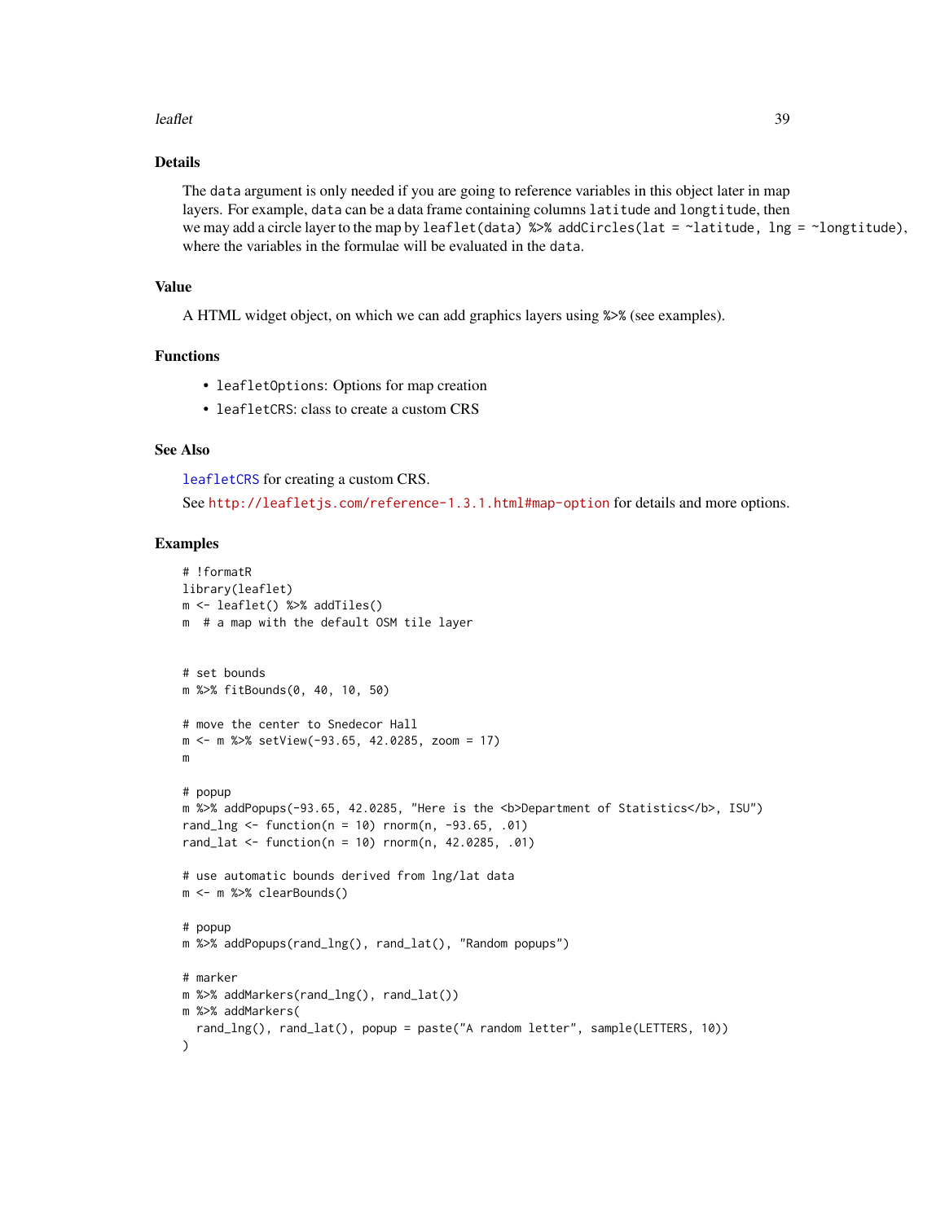## Details

The `data` argument is only needed if you are going to reference variables in this object later in map layers. For example, `data` can be a data frame containing columns `latitude` and `longtitude`, then we may add a circle layer to the map by `leaflet(data) %>% addCircles(lat = ~latitude, lng = ~longtitude)`, where the variables in the formulae will be evaluated in the `data`.

## Value

A HTML widget object, on which we can add graphics layers using `%>%` (see examples).

## Functions

- `leafletOptions`: Options for map creation
- `leafletCRS`: class to create a custom CRS

## See Also

`leafletCRS` for creating a custom CRS.

See http://leafletjs.com/reference-1.3.1.html#map-option for details and more options.

## Examples

```
# !formatR
library(leaflet)
m <- leaflet() %>% addTiles()
m  # a map with the default OSM tile layer


# set bounds
m %>% fitBounds(0, 40, 10, 50)

# move the center to Snedecor Hall
m <- m %>% setView(-93.65, 42.0285, zoom = 17)
m

# popup
m %>% addPopups(-93.65, 42.0285, "Here is the <b>Department of Statistics</b>, ISU")
rand_lng <- function(n = 10) rnorm(n, -93.65, .01)
rand_lat <- function(n = 10) rnorm(n, 42.0285, .01)

# use automatic bounds derived from lng/lat data
m <- m %>% clearBounds()

# popup
m %>% addPopups(rand_lng(), rand_lat(), "Random popups")

# marker
m %>% addMarkers(rand_lng(), rand_lat())
m %>% addMarkers(
  rand_lng(), rand_lat(), popup = paste("A random letter", sample(LETTERS, 10))
)
```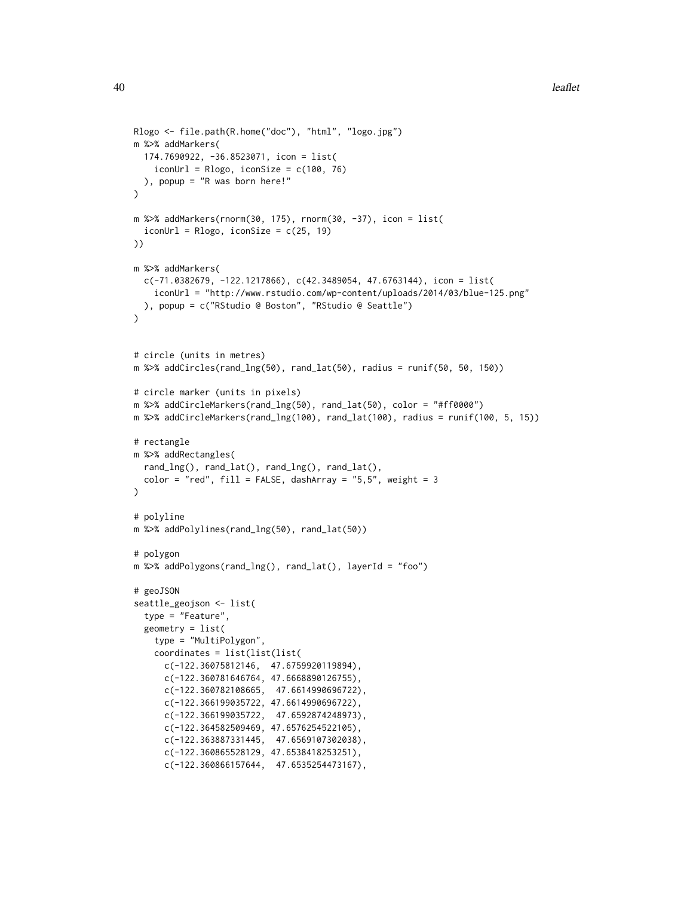```
Rlogo <- file.path(R.home("doc"), "html", "logo.jpg")
m %>% addMarkers(
  174.7690922, -36.8523071, icon = list(
    iconUrl = Rlogo, iconSize = c(100, 76)
  ), popup = "R was born here!"
)

m %>% addMarkers(rnorm(30, 175), rnorm(30, -37), icon = list(
  iconUrl = Rlogo, iconSize = c(25, 19)
))

m %>% addMarkers(
  c(-71.0382679, -122.1217866), c(42.3489054, 47.6763144), icon = list(
    iconUrl = "http://www.rstudio.com/wp-content/uploads/2014/03/blue-125.png"
  ), popup = c("RStudio @ Boston", "RStudio @ Seattle")
)


# circle (units in metres)
m %>% addCircles(rand_lng(50), rand_lat(50), radius = runif(50, 50, 150))

# circle marker (units in pixels)
m %>% addCircleMarkers(rand_lng(50), rand_lat(50), color = "#ff0000")
m %>% addCircleMarkers(rand_lng(100), rand_lat(100), radius = runif(100, 5, 15))

# rectangle
m %>% addRectangles(
  rand_lng(), rand_lat(), rand_lng(), rand_lat(),
  color = "red", fill = FALSE, dashArray = "5,5", weight = 3
)

# polyline
m %>% addPolylines(rand_lng(50), rand_lat(50))

# polygon
m %>% addPolygons(rand_lng(), rand_lat(), layerId = "foo")

# geoJSON
seattle_geojson <- list(
  type = "Feature",
  geometry = list(
    type = "MultiPolygon",
    coordinates = list(list(list(
      c(-122.36075812146,  47.6759920119894),
      c(-122.360781646764, 47.6668890126755),
      c(-122.360782108665,  47.6614990696722),
      c(-122.366199035722, 47.6614990696722),
      c(-122.366199035722,  47.6592874248973),
      c(-122.364582509469, 47.6576254522105),
      c(-122.363887331445,  47.6569107302038),
      c(-122.360865528129, 47.6538418253251),
      c(-122.360866157644,  47.6535254473167),
```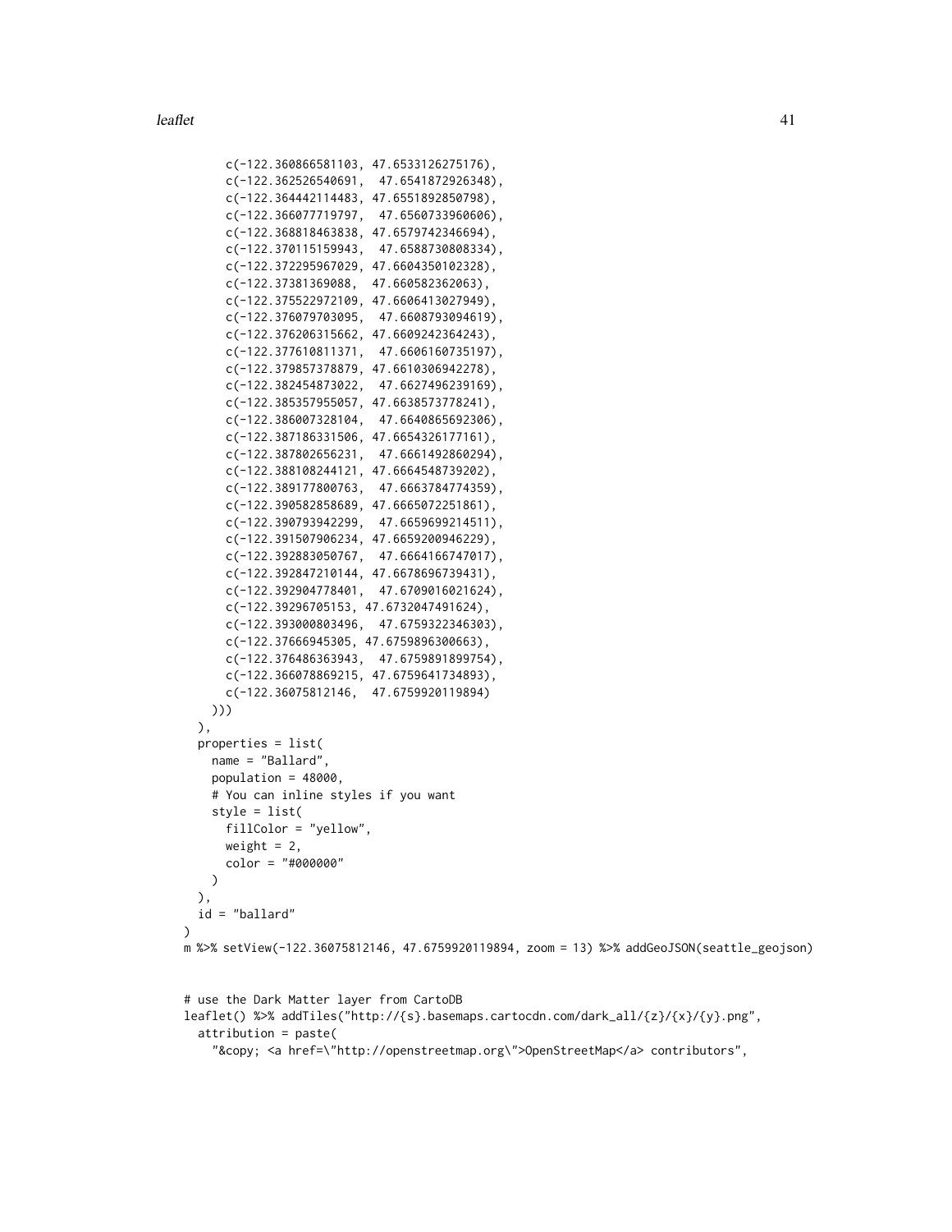```
      c(-122.360866581103, 47.6533126275176),
      c(-122.362526540691,  47.6541872926348),
      c(-122.364442114483, 47.6551892850798),
      c(-122.366077719797,  47.6560733960606),
      c(-122.368818463838, 47.6579742346694),
      c(-122.370115159943,  47.6588730808334),
      c(-122.372295967029, 47.6604350102328),
      c(-122.37381369088,  47.660582362063),
      c(-122.375522972109, 47.6606413027949),
      c(-122.376079703095,  47.6608793094619),
      c(-122.376206315662, 47.6609242364243),
      c(-122.377610811371,  47.6606160735197),
      c(-122.379857378879, 47.6610306942278),
      c(-122.382454873022,  47.6627496239169),
      c(-122.385357955057, 47.6638573778241),
      c(-122.386007328104,  47.6640865692306),
      c(-122.387186331506, 47.6654326177161),
      c(-122.387802656231,  47.6661492860294),
      c(-122.388108244121, 47.6664548739202),
      c(-122.389177800763,  47.6663784774359),
      c(-122.390582858689, 47.6665072251861),
      c(-122.390793942299,  47.6659699214511),
      c(-122.391507906234, 47.6659200946229),
      c(-122.392883050767,  47.6664166747017),
      c(-122.392847210144, 47.6678696739431),
      c(-122.392904778401,  47.6709016021624),
      c(-122.39296705153, 47.6732047491624),
      c(-122.393000803496,  47.6759322346303),
      c(-122.37666945305, 47.6759896300663),
      c(-122.376486363943,  47.6759891899754),
      c(-122.366078869215, 47.6759641734893),
      c(-122.36075812146,  47.6759920119894)
    )))
  ),
  properties = list(
    name = "Ballard",
    population = 48000,
    # You can inline styles if you want
    style = list(
      fillColor = "yellow",
      weight = 2,
      color = "#000000"
    )
  ),
  id = "ballard"
)
m %>% setView(-122.36075812146, 47.6759920119894, zoom = 13) %>% addGeoJSON(seattle_geojson)


# use the Dark Matter layer from CartoDB
leaflet() %>% addTiles("http://{s}.basemaps.cartocdn.com/dark_all/{z}/{x}/{y}.png",
  attribution = paste(
    "&copy; <a href=\"http://openstreetmap.org\">OpenStreetMap</a> contributors",
```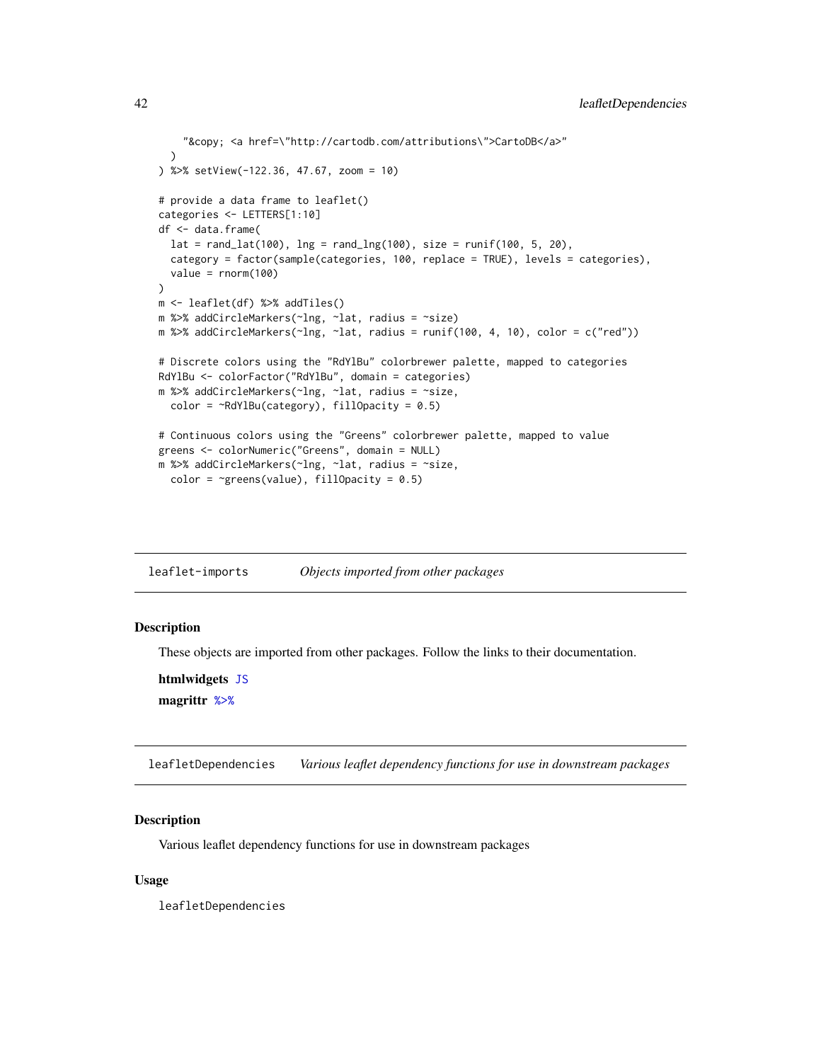```
    "&copy; <a href=\"http://cartodb.com/attributions\">CartoDB</a>"
  )
) %>% setView(-122.36, 47.67, zoom = 10)

# provide a data frame to leaflet()
categories <- LETTERS[1:10]
df <- data.frame(
  lat = rand_lat(100), lng = rand_lng(100), size = runif(100, 5, 20),
  category = factor(sample(categories, 100, replace = TRUE), levels = categories),
  value = rnorm(100)
)
m <- leaflet(df) %>% addTiles()
m %>% addCircleMarkers(~lng, ~lat, radius = ~size)
m %>% addCircleMarkers(~lng, ~lat, radius = runif(100, 4, 10), color = c("red"))

# Discrete colors using the "RdYlBu" colorbrewer palette, mapped to categories
RdYlBu <- colorFactor("RdYlBu", domain = categories)
m %>% addCircleMarkers(~lng, ~lat, radius = ~size,
  color = ~RdYlBu(category), fillOpacity = 0.5)

# Continuous colors using the "Greens" colorbrewer palette, mapped to value
greens <- colorNumeric("Greens", domain = NULL)
m %>% addCircleMarkers(~lng, ~lat, radius = ~size,
  color = ~greens(value), fillOpacity = 0.5)
```

## `leaflet-imports` *Objects imported from other packages*

### Description

These objects are imported from other packages. Follow the links to their documentation.

**htmlwidgets** `JS`

**magrittr** `%>%`

## `leafletDependencies` *Various leaflet dependency functions for use in downstream packages*

### Description

Various leaflet dependency functions for use in downstream packages

### Usage

```
leafletDependencies
```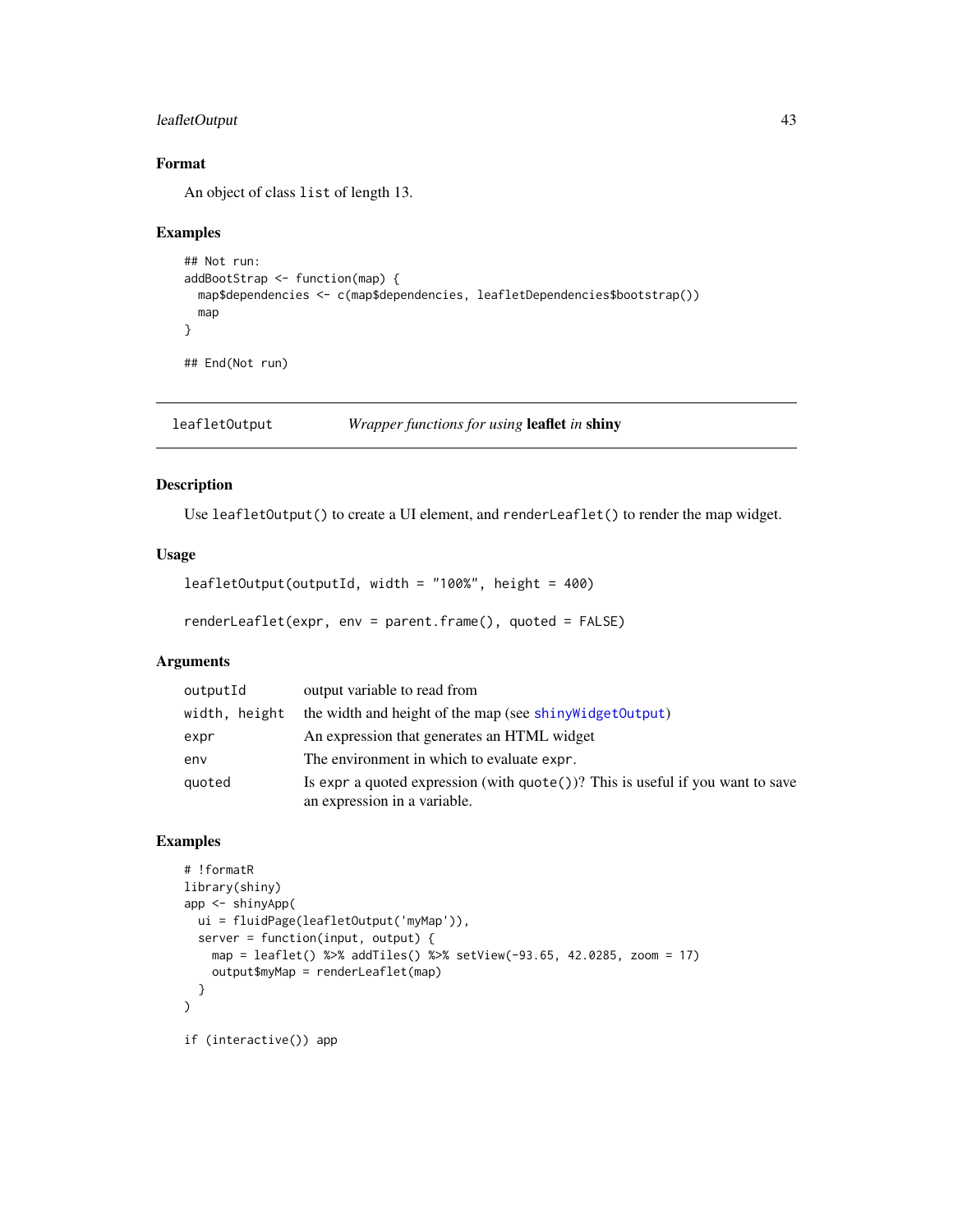### Format

An object of class `list` of length 13.

### Examples

```
## Not run:
addBootStrap <- function(map) {
  map$dependencies <- c(map$dependencies, leafletDependencies$bootstrap())
  map
}

## End(Not run)
```

## leafletOutput — *Wrapper functions for using* **leaflet** *in* **shiny**

### Description

Use `leafletOutput()` to create a UI element, and `renderLeaflet()` to render the map widget.

### Usage

```
leafletOutput(outputId, width = "100%", height = 400)

renderLeaflet(expr, env = parent.frame(), quoted = FALSE)
```

### Arguments

| | |
|---|---|
| `outputId` | output variable to read from |
| `width, height` | the width and height of the map (see `shinyWidgetOutput`) |
| `expr` | An expression that generates an HTML widget |
| `env` | The environment in which to evaluate `expr`. |
| `quoted` | Is `expr` a quoted expression (with `quote()`)? This is useful if you want to save an expression in a variable. |

### Examples

```
# !formatR
library(shiny)
app <- shinyApp(
  ui = fluidPage(leafletOutput('myMap')),
  server = function(input, output) {
    map = leaflet() %>% addTiles() %>% setView(-93.65, 42.0285, zoom = 17)
    output$myMap = renderLeaflet(map)
  }
)

if (interactive()) app
```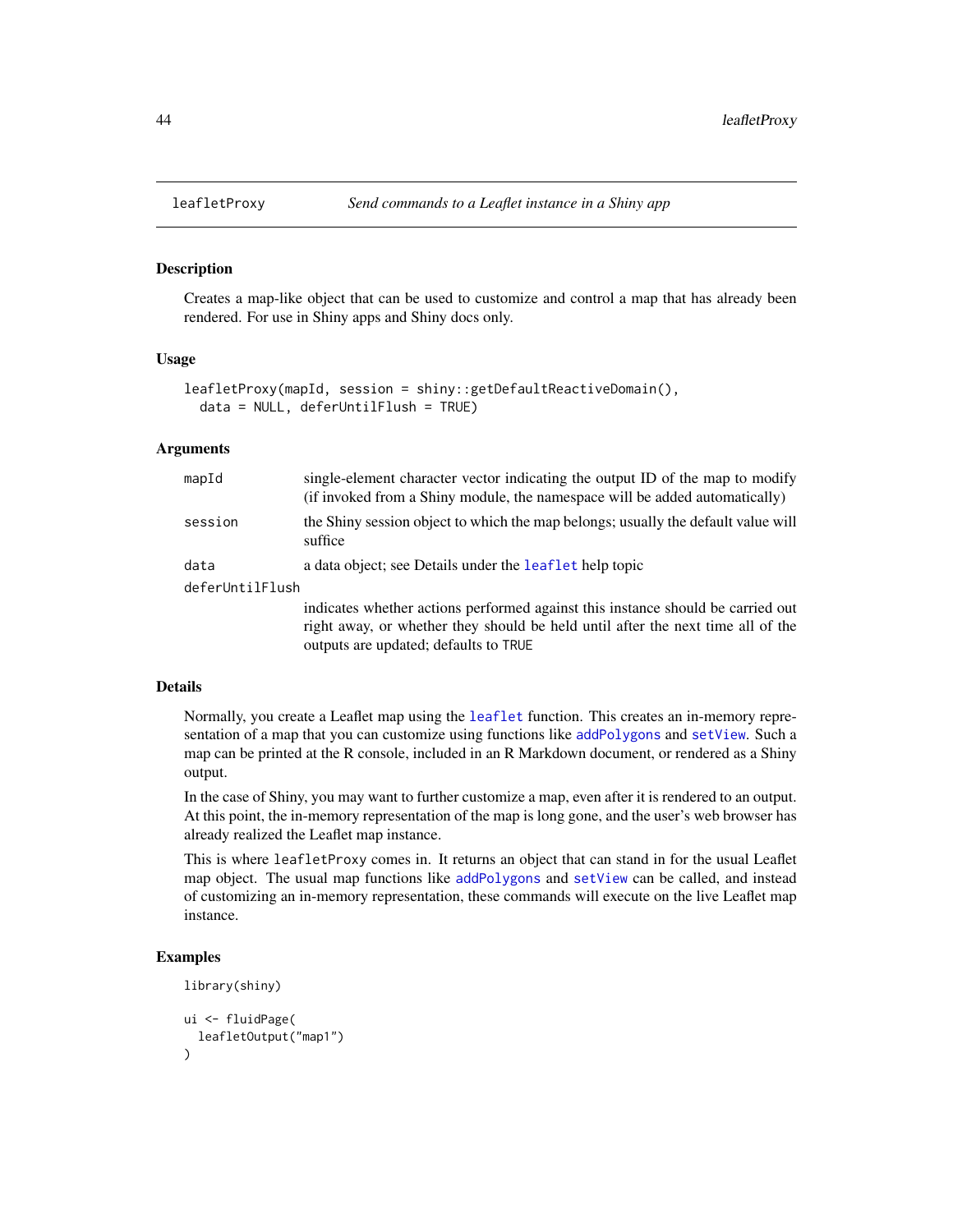## leafletProxy *Send commands to a Leaflet instance in a Shiny app*

### Description

Creates a map-like object that can be used to customize and control a map that has already been rendered. For use in Shiny apps and Shiny docs only.

### Usage

```
leafletProxy(mapId, session = shiny::getDefaultReactiveDomain(),
  data = NULL, deferUntilFlush = TRUE)
```

### Arguments

| | |
|---|---|
| `mapId` | single-element character vector indicating the output ID of the map to modify (if invoked from a Shiny module, the namespace will be added automatically) |
| `session` | the Shiny session object to which the map belongs; usually the default value will suffice |
| `data` | a data object; see Details under the `leaflet` help topic |
| `deferUntilFlush` | indicates whether actions performed against this instance should be carried out right away, or whether they should be held until after the next time all of the outputs are updated; defaults to `TRUE` |

### Details

Normally, you create a Leaflet map using the `leaflet` function. This creates an in-memory representation of a map that you can customize using functions like `addPolygons` and `setView`. Such a map can be printed at the R console, included in an R Markdown document, or rendered as a Shiny output.

In the case of Shiny, you may want to further customize a map, even after it is rendered to an output. At this point, the in-memory representation of the map is long gone, and the user's web browser has already realized the Leaflet map instance.

This is where `leafletProxy` comes in. It returns an object that can stand in for the usual Leaflet map object. The usual map functions like `addPolygons` and `setView` can be called, and instead of customizing an in-memory representation, these commands will execute on the live Leaflet map instance.

### Examples

```
library(shiny)

ui <- fluidPage(
  leafletOutput("map1")
)
```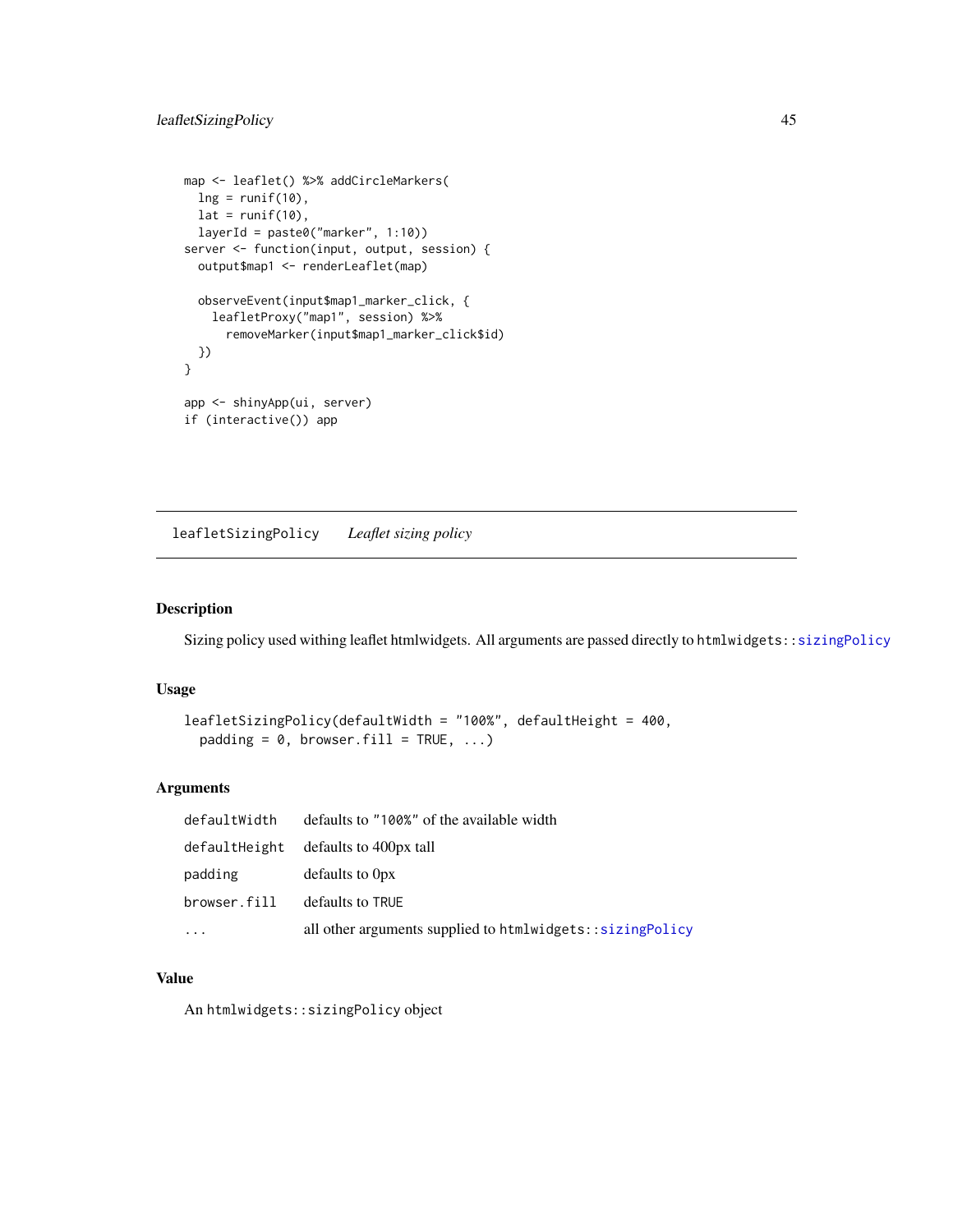```
map <- leaflet() %>% addCircleMarkers(
  lng = runif(10),
  lat = runif(10),
  layerId = paste0("marker", 1:10))
server <- function(input, output, session) {
  output$map1 <- renderLeaflet(map)

  observeEvent(input$map1_marker_click, {
    leafletProxy("map1", session) %>%
      removeMarker(input$map1_marker_click$id)
  })
}

app <- shinyApp(ui, server)
if (interactive()) app
```

---

## leafletSizingPolicy *Leaflet sizing policy*

---

### Description

Sizing policy used withing leaflet htmlwidgets. All arguments are passed directly to `htmlwidgets::sizingPolicy`

### Usage

```
leafletSizingPolicy(defaultWidth = "100%", defaultHeight = 400,
  padding = 0, browser.fill = TRUE, ...)
```

### Arguments

| | |
|---|---|
| `defaultWidth` | defaults to `"100%"` of the available width |
| `defaultHeight` | defaults to 400px tall |
| `padding` | defaults to 0px |
| `browser.fill` | defaults to `TRUE` |
| `...` | all other arguments supplied to `htmlwidgets::sizingPolicy` |

### Value

An `htmlwidgets::sizingPolicy` object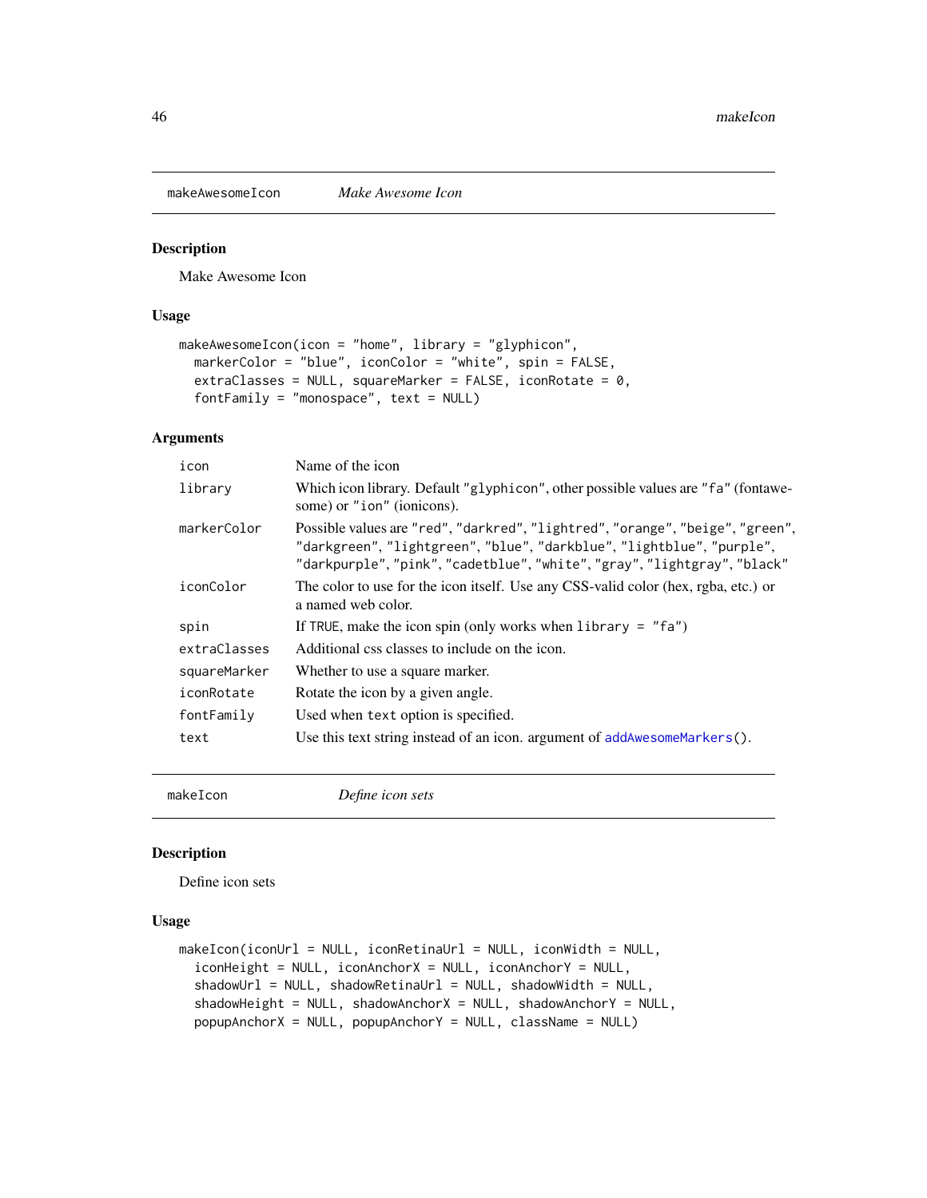## makeAwesomeIcon *Make Awesome Icon*

### Description

Make Awesome Icon

### Usage

```
makeAwesomeIcon(icon = "home", library = "glyphicon",
  markerColor = "blue", iconColor = "white", spin = FALSE,
  extraClasses = NULL, squareMarker = FALSE, iconRotate = 0,
  fontFamily = "monospace", text = NULL)
```

### Arguments

| | |
|---|---|
| `icon` | Name of the icon |
| `library` | Which icon library. Default "glyphicon", other possible values are "fa" (fontawesome) or "ion" (ionicons). |
| `markerColor` | Possible values are "red", "darkred", "lightred", "orange", "beige", "green", "darkgreen", "lightgreen", "blue", "darkblue", "lightblue", "purple", "darkpurple", "pink", "cadetblue", "white", "gray", "lightgray", "black" |
| `iconColor` | The color to use for the icon itself. Use any CSS-valid color (hex, rgba, etc.) or a named web color. |
| `spin` | If TRUE, make the icon spin (only works when library = "fa") |
| `extraClasses` | Additional css classes to include on the icon. |
| `squareMarker` | Whether to use a square marker. |
| `iconRotate` | Rotate the icon by a given angle. |
| `fontFamily` | Used when text option is specified. |
| `text` | Use this text string instead of an icon. argument of addAwesomeMarkers(). |

## makeIcon *Define icon sets*

### Description

Define icon sets

### Usage

```
makeIcon(iconUrl = NULL, iconRetinaUrl = NULL, iconWidth = NULL,
  iconHeight = NULL, iconAnchorX = NULL, iconAnchorY = NULL,
  shadowUrl = NULL, shadowRetinaUrl = NULL, shadowWidth = NULL,
  shadowHeight = NULL, shadowAnchorX = NULL, shadowAnchorY = NULL,
  popupAnchorX = NULL, popupAnchorY = NULL, className = NULL)
```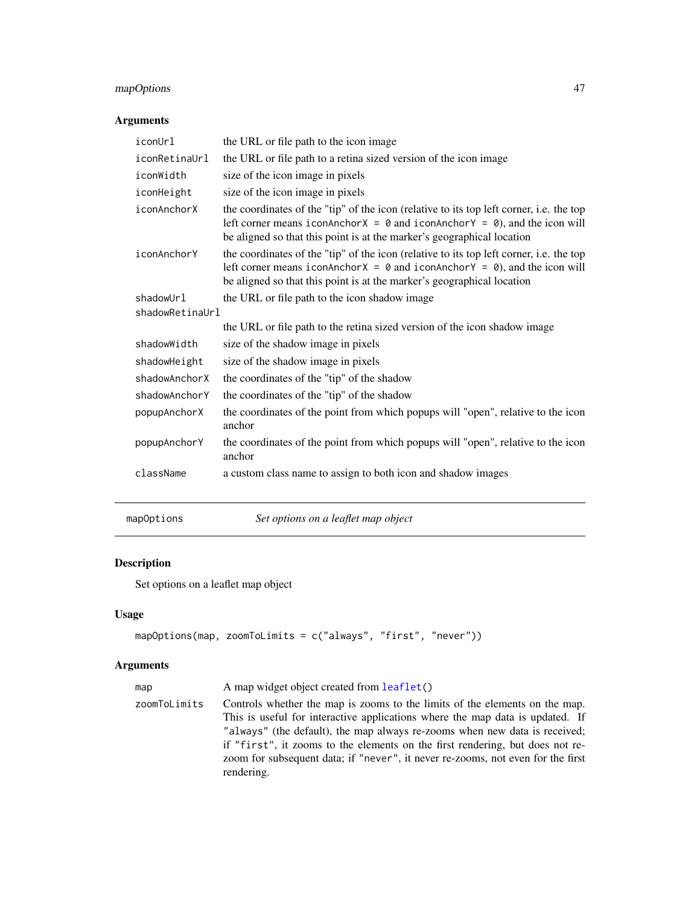### Arguments

| | |
|---|---|
| iconUrl | the URL or file path to the icon image |
| iconRetinaUrl | the URL or file path to a retina sized version of the icon image |
| iconWidth | size of the icon image in pixels |
| iconHeight | size of the icon image in pixels |
| iconAnchorX | the coordinates of the "tip" of the icon (relative to its top left corner, i.e. the top left corner means `iconAnchorX = 0` and `iconAnchorY = 0`), and the icon will be aligned so that this point is at the marker's geographical location |
| iconAnchorY | the coordinates of the "tip" of the icon (relative to its top left corner, i.e. the top left corner means `iconAnchorX = 0` and `iconAnchorY = 0`), and the icon will be aligned so that this point is at the marker's geographical location |
| shadowUrl | the URL or file path to the icon shadow image |
| shadowRetinaUrl | the URL or file path to the retina sized version of the icon shadow image |
| shadowWidth | size of the shadow image in pixels |
| shadowHeight | size of the shadow image in pixels |
| shadowAnchorX | the coordinates of the "tip" of the shadow |
| shadowAnchorY | the coordinates of the "tip" of the shadow |
| popupAnchorX | the coordinates of the point from which popups will "open", relative to the icon anchor |
| popupAnchorY | the coordinates of the point from which popups will "open", relative to the icon anchor |
| className | a custom class name to assign to both icon and shadow images |

---

## mapOptions — *Set options on a leaflet map object*

### Description

Set options on a leaflet map object

### Usage

```
mapOptions(map, zoomToLimits = c("always", "first", "never"))
```

### Arguments

| | |
|---|---|
| map | A map widget object created from `leaflet()` |
| zoomToLimits | Controls whether the map is zooms to the limits of the elements on the map. This is useful for interactive applications where the map data is updated. If `"always"` (the default), the map always re-zooms when new data is received; if `"first"`, it zooms to the elements on the first rendering, but does not re-zoom for subsequent data; if `"never"`, it never re-zooms, not even for the first rendering. |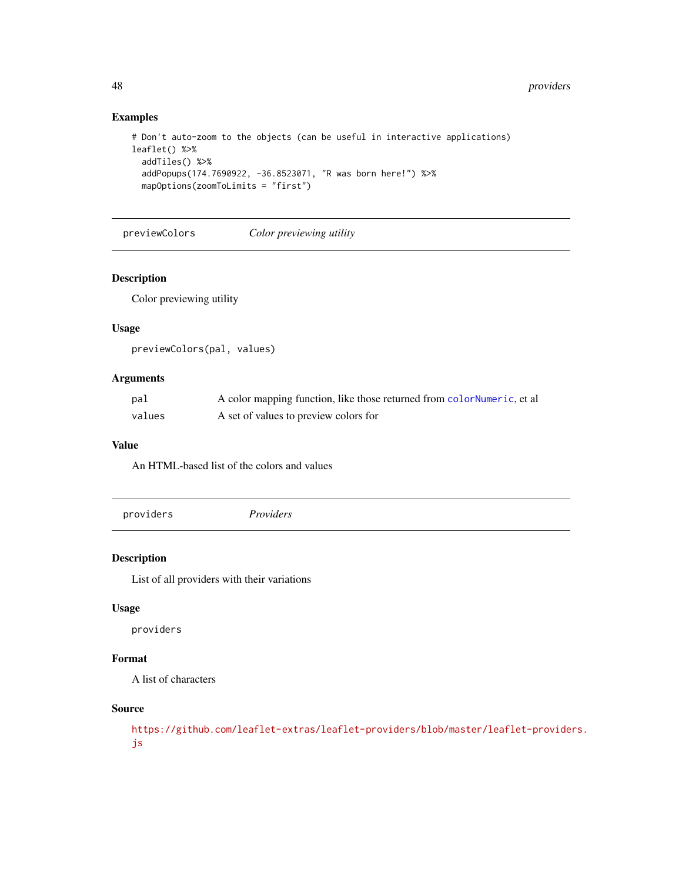### Examples

```
# Don't auto-zoom to the objects (can be useful in interactive applications)
leaflet() %>%
  addTiles() %>%
  addPopups(174.7690922, -36.8523071, "R was born here!") %>%
  mapOptions(zoomToLimits = "first")
```

---

## previewColors *Color previewing utility*

---

### Description

Color previewing utility

### Usage

```
previewColors(pal, values)
```

### Arguments

| | |
|---|---|
| pal | A color mapping function, like those returned from colorNumeric, et al |
| values | A set of values to preview colors for |

### Value

An HTML-based list of the colors and values

---

## providers *Providers*

---

### Description

List of all providers with their variations

### Usage

```
providers
```

### Format

A list of characters

### Source

https://github.com/leaflet-extras/leaflet-providers/blob/master/leaflet-providers.js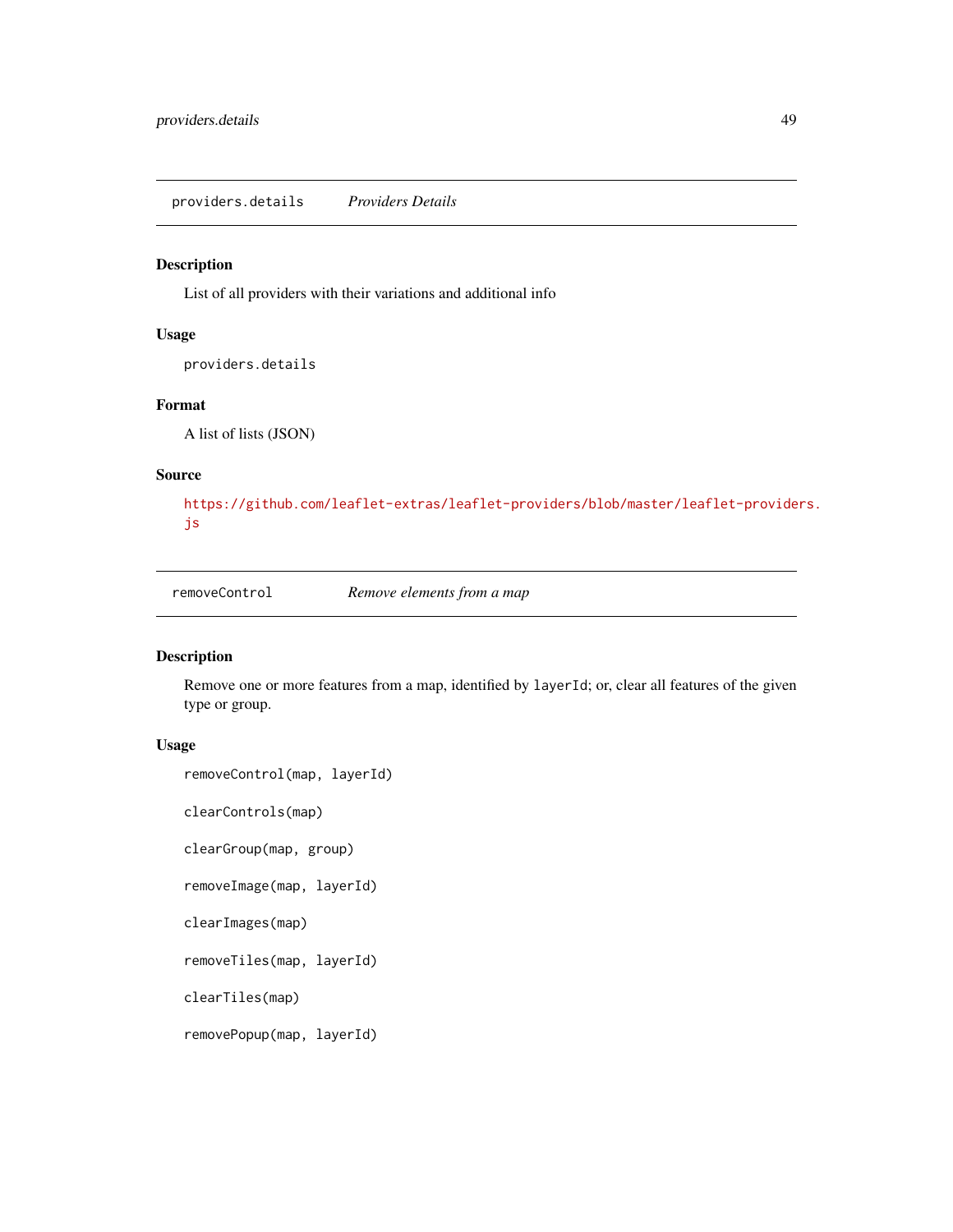## providers.details — *Providers Details*

### Description

List of all providers with their variations and additional info

### Usage

```
providers.details
```

### Format

A list of lists (JSON)

### Source

https://github.com/leaflet-extras/leaflet-providers/blob/master/leaflet-providers.js

## removeControl — *Remove elements from a map*

### Description

Remove one or more features from a map, identified by `layerId`; or, clear all features of the given type or group.

### Usage

```
removeControl(map, layerId)

clearControls(map)

clearGroup(map, group)

removeImage(map, layerId)

clearImages(map)

removeTiles(map, layerId)

clearTiles(map)

removePopup(map, layerId)
```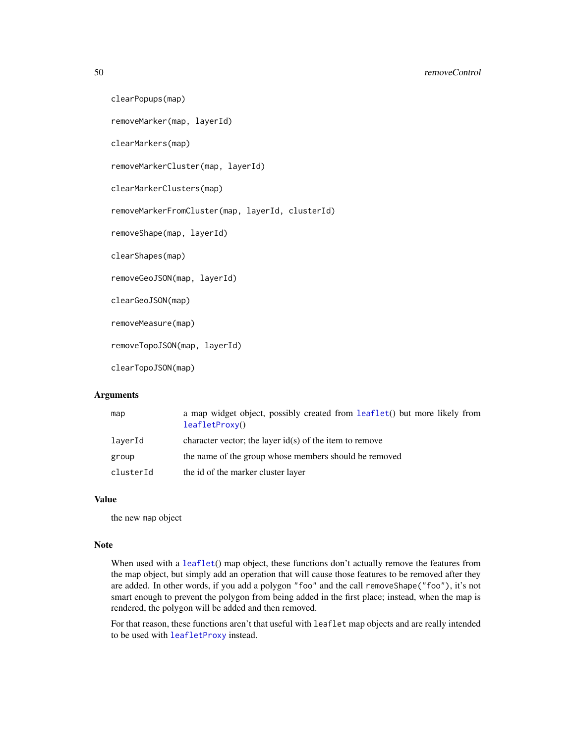```
clearPopups(map)

removeMarker(map, layerId)

clearMarkers(map)

removeMarkerCluster(map, layerId)

clearMarkerClusters(map)

removeMarkerFromCluster(map, layerId, clusterId)

removeShape(map, layerId)

clearShapes(map)

removeGeoJSON(map, layerId)

clearGeoJSON(map)

removeMeasure(map)

removeTopoJSON(map, layerId)

clearTopoJSON(map)
```

## Arguments

| | |
|---|---|
| map | a map widget object, possibly created from leaflet() but more likely from leafletProxy() |
| layerId | character vector; the layer id(s) of the item to remove |
| group | the name of the group whose members should be removed |
| clusterId | the id of the marker cluster layer |

## Value

the new map object

## Note

When used with a leaflet() map object, these functions don't actually remove the features from the map object, but simply add an operation that will cause those features to be removed after they are added. In other words, if you add a polygon "foo" and the call removeShape("foo"), it's not smart enough to prevent the polygon from being added in the first place; instead, when the map is rendered, the polygon will be added and then removed.

For that reason, these functions aren't that useful with leaflet map objects and are really intended to be used with leafletProxy instead.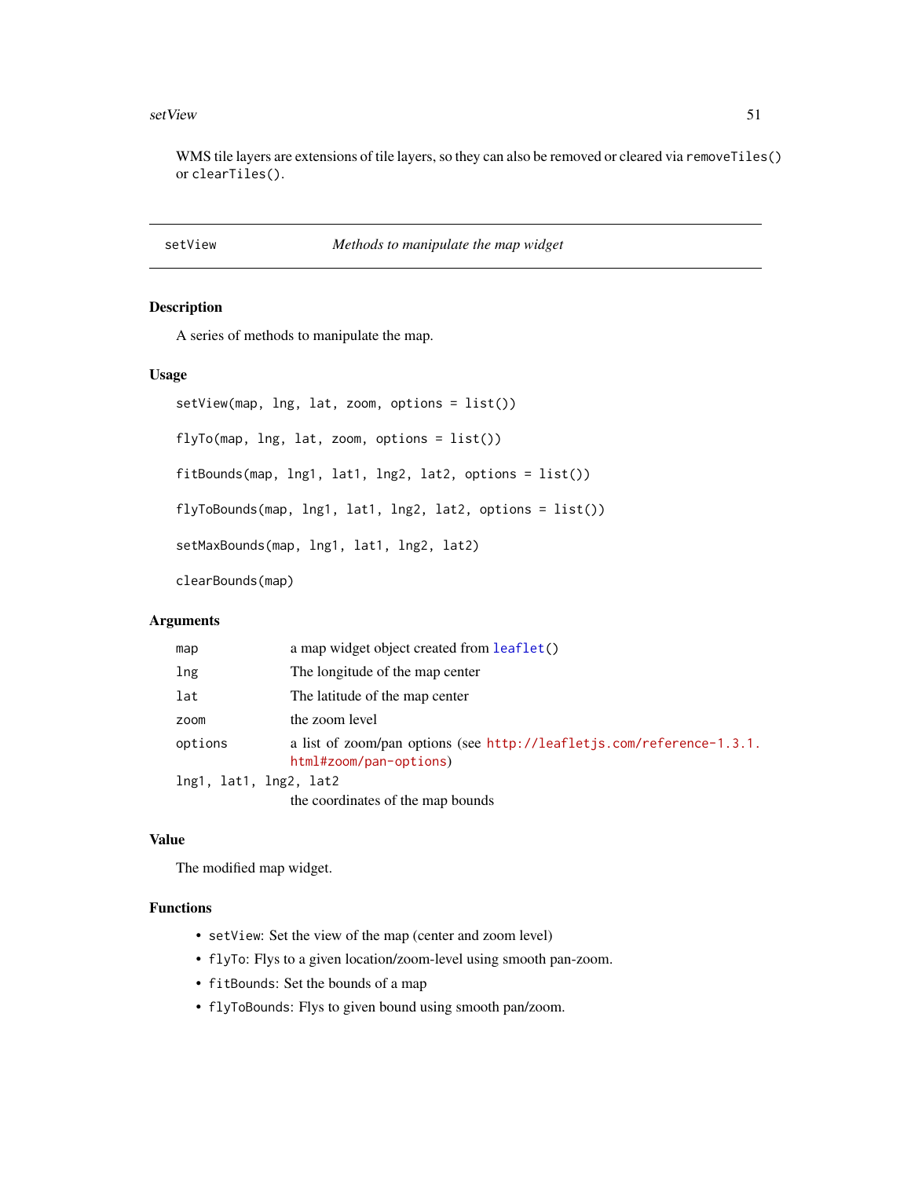WMS tile layers are extensions of tile layers, so they can also be removed or cleared via `removeTiles()` or `clearTiles()`.

---

## setView — *Methods to manipulate the map widget*

---

### Description

A series of methods to manipulate the map.

### Usage

```
setView(map, lng, lat, zoom, options = list())

flyTo(map, lng, lat, zoom, options = list())

fitBounds(map, lng1, lat1, lng2, lat2, options = list())

flyToBounds(map, lng1, lat1, lng2, lat2, options = list())

setMaxBounds(map, lng1, lat1, lng2, lat2)

clearBounds(map)
```

### Arguments

| | |
|---|---|
| `map` | a map widget object created from `leaflet()` |
| `lng` | The longitude of the map center |
| `lat` | The latitude of the map center |
| `zoom` | the zoom level |
| `options` | a list of zoom/pan options (see http://leafletjs.com/reference-1.3.1.html#zoom/pan-options) |
| `lng1, lat1, lng2, lat2` | the coordinates of the map bounds |

### Value

The modified map widget.

### Functions

- `setView`: Set the view of the map (center and zoom level)
- `flyTo`: Flys to a given location/zoom-level using smooth pan-zoom.
- `fitBounds`: Set the bounds of a map
- `flyToBounds`: Flys to given bound using smooth pan/zoom.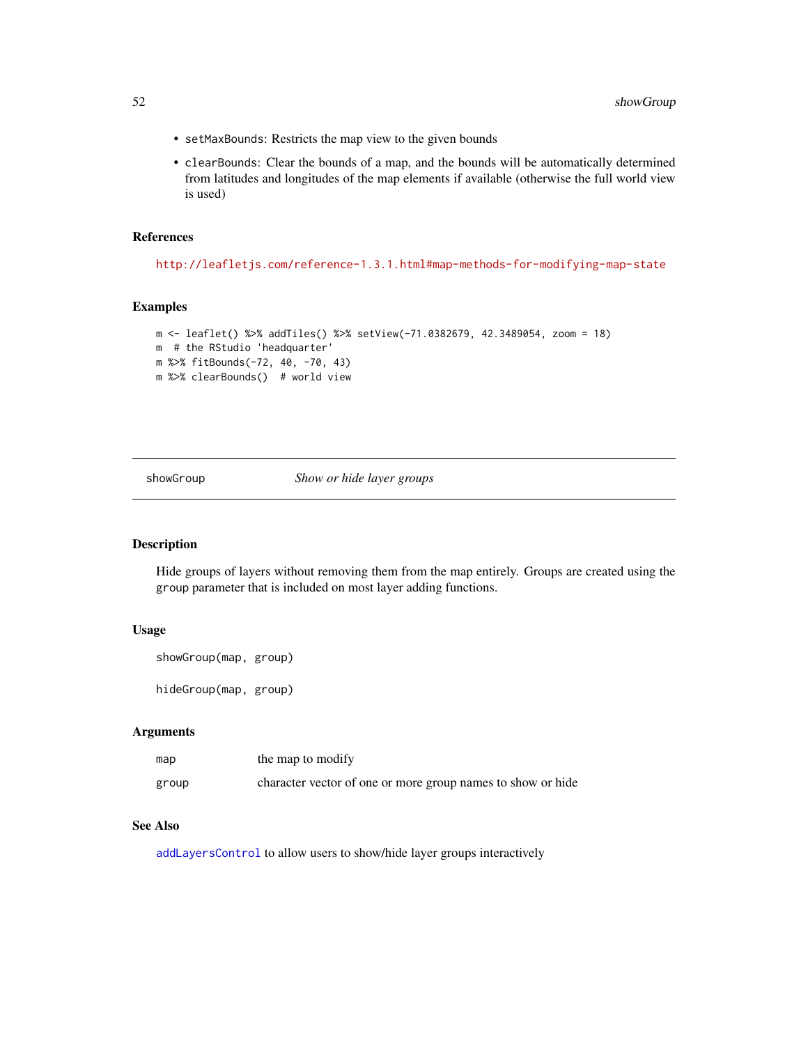- `setMaxBounds`: Restricts the map view to the given bounds
- `clearBounds`: Clear the bounds of a map, and the bounds will be automatically determined from latitudes and longitudes of the map elements if available (otherwise the full world view is used)

### References

http://leafletjs.com/reference-1.3.1.html#map-methods-for-modifying-map-state

### Examples

```
m <- leaflet() %>% addTiles() %>% setView(-71.0382679, 42.3489054, zoom = 18)
m  # the RStudio 'headquarter'
m %>% fitBounds(-72, 40, -70, 43)
m %>% clearBounds()  # world view
```

---

## showGroup — *Show or hide layer groups*

---

### Description

Hide groups of layers without removing them from the map entirely. Groups are created using the `group` parameter that is included on most layer adding functions.

### Usage

```
showGroup(map, group)

hideGroup(map, group)
```

### Arguments

| | |
|---|---|
| `map` | the map to modify |
| `group` | character vector of one or more group names to show or hide |

### See Also

`addLayersControl` to allow users to show/hide layer groups interactively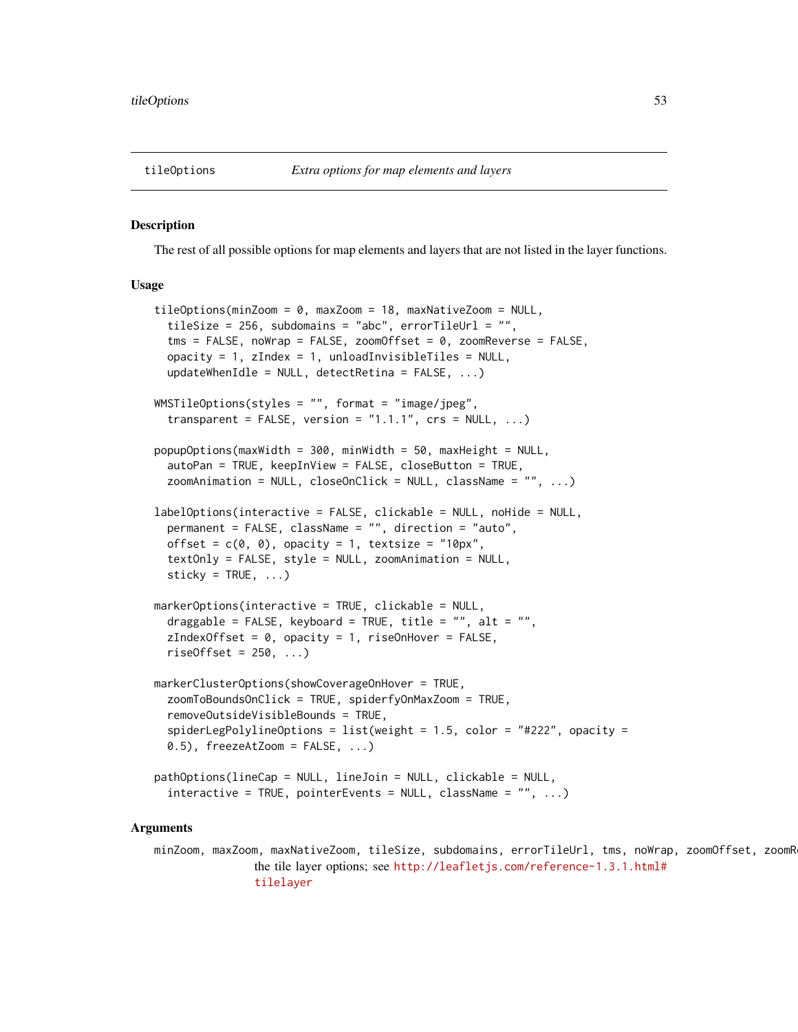tileOptions *Extra options for map elements and layers*

## Description

The rest of all possible options for map elements and layers that are not listed in the layer functions.

## Usage

```
tileOptions(minZoom = 0, maxZoom = 18, maxNativeZoom = NULL,
  tileSize = 256, subdomains = "abc", errorTileUrl = "",
  tms = FALSE, noWrap = FALSE, zoomOffset = 0, zoomReverse = FALSE,
  opacity = 1, zIndex = 1, unloadInvisibleTiles = NULL,
  updateWhenIdle = NULL, detectRetina = FALSE, ...)

WMSTileOptions(styles = "", format = "image/jpeg",
  transparent = FALSE, version = "1.1.1", crs = NULL, ...)

popupOptions(maxWidth = 300, minWidth = 50, maxHeight = NULL,
  autoPan = TRUE, keepInView = FALSE, closeButton = TRUE,
  zoomAnimation = NULL, closeOnClick = NULL, className = "", ...)

labelOptions(interactive = FALSE, clickable = NULL, noHide = NULL,
  permanent = FALSE, className = "", direction = "auto",
  offset = c(0, 0), opacity = 1, textsize = "10px",
  textOnly = FALSE, style = NULL, zoomAnimation = NULL,
  sticky = TRUE, ...)

markerOptions(interactive = TRUE, clickable = NULL,
  draggable = FALSE, keyboard = TRUE, title = "", alt = "",
  zIndexOffset = 0, opacity = 1, riseOnHover = FALSE,
  riseOffset = 250, ...)

markerClusterOptions(showCoverageOnHover = TRUE,
  zoomToBoundsOnClick = TRUE, spiderfyOnMaxZoom = TRUE,
  removeOutsideVisibleBounds = TRUE,
  spiderLegPolylineOptions = list(weight = 1.5, color = "#222", opacity =
  0.5), freezeAtZoom = FALSE, ...)

pathOptions(lineCap = NULL, lineJoin = NULL, clickable = NULL,
  interactive = TRUE, pointerEvents = NULL, className = "", ...)
```

## Arguments

`minZoom, maxZoom, maxNativeZoom, tileSize, subdomains, errorTileUrl, tms, noWrap, zoomOffset, zoomR`

the tile layer options; see http://leafletjs.com/reference-1.3.1.html#tilelayer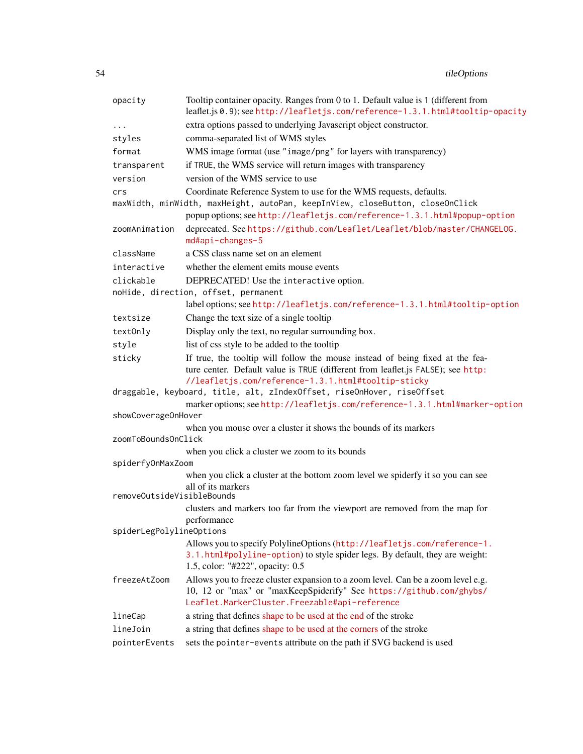| | |
|---|---|
| `opacity` | Tooltip container opacity. Ranges from 0 to 1. Default value is `1` (different from leaflet.js `0.9`); see http://leafletjs.com/reference-1.3.1.html#tooltip-opacity |
| `...` | extra options passed to underlying Javascript object constructor. |
| `styles` | comma-separated list of WMS styles |
| `format` | WMS image format (use `"image/png"` for layers with transparency) |
| `transparent` | if `TRUE`, the WMS service will return images with transparency |
| `version` | version of the WMS service to use |
| `crs` | Coordinate Reference System to use for the WMS requests, defaults. |
| `maxWidth, minWidth, maxHeight, autoPan, keepInView, closeButton, closeOnClick` | popup options; see http://leafletjs.com/reference-1.3.1.html#popup-option |
| `zoomAnimation` | deprecated. See https://github.com/Leaflet/Leaflet/blob/master/CHANGELOG.md#api-changes-5 |
| `className` | a CSS class name set on an element |
| `interactive` | whether the element emits mouse events |
| `clickable` | DEPRECATED! Use the `interactive` option. |
| `noHide, direction, offset, permanent` | label options; see http://leafletjs.com/reference-1.3.1.html#tooltip-option |
| `textsize` | Change the text size of a single tooltip |
| `textOnly` | Display only the text, no regular surrounding box. |
| `style` | list of css style to be added to the tooltip |
| `sticky` | If true, the tooltip will follow the mouse instead of being fixed at the feature center. Default value is `TRUE` (different from leaflet.js `FALSE`); see http://leafletjs.com/reference-1.3.1.html#tooltip-sticky |
| `draggable, keyboard, title, alt, zIndexOffset, riseOnHover, riseOffset` | marker options; see http://leafletjs.com/reference-1.3.1.html#marker-option |
| `showCoverageOnHover` | when you mouse over a cluster it shows the bounds of its markers |
| `zoomToBoundsOnClick` | when you click a cluster we zoom to its bounds |
| `spiderfyOnMaxZoom` | when you click a cluster at the bottom zoom level we spiderfy it so you can see all of its markers |
| `removeOutsideVisibleBounds` | clusters and markers too far from the viewport are removed from the map for performance |
| `spiderLegPolylineOptions` | Allows you to specify PolylineOptions (http://leafletjs.com/reference-1.3.1.html#polyline-option) to style spider legs. By default, they are weight: 1.5, color: "#222", opacity: 0.5 |
| `freezeAtZoom` | Allows you to freeze cluster expansion to a zoom level. Can be a zoom level e.g. 10, 12 or "max" or "maxKeepSpiderify" See https://github.com/ghybs/Leaflet.MarkerCluster.Freezable#api-reference |
| `lineCap` | a string that defines shape to be used at the end of the stroke |
| `lineJoin` | a string that defines shape to be used at the corners of the stroke |
| `pointerEvents` | sets the `pointer-events` attribute on the path if SVG backend is used |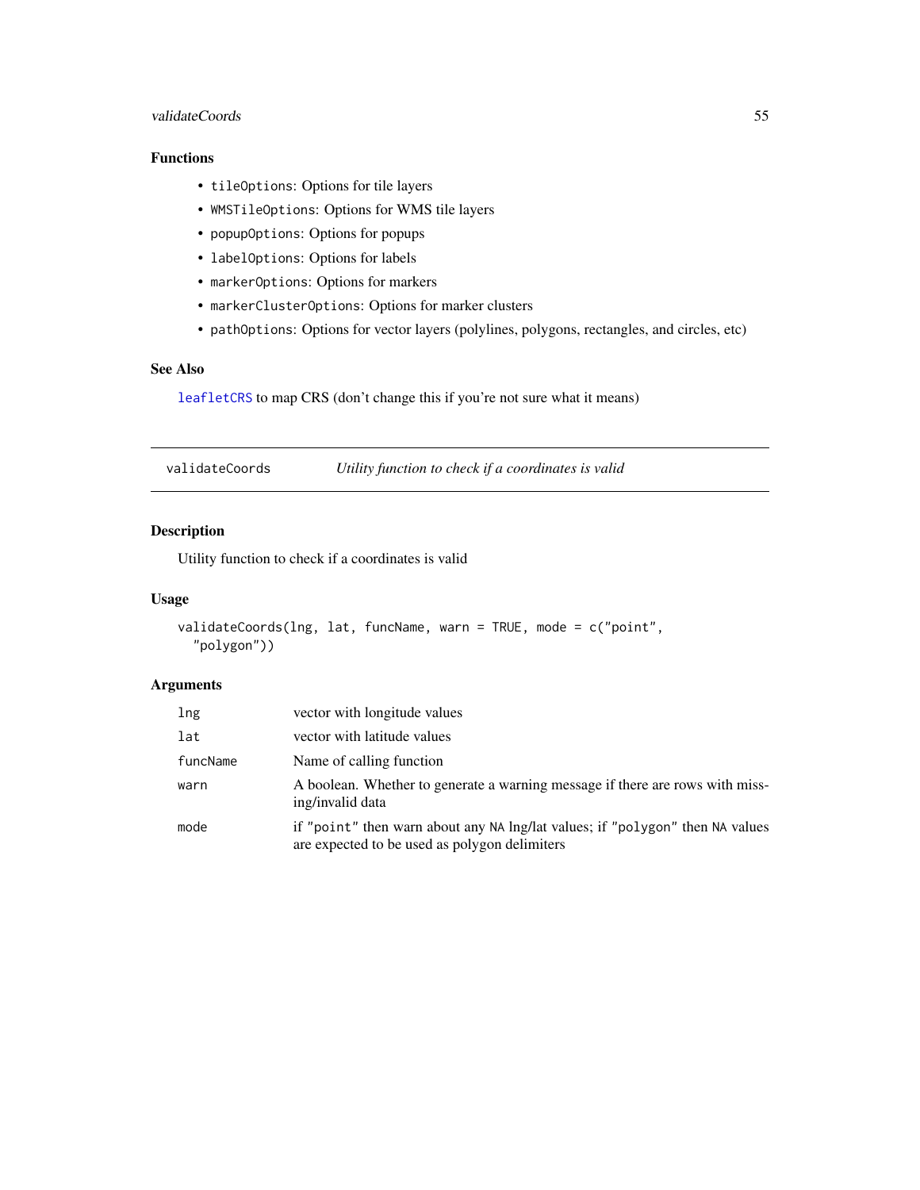### Functions

- `tileOptions`: Options for tile layers
- `WMSTileOptions`: Options for WMS tile layers
- `popupOptions`: Options for popups
- `labelOptions`: Options for labels
- `markerOptions`: Options for markers
- `markerClusterOptions`: Options for marker clusters
- `pathOptions`: Options for vector layers (polylines, polygons, rectangles, and circles, etc)

### See Also

`leafletCRS` to map CRS (don't change this if you're not sure what it means)

---

## validateCoords — *Utility function to check if a coordinates is valid*

### Description

Utility function to check if a coordinates is valid

### Usage

```
validateCoords(lng, lat, funcName, warn = TRUE, mode = c("point",
  "polygon"))
```

### Arguments

| | |
|---|---|
| `lng` | vector with longitude values |
| `lat` | vector with latitude values |
| `funcName` | Name of calling function |
| `warn` | A boolean. Whether to generate a warning message if there are rows with missing/invalid data |
| `mode` | if `"point"` then warn about any `NA` lng/lat values; if `"polygon"` then `NA` values are expected to be used as polygon delimiters |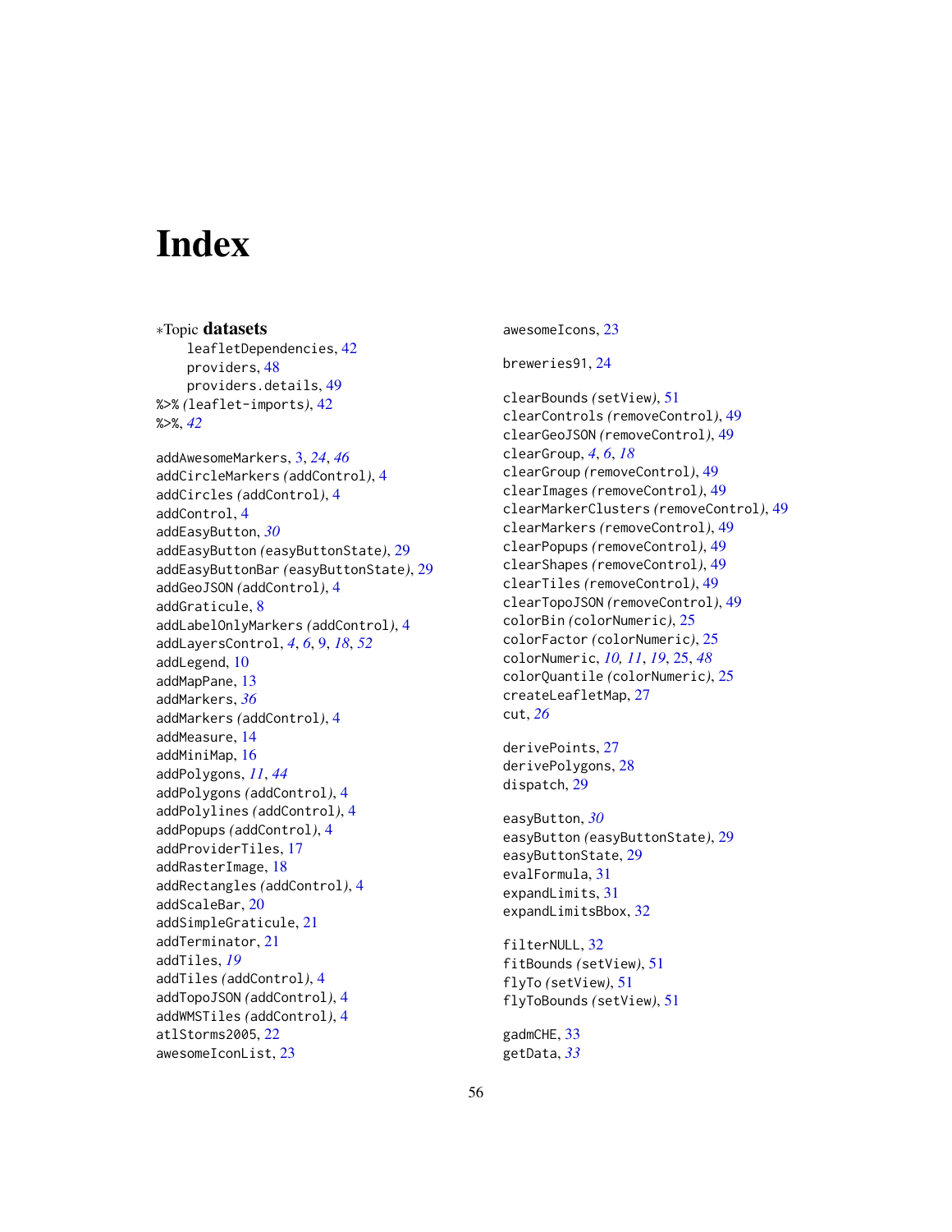# Index

∗Topic **datasets**
  leafletDependencies, 42
  providers, 48
  providers.details, 49

%>% *(*leaflet-imports*)*, 42
%>%, *42*

addAwesomeMarkers, 3, *24*, *46*
addCircleMarkers *(*addControl*)*, 4
addCircles *(*addControl*)*, 4
addControl, 4
addEasyButton, *30*
addEasyButton *(*easyButtonState*)*, 29
addEasyButtonBar *(*easyButtonState*)*, 29
addGeoJSON *(*addControl*)*, 4
addGraticule, 8
addLabelOnlyMarkers *(*addControl*)*, 4
addLayersControl, *4*, *6*, 9, *18*, *52*
addLegend, 10
addMapPane, 13
addMarkers, *36*
addMarkers *(*addControl*)*, 4
addMeasure, 14
addMiniMap, 16
addPolygons, *11*, *44*
addPolygons *(*addControl*)*, 4
addPolylines *(*addControl*)*, 4
addPopups *(*addControl*)*, 4
addProviderTiles, 17
addRasterImage, 18
addRectangles *(*addControl*)*, 4
addScaleBar, 20
addSimpleGraticule, 21
addTerminator, 21
addTiles, *19*
addTiles *(*addControl*)*, 4
addTopoJSON *(*addControl*)*, 4
addWMSTiles *(*addControl*)*, 4
atlStorms2005, 22
awesomeIconList, 23
awesomeIcons, 23

breweries91, 24

clearBounds *(*setView*)*, 51
clearControls *(*removeControl*)*, 49
clearGeoJSON *(*removeControl*)*, 49
clearGroup, *4*, *6*, *18*
clearGroup *(*removeControl*)*, 49
clearImages *(*removeControl*)*, 49
clearMarkerClusters *(*removeControl*)*, 49
clearMarkers *(*removeControl*)*, 49
clearPopups *(*removeControl*)*, 49
clearShapes *(*removeControl*)*, 49
clearTiles *(*removeControl*)*, 49
clearTopoJSON *(*removeControl*)*, 49
colorBin *(*colorNumeric*)*, 25
colorFactor *(*colorNumeric*)*, 25
colorNumeric, *10, 11*, *19*, 25, *48*
colorQuantile *(*colorNumeric*)*, 25
createLeafletMap, 27
cut, *26*

derivePoints, 27
derivePolygons, 28
dispatch, 29

easyButton, *30*
easyButton *(*easyButtonState*)*, 29
easyButtonState, 29
evalFormula, 31
expandLimits, 31
expandLimitsBbox, 32

filterNULL, 32
fitBounds *(*setView*)*, 51
flyTo *(*setView*)*, 51
flyToBounds *(*setView*)*, 51

gadmCHE, 33
getData, *33*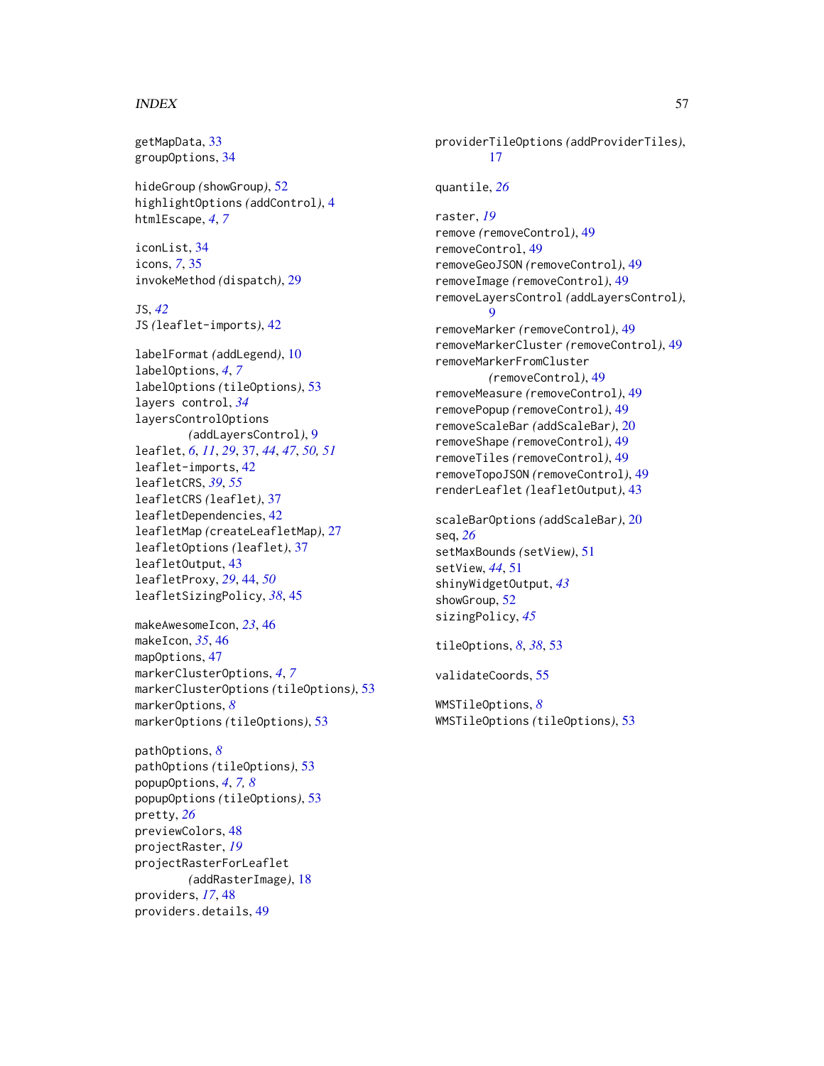getMapData, 33
groupOptions, 34

hideGroup (showGroup), 52
highlightOptions (addControl), 4
htmlEscape, *4*, *7*

iconList, 34
icons, *7*, 35
invokeMethod (dispatch), 29

JS, *42*
JS (leaflet-imports), 42

labelFormat (addLegend), 10
labelOptions, *4*, *7*
labelOptions (tileOptions), 53
layers control, *34*
layersControlOptions
        (addLayersControl), 9
leaflet, *6*, *11*, *29*, 37, *44*, *47*, *50*, *51*
leaflet-imports, 42
leafletCRS, *39*, *55*
leafletCRS (leaflet), 37
leafletDependencies, 42
leafletMap (createLeafletMap), 27
leafletOptions (leaflet), 37
leafletOutput, 43
leafletProxy, *29*, 44, *50*
leafletSizingPolicy, *38*, 45

makeAwesomeIcon, *23*, 46
makeIcon, *35*, 46
mapOptions, 47
markerClusterOptions, *4*, *7*
markerClusterOptions (tileOptions), 53
markerOptions, *8*
markerOptions (tileOptions), 53

pathOptions, *8*
pathOptions (tileOptions), 53
popupOptions, *4*, *7*, *8*
popupOptions (tileOptions), 53
pretty, *26*
previewColors, 48
projectRaster, *19*
projectRasterForLeaflet
        (addRasterImage), 18
providers, *17*, 48
providers.details, 49

providerTileOptions (addProviderTiles),
        17

quantile, *26*

raster, *19*
remove (removeControl), 49
removeControl, 49
removeGeoJSON (removeControl), 49
removeImage (removeControl), 49
removeLayersControl (addLayersControl),
        9
removeMarker (removeControl), 49
removeMarkerCluster (removeControl), 49
removeMarkerFromCluster
        (removeControl), 49
removeMeasure (removeControl), 49
removePopup (removeControl), 49
removeScaleBar (addScaleBar), 20
removeShape (removeControl), 49
removeTiles (removeControl), 49
removeTopoJSON (removeControl), 49
renderLeaflet (leafletOutput), 43

scaleBarOptions (addScaleBar), 20
seq, *26*
setMaxBounds (setView), 51
setView, *44*, 51
shinyWidgetOutput, *43*
showGroup, 52
sizingPolicy, *45*

tileOptions, *8*, *38*, 53

validateCoords, 55

WMSTileOptions, *8*
WMSTileOptions (tileOptions), 53